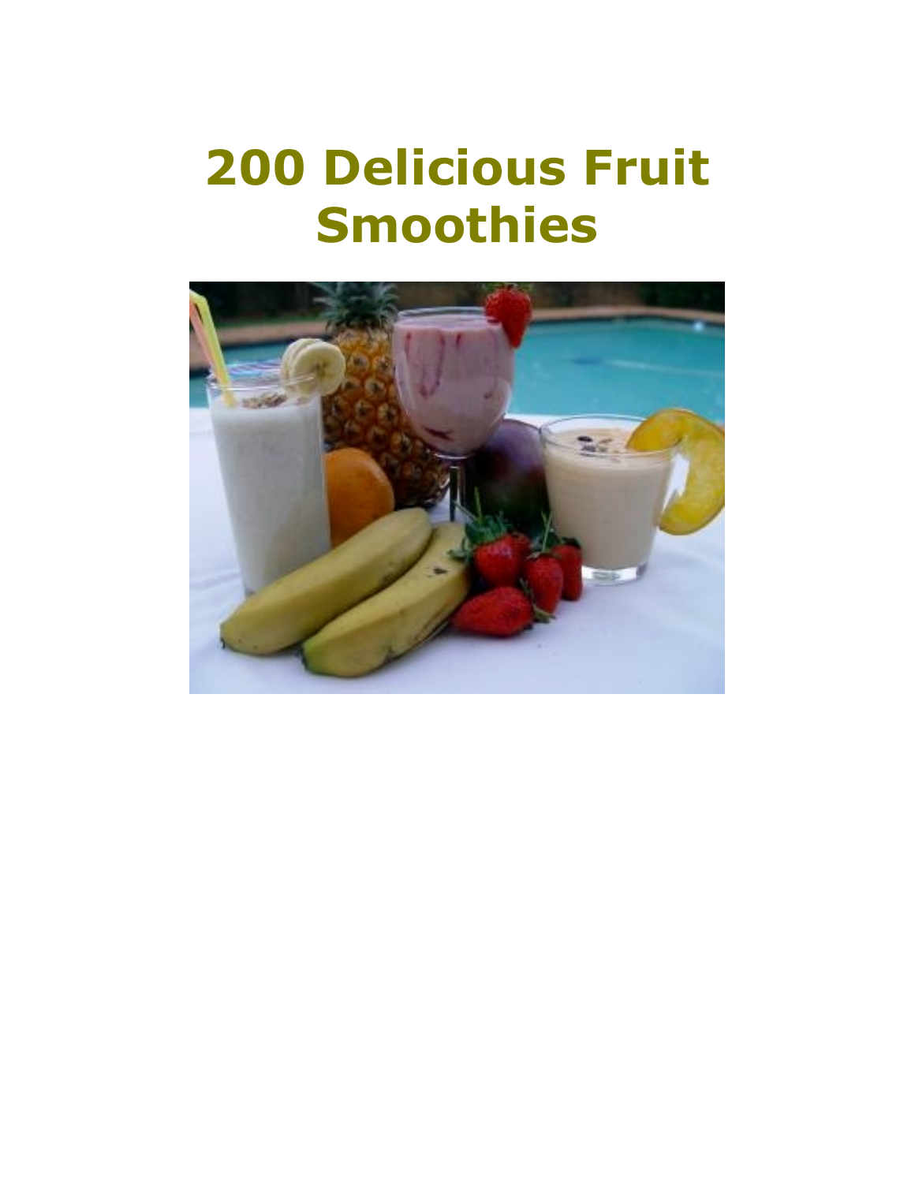# 200 Delicious Fruit Smoothies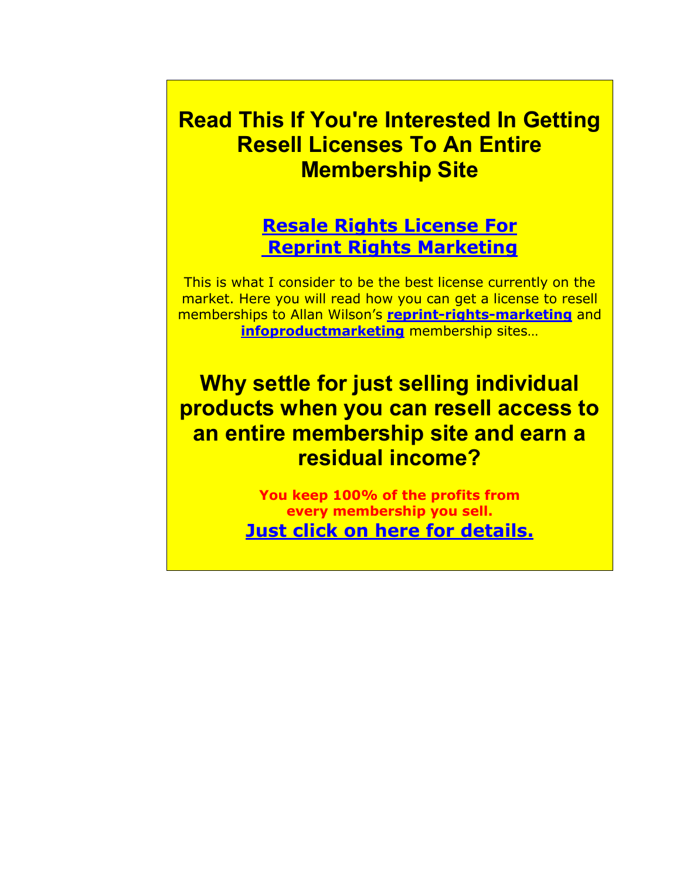# Read This If You're Interested In Getting Resell Licenses To An Entire Membership Site

## Resale Rights License For Reprint Rights Marketing

This is what I consider to be the best license currently on the market. Here you will read how you can get a license to resell memberships to Allan Wilson's **reprint-rights-marketing** and **infoproductmarketing** membership sites…

## Why settle for just selling individual products when you can resell access to an entire membership site and earn a residual income?

**You keep 100% of the profits from every membership you sell.**

**Just click on here for details.**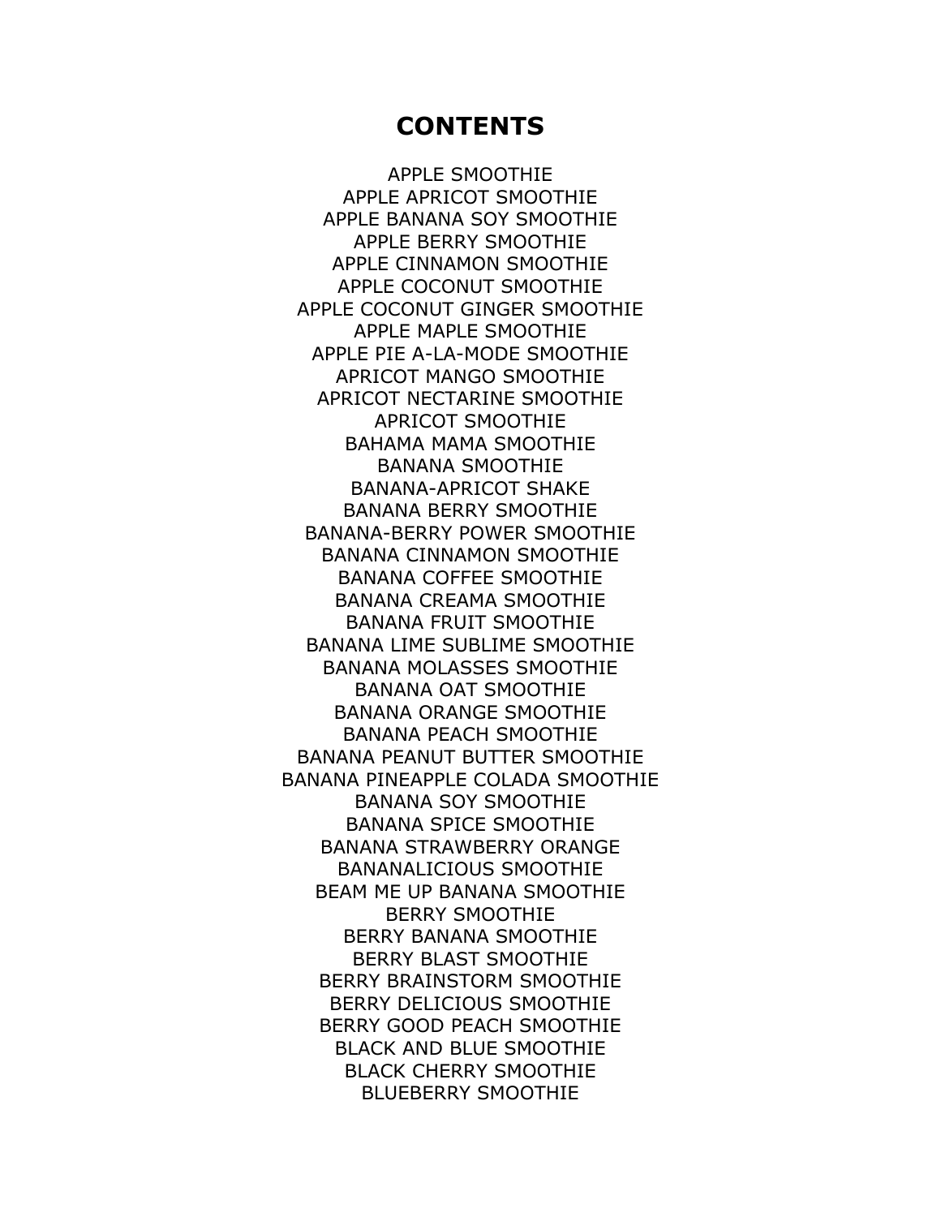# CONTENTS

APPLE SMOOTHIE
APPLE APRICOT SMOOTHIE
APPLE BANANA SOY SMOOTHIE
APPLE BERRY SMOOTHIE
APPLE CINNAMON SMOOTHIE
APPLE COCONUT SMOOTHIE
APPLE COCONUT GINGER SMOOTHIE
APPLE MAPLE SMOOTHIE
APPLE PIE A-LA-MODE SMOOTHIE
APRICOT MANGO SMOOTHIE
APRICOT NECTARINE SMOOTHIE
APRICOT SMOOTHIE
BAHAMA MAMA SMOOTHIE
BANANA SMOOTHIE
BANANA-APRICOT SHAKE
BANANA BERRY SMOOTHIE
BANANA-BERRY POWER SMOOTHIE
BANANA CINNAMON SMOOTHIE
BANANA COFFEE SMOOTHIE
BANANA CREAMA SMOOTHIE
BANANA FRUIT SMOOTHIE
BANANA LIME SUBLIME SMOOTHIE
BANANA MOLASSES SMOOTHIE
BANANA OAT SMOOTHIE
BANANA ORANGE SMOOTHIE
BANANA PEACH SMOOTHIE
BANANA PEANUT BUTTER SMOOTHIE
BANANA PINEAPPLE COLADA SMOOTHIE
BANANA SOY SMOOTHIE
BANANA SPICE SMOOTHIE
BANANA STRAWBERRY ORANGE
BANANALICIOUS SMOOTHIE
BEAM ME UP BANANA SMOOTHIE
BERRY SMOOTHIE
BERRY BANANA SMOOTHIE
BERRY BLAST SMOOTHIE
BERRY BRAINSTORM SMOOTHIE
BERRY DELICIOUS SMOOTHIE
BERRY GOOD PEACH SMOOTHIE
BLACK AND BLUE SMOOTHIE
BLACK CHERRY SMOOTHIE
BLUEBERRY SMOOTHIE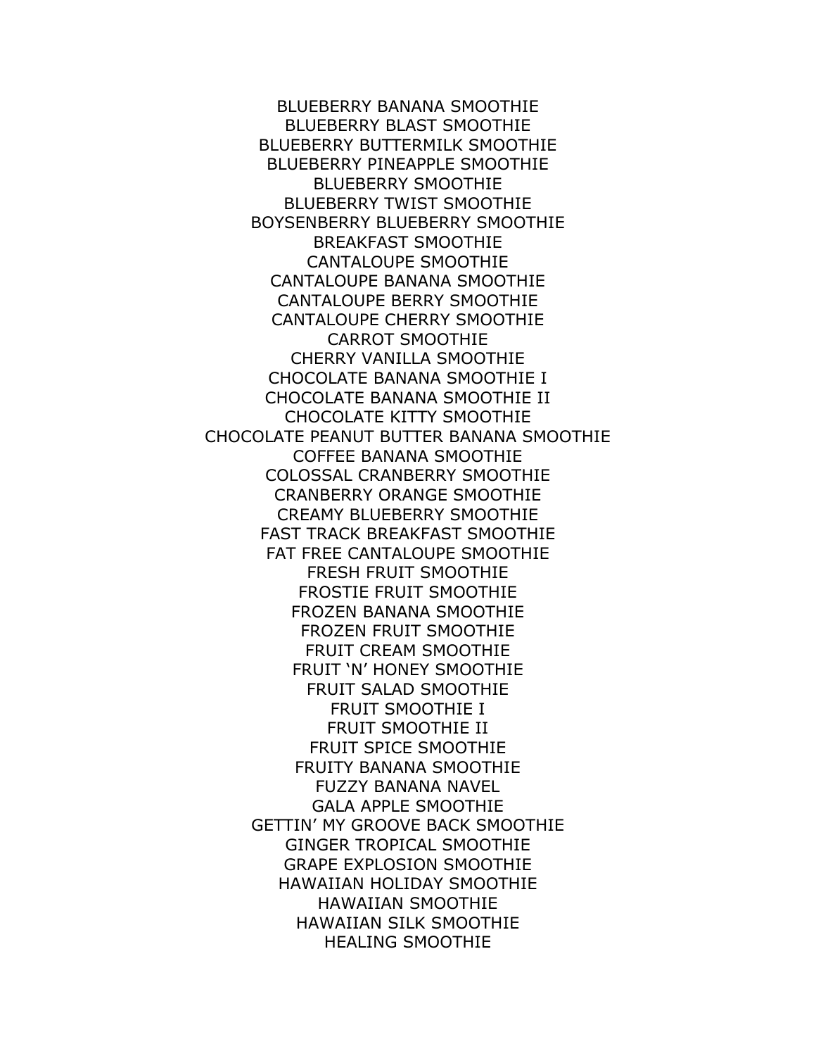BLUEBERRY BANANA SMOOTHIE
BLUEBERRY BLAST SMOOTHIE
BLUEBERRY BUTTERMILK SMOOTHIE
BLUEBERRY PINEAPPLE SMOOTHIE
BLUEBERRY SMOOTHIE
BLUEBERRY TWIST SMOOTHIE
BOYSENBERRY BLUEBERRY SMOOTHIE
BREAKFAST SMOOTHIE
CANTALOUPE SMOOTHIE
CANTALOUPE BANANA SMOOTHIE
CANTALOUPE BERRY SMOOTHIE
CANTALOUPE CHERRY SMOOTHIE
CARROT SMOOTHIE
CHERRY VANILLA SMOOTHIE
CHOCOLATE BANANA SMOOTHIE I
CHOCOLATE BANANA SMOOTHIE II
CHOCOLATE KITTY SMOOTHIE
CHOCOLATE PEANUT BUTTER BANANA SMOOTHIE
COFFEE BANANA SMOOTHIE
COLOSSAL CRANBERRY SMOOTHIE
CRANBERRY ORANGE SMOOTHIE
CREAMY BLUEBERRY SMOOTHIE
FAST TRACK BREAKFAST SMOOTHIE
FAT FREE CANTALOUPE SMOOTHIE
FRESH FRUIT SMOOTHIE
FROSTIE FRUIT SMOOTHIE
FROZEN BANANA SMOOTHIE
FROZEN FRUIT SMOOTHIE
FRUIT CREAM SMOOTHIE
FRUIT 'N' HONEY SMOOTHIE
FRUIT SALAD SMOOTHIE
FRUIT SMOOTHIE I
FRUIT SMOOTHIE II
FRUIT SPICE SMOOTHIE
FRUITY BANANA SMOOTHIE
FUZZY BANANA NAVEL
GALA APPLE SMOOTHIE
GETTIN' MY GROOVE BACK SMOOTHIE
GINGER TROPICAL SMOOTHIE
GRAPE EXPLOSION SMOOTHIE
HAWAIIAN HOLIDAY SMOOTHIE
HAWAIIAN SMOOTHIE
HAWAIIAN SILK SMOOTHIE
HEALING SMOOTHIE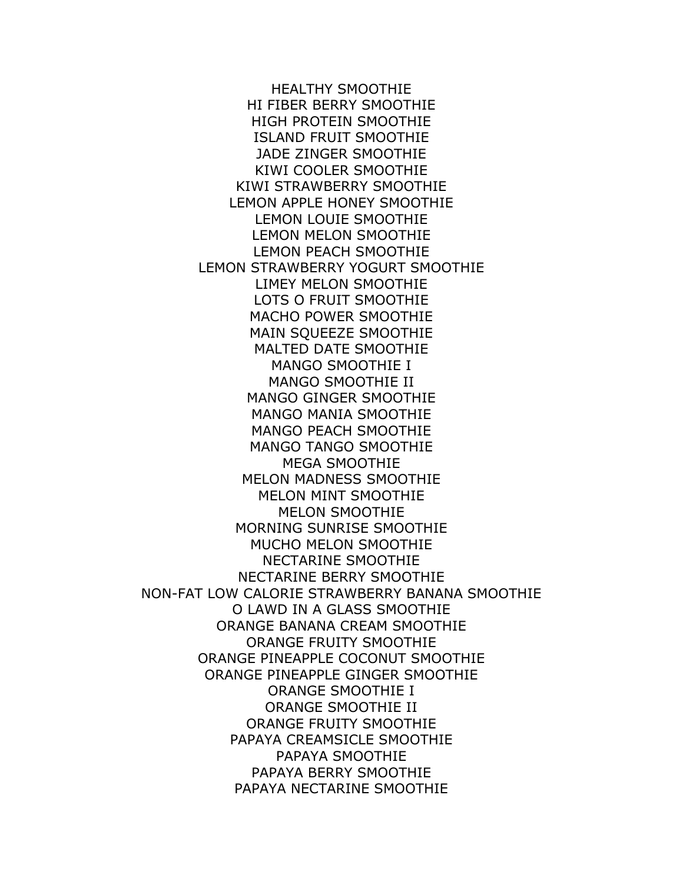HEALTHY SMOOTHIE
HI FIBER BERRY SMOOTHIE
HIGH PROTEIN SMOOTHIE
ISLAND FRUIT SMOOTHIE
JADE ZINGER SMOOTHIE
KIWI COOLER SMOOTHIE
KIWI STRAWBERRY SMOOTHIE
LEMON APPLE HONEY SMOOTHIE
LEMON LOUIE SMOOTHIE
LEMON MELON SMOOTHIE
LEMON PEACH SMOOTHIE
LEMON STRAWBERRY YOGURT SMOOTHIE
LIMEY MELON SMOOTHIE
LOTS O FRUIT SMOOTHIE
MACHO POWER SMOOTHIE
MAIN SQUEEZE SMOOTHIE
MALTED DATE SMOOTHIE
MANGO SMOOTHIE I
MANGO SMOOTHIE II
MANGO GINGER SMOOTHIE
MANGO MANIA SMOOTHIE
MANGO PEACH SMOOTHIE
MANGO TANGO SMOOTHIE
MEGA SMOOTHIE
MELON MADNESS SMOOTHIE
MELON MINT SMOOTHIE
MELON SMOOTHIE
MORNING SUNRISE SMOOTHIE
MUCHO MELON SMOOTHIE
NECTARINE SMOOTHIE
NECTARINE BERRY SMOOTHIE
NON-FAT LOW CALORIE STRAWBERRY BANANA SMOOTHIE
O LAWD IN A GLASS SMOOTHIE
ORANGE BANANA CREAM SMOOTHIE
ORANGE FRUITY SMOOTHIE
ORANGE PINEAPPLE COCONUT SMOOTHIE
ORANGE PINEAPPLE GINGER SMOOTHIE
ORANGE SMOOTHIE I
ORANGE SMOOTHIE II
ORANGE FRUITY SMOOTHIE
PAPAYA CREAMSICLE SMOOTHIE
PAPAYA SMOOTHIE
PAPAYA BERRY SMOOTHIE
PAPAYA NECTARINE SMOOTHIE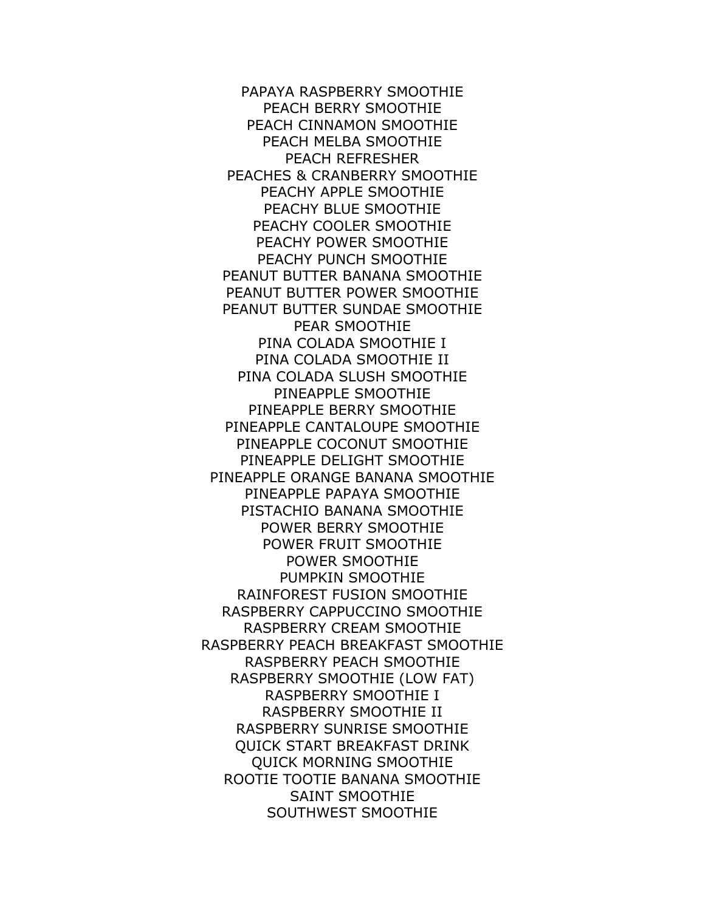PAPAYA RASPBERRY SMOOTHIE
PEACH BERRY SMOOTHIE
PEACH CINNAMON SMOOTHIE
PEACH MELBA SMOOTHIE
PEACH REFRESHER
PEACHES & CRANBERRY SMOOTHIE
PEACHY APPLE SMOOTHIE
PEACHY BLUE SMOOTHIE
PEACHY COOLER SMOOTHIE
PEACHY POWER SMOOTHIE
PEACHY PUNCH SMOOTHIE
PEANUT BUTTER BANANA SMOOTHIE
PEANUT BUTTER POWER SMOOTHIE
PEANUT BUTTER SUNDAE SMOOTHIE
PEAR SMOOTHIE
PINA COLADA SMOOTHIE I
PINA COLADA SMOOTHIE II
PINA COLADA SLUSH SMOOTHIE
PINEAPPLE SMOOTHIE
PINEAPPLE BERRY SMOOTHIE
PINEAPPLE CANTALOUPE SMOOTHIE
PINEAPPLE COCONUT SMOOTHIE
PINEAPPLE DELIGHT SMOOTHIE
PINEAPPLE ORANGE BANANA SMOOTHIE
PINEAPPLE PAPAYA SMOOTHIE
PISTACHIO BANANA SMOOTHIE
POWER BERRY SMOOTHIE
POWER FRUIT SMOOTHIE
POWER SMOOTHIE
PUMPKIN SMOOTHIE
RAINFOREST FUSION SMOOTHIE
RASPBERRY CAPPUCCINO SMOOTHIE
RASPBERRY CREAM SMOOTHIE
RASPBERRY PEACH BREAKFAST SMOOTHIE
RASPBERRY PEACH SMOOTHIE
RASPBERRY SMOOTHIE (LOW FAT)
RASPBERRY SMOOTHIE I
RASPBERRY SMOOTHIE II
RASPBERRY SUNRISE SMOOTHIE
QUICK START BREAKFAST DRINK
QUICK MORNING SMOOTHIE
ROOTIE TOOTIE BANANA SMOOTHIE
SAINT SMOOTHIE
SOUTHWEST SMOOTHIE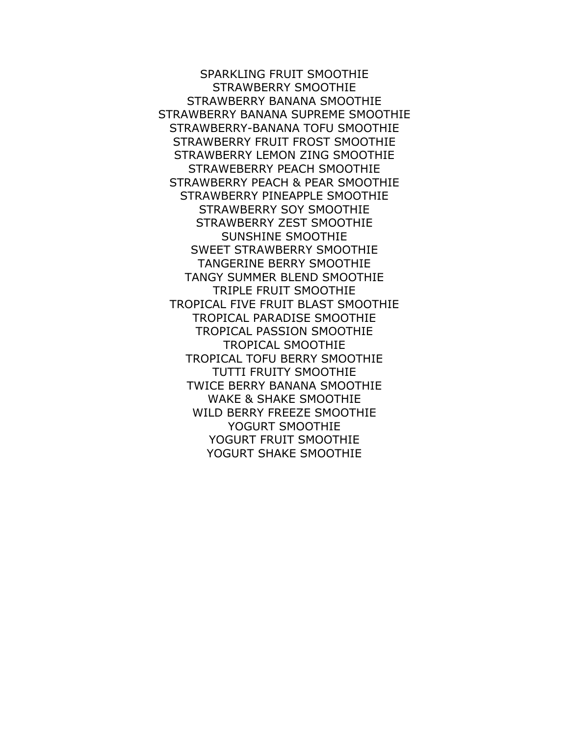SPARKLING FRUIT SMOOTHIE
STRAWBERRY SMOOTHIE
STRAWBERRY BANANA SMOOTHIE
STRAWBERRY BANANA SUPREME SMOOTHIE
STRAWBERRY-BANANA TOFU SMOOTHIE
STRAWBERRY FRUIT FROST SMOOTHIE
STRAWBERRY LEMON ZING SMOOTHIE
STRAWEBERRY PEACH SMOOTHIE
STRAWBERRY PEACH & PEAR SMOOTHIE
STRAWBERRY PINEAPPLE SMOOTHIE
STRAWBERRY SOY SMOOTHIE
STRAWBERRY ZEST SMOOTHIE
SUNSHINE SMOOTHIE
SWEET STRAWBERRY SMOOTHIE
TANGERINE BERRY SMOOTHIE
TANGY SUMMER BLEND SMOOTHIE
TRIPLE FRUIT SMOOTHIE
TROPICAL FIVE FRUIT BLAST SMOOTHIE
TROPICAL PARADISE SMOOTHIE
TROPICAL PASSION SMOOTHIE
TROPICAL SMOOTHIE
TROPICAL TOFU BERRY SMOOTHIE
TUTTI FRUITY SMOOTHIE
TWICE BERRY BANANA SMOOTHIE
WAKE & SHAKE SMOOTHIE
WILD BERRY FREEZE SMOOTHIE
YOGURT SMOOTHIE
YOGURT FRUIT SMOOTHIE
YOGURT SHAKE SMOOTHIE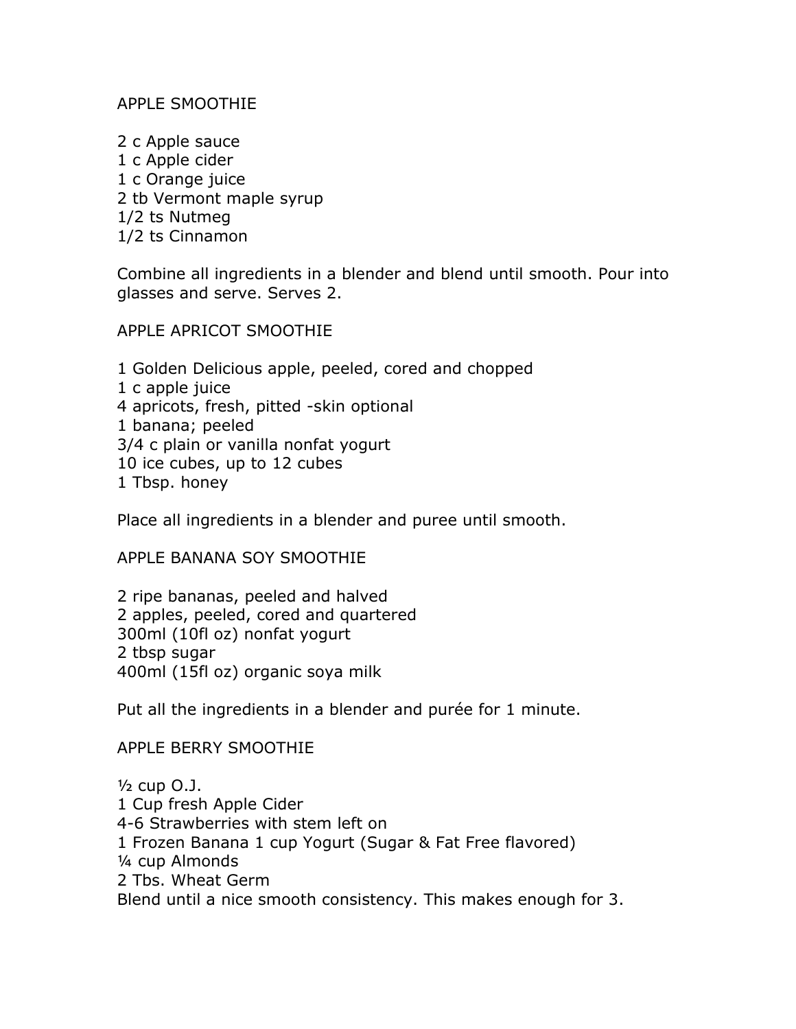## APPLE SMOOTHIE

2 c Apple sauce
1 c Apple cider
1 c Orange juice
2 tb Vermont maple syrup
1/2 ts Nutmeg
1/2 ts Cinnamon

Combine all ingredients in a blender and blend until smooth. Pour into glasses and serve. Serves 2.

## APPLE APRICOT SMOOTHIE

1 Golden Delicious apple, peeled, cored and chopped
1 c apple juice
4 apricots, fresh, pitted -skin optional
1 banana; peeled
3/4 c plain or vanilla nonfat yogurt
10 ice cubes, up to 12 cubes
1 Tbsp. honey

Place all ingredients in a blender and puree until smooth.

## APPLE BANANA SOY SMOOTHIE

2 ripe bananas, peeled and halved
2 apples, peeled, cored and quartered
300ml (10fl oz) nonfat yogurt
2 tbsp sugar
400ml (15fl oz) organic soya milk

Put all the ingredients in a blender and purée for 1 minute.

## APPLE BERRY SMOOTHIE

½ cup O.J.
1 Cup fresh Apple Cider
4-6 Strawberries with stem left on
1 Frozen Banana 1 cup Yogurt (Sugar & Fat Free flavored)
¼ cup Almonds
2 Tbs. Wheat Germ
Blend until a nice smooth consistency. This makes enough for 3.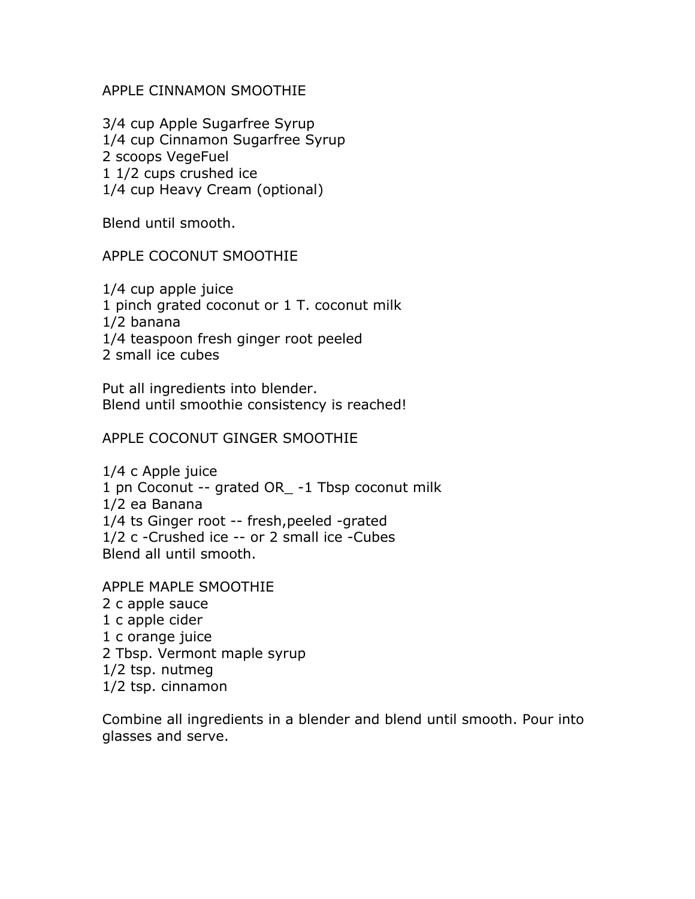## APPLE CINNAMON SMOOTHIE

3/4 cup Apple Sugarfree Syrup
1/4 cup Cinnamon Sugarfree Syrup
2 scoops VegeFuel
1 1/2 cups crushed ice
1/4 cup Heavy Cream (optional)

Blend until smooth.

## APPLE COCONUT SMOOTHIE

1/4 cup apple juice
1 pinch grated coconut or 1 T. coconut milk
1/2 banana
1/4 teaspoon fresh ginger root peeled
2 small ice cubes

Put all ingredients into blender.
Blend until smoothie consistency is reached!

## APPLE COCONUT GINGER SMOOTHIE

1/4 c Apple juice
1 pn Coconut -- grated OR_ -1 Tbsp coconut milk
1/2 ea Banana
1/4 ts Ginger root -- fresh,peeled -grated
1/2 c -Crushed ice -- or 2 small ice -Cubes
Blend all until smooth.

## APPLE MAPLE SMOOTHIE

2 c apple sauce
1 c apple cider
1 c orange juice
2 Tbsp. Vermont maple syrup
1/2 tsp. nutmeg
1/2 tsp. cinnamon

Combine all ingredients in a blender and blend until smooth. Pour into glasses and serve.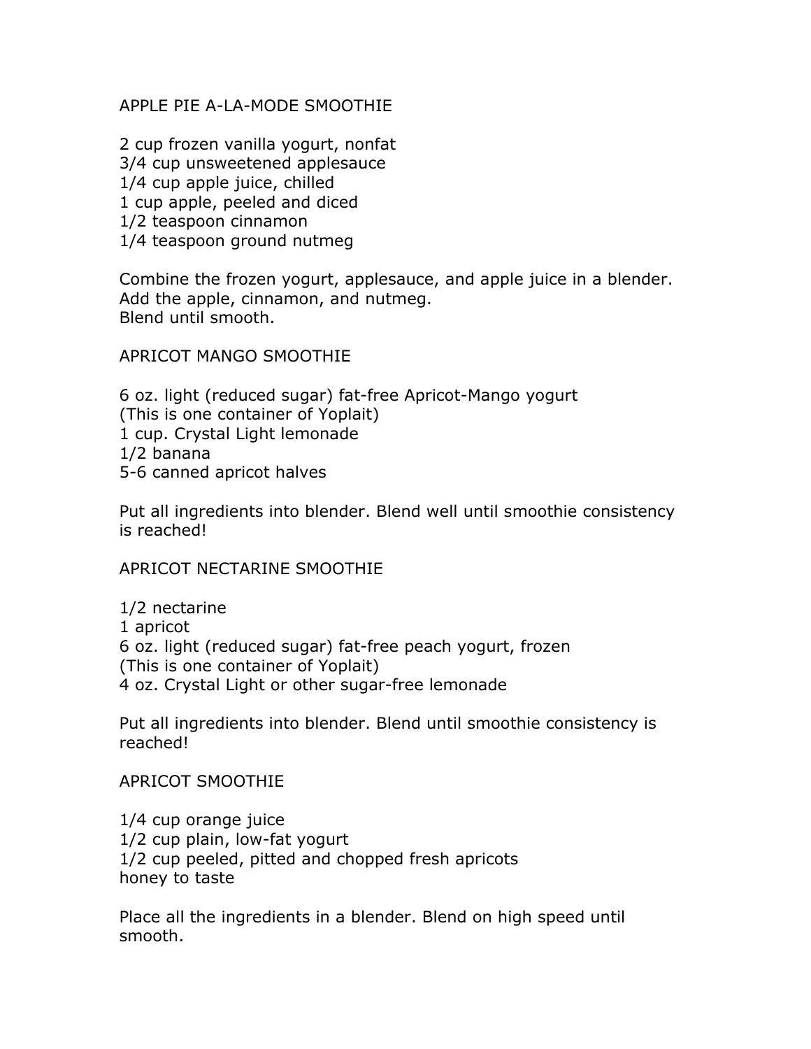## APPLE PIE A-LA-MODE SMOOTHIE

2 cup frozen vanilla yogurt, nonfat
3/4 cup unsweetened applesauce
1/4 cup apple juice, chilled
1 cup apple, peeled and diced
1/2 teaspoon cinnamon
1/4 teaspoon ground nutmeg

Combine the frozen yogurt, applesauce, and apple juice in a blender.
Add the apple, cinnamon, and nutmeg.
Blend until smooth.

## APRICOT MANGO SMOOTHIE

6 oz. light (reduced sugar) fat-free Apricot-Mango yogurt
(This is one container of Yoplait)
1 cup. Crystal Light lemonade
1/2 banana
5-6 canned apricot halves

Put all ingredients into blender. Blend well until smoothie consistency is reached!

## APRICOT NECTARINE SMOOTHIE

1/2 nectarine
1 apricot
6 oz. light (reduced sugar) fat-free peach yogurt, frozen
(This is one container of Yoplait)
4 oz. Crystal Light or other sugar-free lemonade

Put all ingredients into blender. Blend until smoothie consistency is reached!

## APRICOT SMOOTHIE

1/4 cup orange juice
1/2 cup plain, low-fat yogurt
1/2 cup peeled, pitted and chopped fresh apricots
honey to taste

Place all the ingredients in a blender. Blend on high speed until smooth.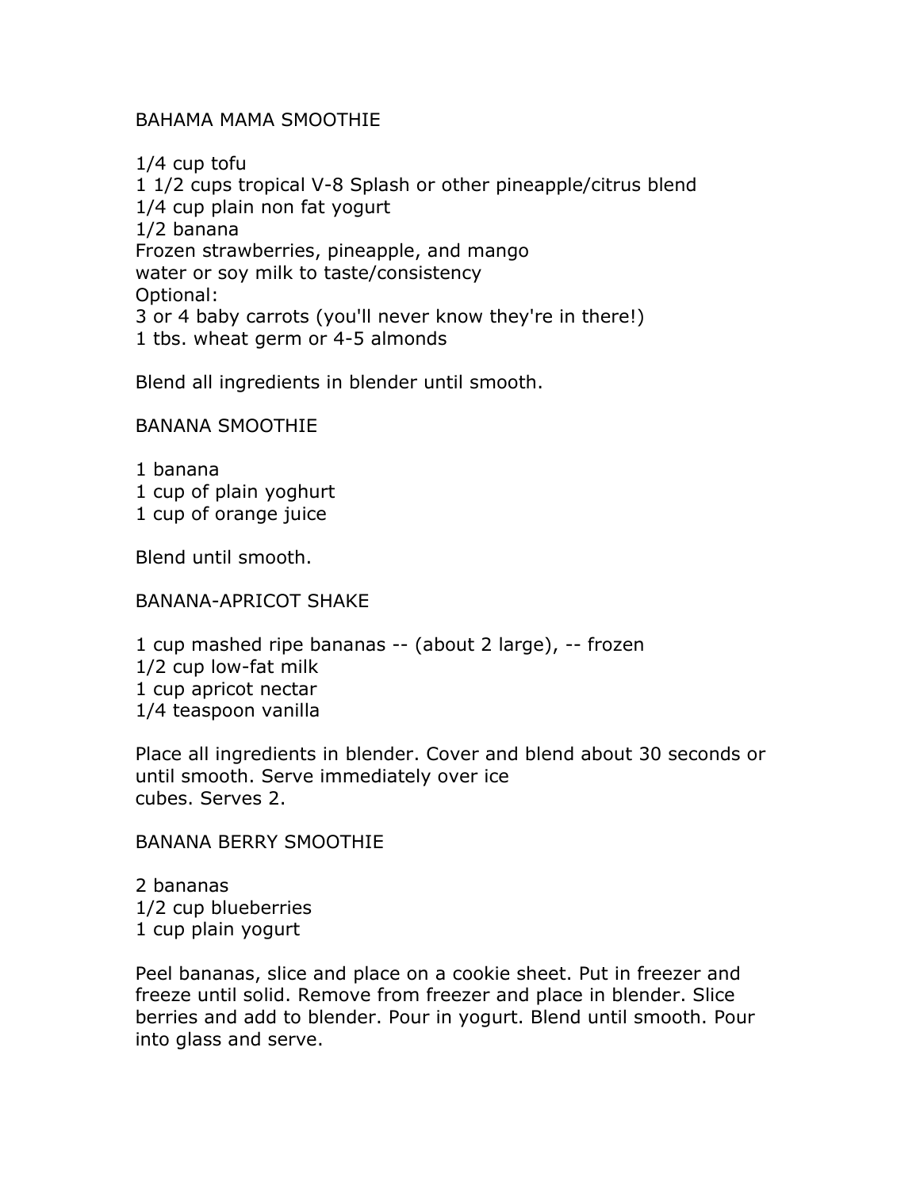## BAHAMA MAMA SMOOTHIE

1/4 cup tofu
1 1/2 cups tropical V-8 Splash or other pineapple/citrus blend
1/4 cup plain non fat yogurt
1/2 banana
Frozen strawberries, pineapple, and mango
water or soy milk to taste/consistency
Optional:
3 or 4 baby carrots (you'll never know they're in there!)
1 tbs. wheat germ or 4-5 almonds

Blend all ingredients in blender until smooth.

## BANANA SMOOTHIE

1 banana
1 cup of plain yoghurt
1 cup of orange juice

Blend until smooth.

## BANANA-APRICOT SHAKE

1 cup mashed ripe bananas -- (about 2 large), -- frozen
1/2 cup low-fat milk
1 cup apricot nectar
1/4 teaspoon vanilla

Place all ingredients in blender. Cover and blend about 30 seconds or until smooth. Serve immediately over ice cubes. Serves 2.

## BANANA BERRY SMOOTHIE

2 bananas
1/2 cup blueberries
1 cup plain yogurt

Peel bananas, slice and place on a cookie sheet. Put in freezer and freeze until solid. Remove from freezer and place in blender. Slice berries and add to blender. Pour in yogurt. Blend until smooth. Pour into glass and serve.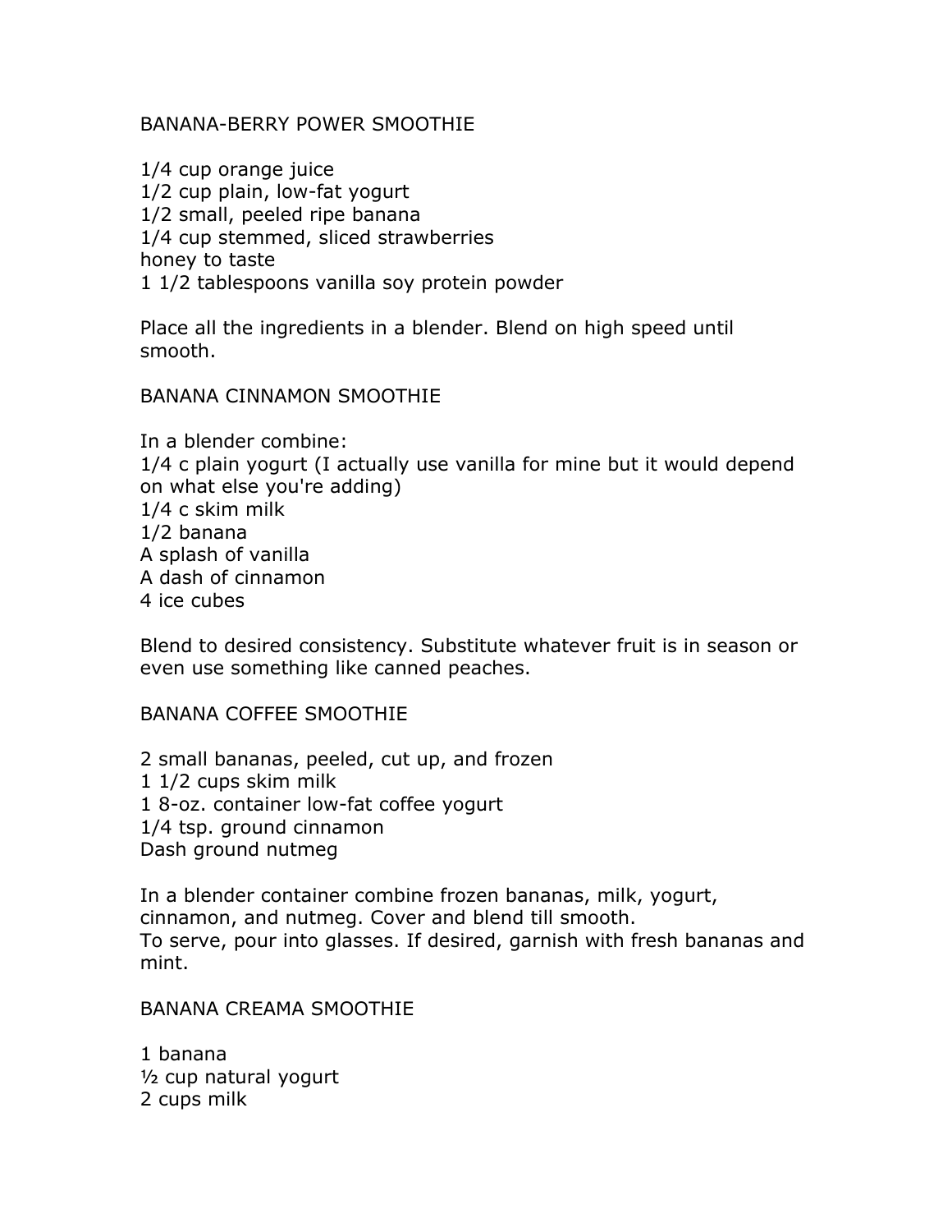## BANANA-BERRY POWER SMOOTHIE

1/4 cup orange juice
1/2 cup plain, low-fat yogurt
1/2 small, peeled ripe banana
1/4 cup stemmed, sliced strawberries
honey to taste
1 1/2 tablespoons vanilla soy protein powder

Place all the ingredients in a blender. Blend on high speed until smooth.

## BANANA CINNAMON SMOOTHIE

In a blender combine:
1/4 c plain yogurt (I actually use vanilla for mine but it would depend on what else you're adding)
1/4 c skim milk
1/2 banana
A splash of vanilla
A dash of cinnamon
4 ice cubes

Blend to desired consistency. Substitute whatever fruit is in season or even use something like canned peaches.

## BANANA COFFEE SMOOTHIE

2 small bananas, peeled, cut up, and frozen
1 1/2 cups skim milk
1 8-oz. container low-fat coffee yogurt
1/4 tsp. ground cinnamon
Dash ground nutmeg

In a blender container combine frozen bananas, milk, yogurt, cinnamon, and nutmeg. Cover and blend till smooth.
To serve, pour into glasses. If desired, garnish with fresh bananas and mint.

## BANANA CREAMA SMOOTHIE

1 banana
½ cup natural yogurt
2 cups milk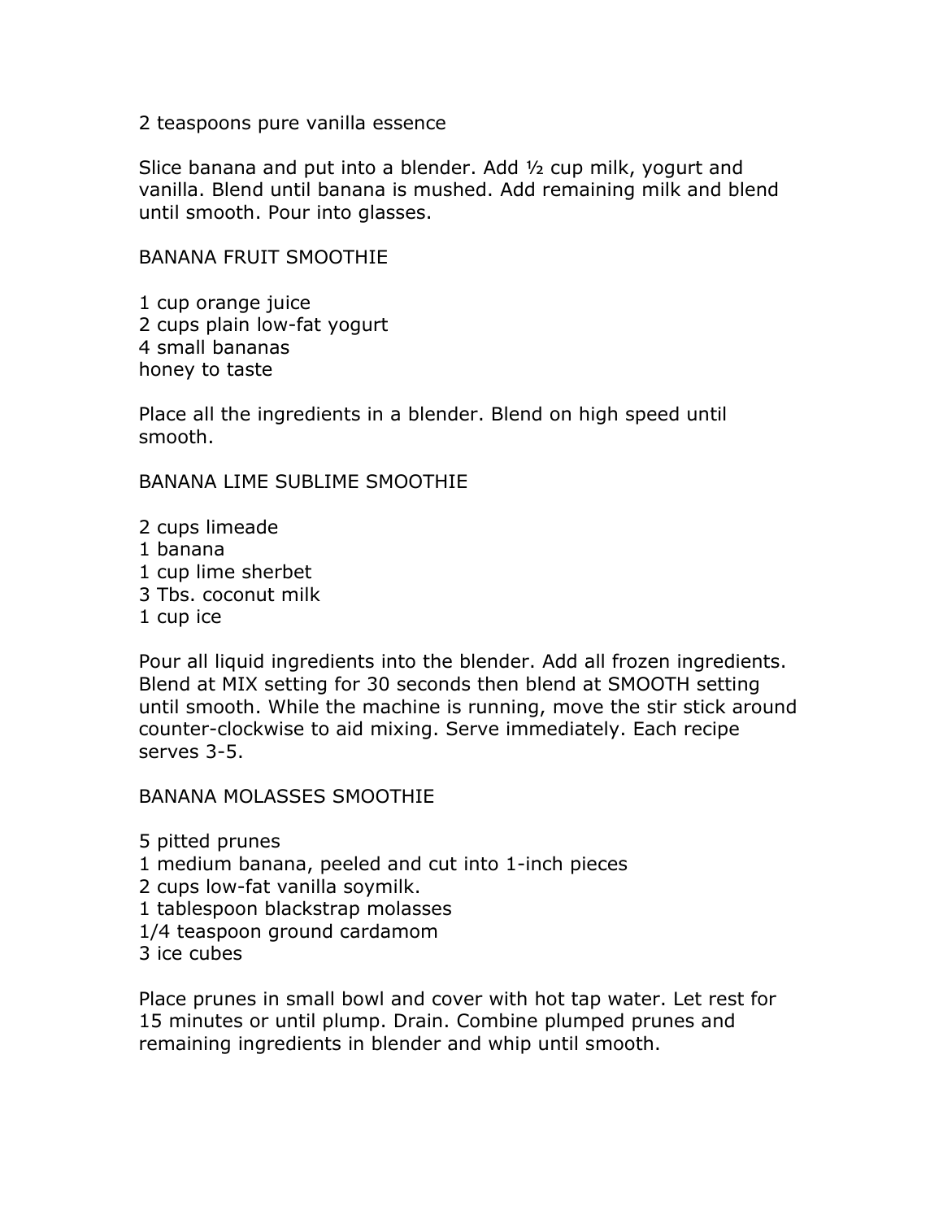2 teaspoons pure vanilla essence

Slice banana and put into a blender. Add ½ cup milk, yogurt and vanilla. Blend until banana is mushed. Add remaining milk and blend until smooth. Pour into glasses.

## BANANA FRUIT SMOOTHIE

1 cup orange juice
2 cups plain low-fat yogurt
4 small bananas
honey to taste

Place all the ingredients in a blender. Blend on high speed until smooth.

## BANANA LIME SUBLIME SMOOTHIE

2 cups limeade
1 banana
1 cup lime sherbet
3 Tbs. coconut milk
1 cup ice

Pour all liquid ingredients into the blender. Add all frozen ingredients. Blend at MIX setting for 30 seconds then blend at SMOOTH setting until smooth. While the machine is running, move the stir stick around counter-clockwise to aid mixing. Serve immediately. Each recipe serves 3-5.

## BANANA MOLASSES SMOOTHIE

5 pitted prunes
1 medium banana, peeled and cut into 1-inch pieces
2 cups low-fat vanilla soymilk.
1 tablespoon blackstrap molasses
1/4 teaspoon ground cardamom
3 ice cubes

Place prunes in small bowl and cover with hot tap water. Let rest for 15 minutes or until plump. Drain. Combine plumped prunes and remaining ingredients in blender and whip until smooth.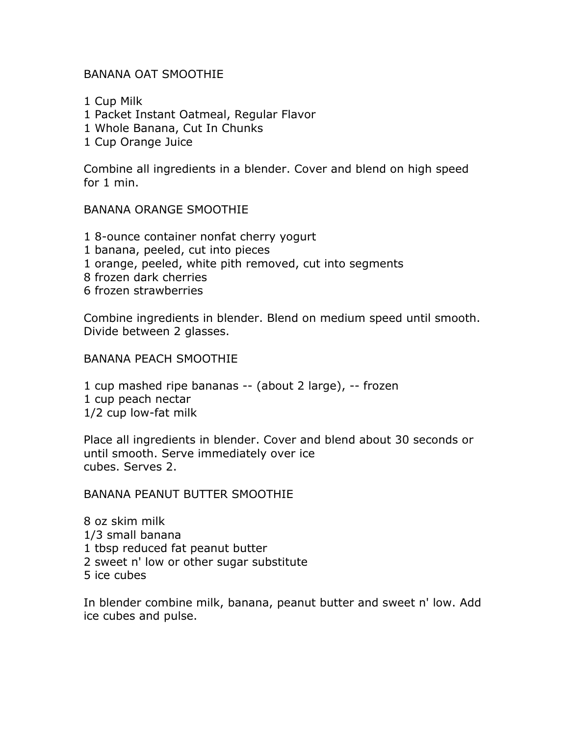## BANANA OAT SMOOTHIE

1 Cup Milk
1 Packet Instant Oatmeal, Regular Flavor
1 Whole Banana, Cut In Chunks
1 Cup Orange Juice

Combine all ingredients in a blender. Cover and blend on high speed for 1 min.

## BANANA ORANGE SMOOTHIE

1 8-ounce container nonfat cherry yogurt
1 banana, peeled, cut into pieces
1 orange, peeled, white pith removed, cut into segments
8 frozen dark cherries
6 frozen strawberries

Combine ingredients in blender. Blend on medium speed until smooth. Divide between 2 glasses.

## BANANA PEACH SMOOTHIE

1 cup mashed ripe bananas -- (about 2 large), -- frozen
1 cup peach nectar
1/2 cup low-fat milk

Place all ingredients in blender. Cover and blend about 30 seconds or until smooth. Serve immediately over ice cubes. Serves 2.

## BANANA PEANUT BUTTER SMOOTHIE

8 oz skim milk
1/3 small banana
1 tbsp reduced fat peanut butter
2 sweet n' low or other sugar substitute
5 ice cubes

In blender combine milk, banana, peanut butter and sweet n' low. Add ice cubes and pulse.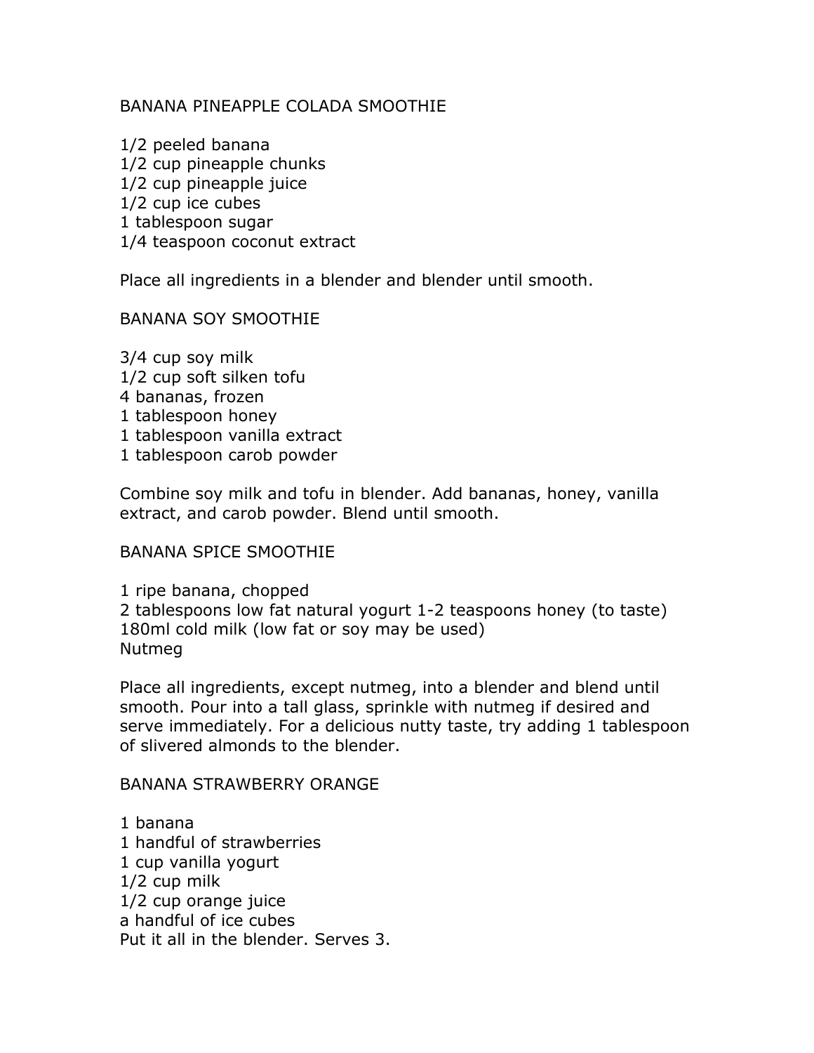## BANANA PINEAPPLE COLADA SMOOTHIE

1/2 peeled banana
1/2 cup pineapple chunks
1/2 cup pineapple juice
1/2 cup ice cubes
1 tablespoon sugar
1/4 teaspoon coconut extract

Place all ingredients in a blender and blender until smooth.

## BANANA SOY SMOOTHIE

3/4 cup soy milk
1/2 cup soft silken tofu
4 bananas, frozen
1 tablespoon honey
1 tablespoon vanilla extract
1 tablespoon carob powder

Combine soy milk and tofu in blender. Add bananas, honey, vanilla extract, and carob powder. Blend until smooth.

## BANANA SPICE SMOOTHIE

1 ripe banana, chopped
2 tablespoons low fat natural yogurt 1-2 teaspoons honey (to taste)
180ml cold milk (low fat or soy may be used)
Nutmeg

Place all ingredients, except nutmeg, into a blender and blend until smooth. Pour into a tall glass, sprinkle with nutmeg if desired and serve immediately. For a delicious nutty taste, try adding 1 tablespoon of slivered almonds to the blender.

## BANANA STRAWBERRY ORANGE

1 banana
1 handful of strawberries
1 cup vanilla yogurt
1/2 cup milk
1/2 cup orange juice
a handful of ice cubes
Put it all in the blender. Serves 3.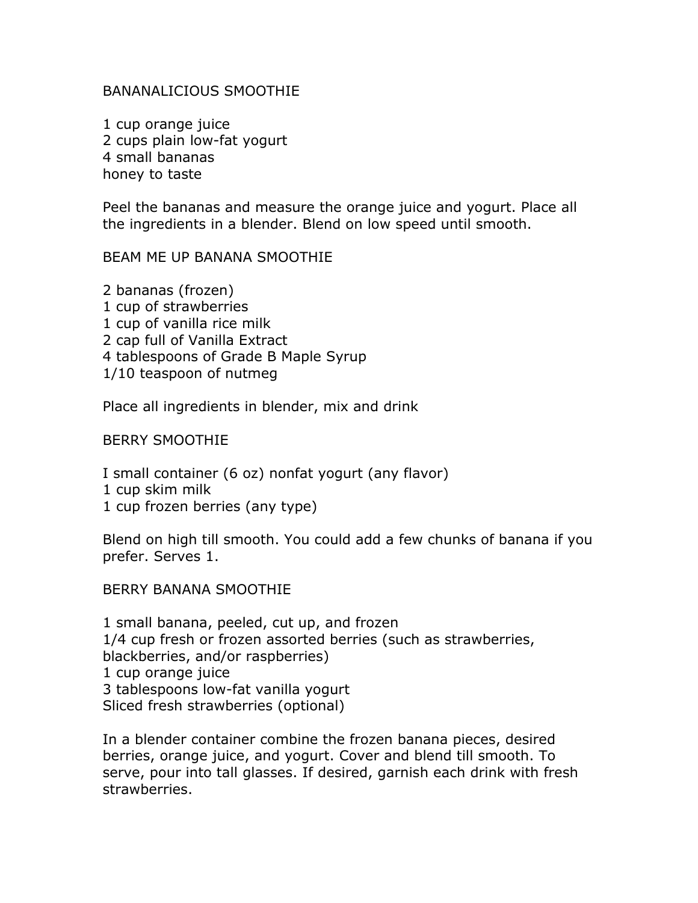## BANANALICIOUS SMOOTHIE

1 cup orange juice
2 cups plain low-fat yogurt
4 small bananas
honey to taste

Peel the bananas and measure the orange juice and yogurt. Place all the ingredients in a blender. Blend on low speed until smooth.

## BEAM ME UP BANANA SMOOTHIE

2 bananas (frozen)
1 cup of strawberries
1 cup of vanilla rice milk
2 cap full of Vanilla Extract
4 tablespoons of Grade B Maple Syrup
1/10 teaspoon of nutmeg

Place all ingredients in blender, mix and drink

## BERRY SMOOTHIE

I small container (6 oz) nonfat yogurt (any flavor)
1 cup skim milk
1 cup frozen berries (any type)

Blend on high till smooth. You could add a few chunks of banana if you prefer. Serves 1.

## BERRY BANANA SMOOTHIE

1 small banana, peeled, cut up, and frozen
1/4 cup fresh or frozen assorted berries (such as strawberries, blackberries, and/or raspberries)
1 cup orange juice
3 tablespoons low-fat vanilla yogurt
Sliced fresh strawberries (optional)

In a blender container combine the frozen banana pieces, desired berries, orange juice, and yogurt. Cover and blend till smooth. To serve, pour into tall glasses. If desired, garnish each drink with fresh strawberries.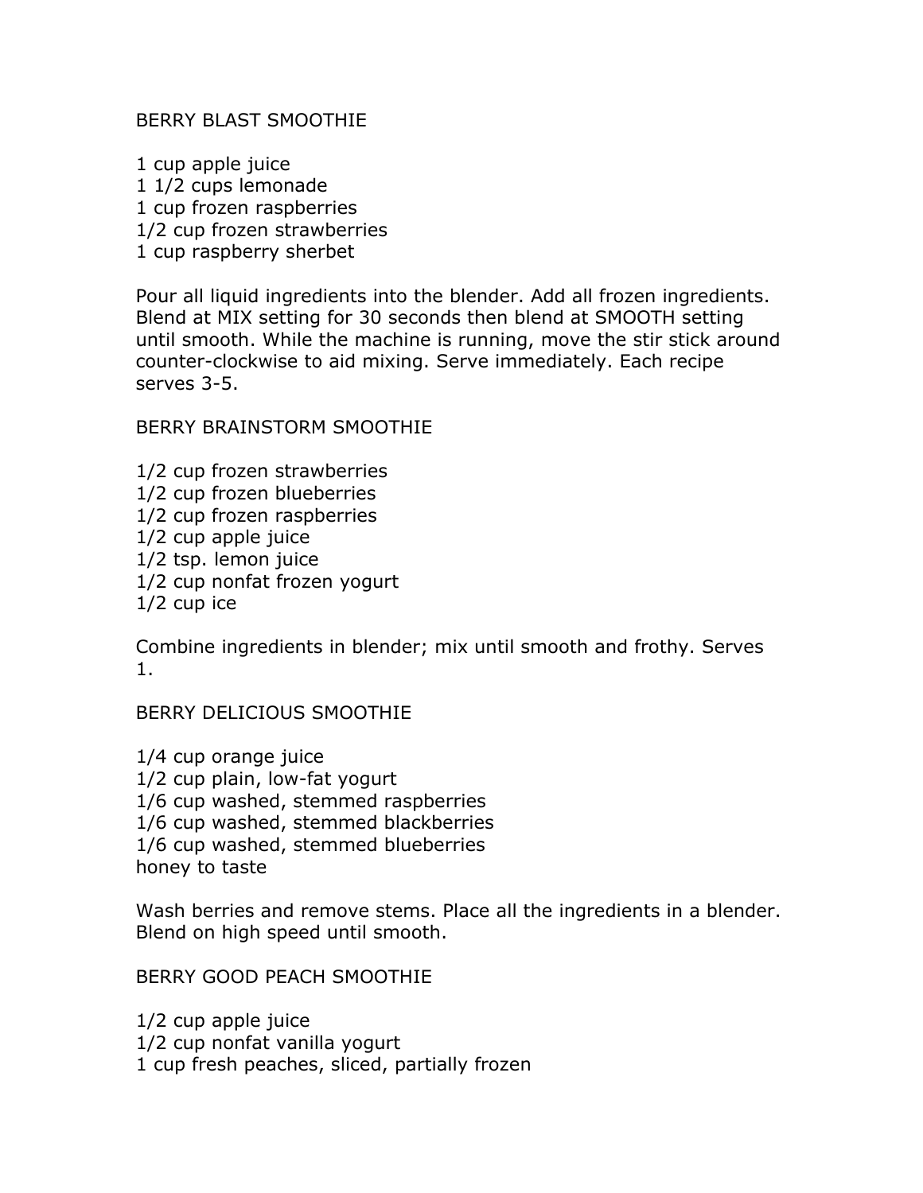## BERRY BLAST SMOOTHIE

1 cup apple juice
1 1/2 cups lemonade
1 cup frozen raspberries
1/2 cup frozen strawberries
1 cup raspberry sherbet

Pour all liquid ingredients into the blender. Add all frozen ingredients. Blend at MIX setting for 30 seconds then blend at SMOOTH setting until smooth. While the machine is running, move the stir stick around counter-clockwise to aid mixing. Serve immediately. Each recipe serves 3-5.

## BERRY BRAINSTORM SMOOTHIE

1/2 cup frozen strawberries
1/2 cup frozen blueberries
1/2 cup frozen raspberries
1/2 cup apple juice
1/2 tsp. lemon juice
1/2 cup nonfat frozen yogurt
1/2 cup ice

Combine ingredients in blender; mix until smooth and frothy. Serves 1.

## BERRY DELICIOUS SMOOTHIE

1/4 cup orange juice
1/2 cup plain, low-fat yogurt
1/6 cup washed, stemmed raspberries
1/6 cup washed, stemmed blackberries
1/6 cup washed, stemmed blueberries
honey to taste

Wash berries and remove stems. Place all the ingredients in a blender. Blend on high speed until smooth.

## BERRY GOOD PEACH SMOOTHIE

1/2 cup apple juice
1/2 cup nonfat vanilla yogurt
1 cup fresh peaches, sliced, partially frozen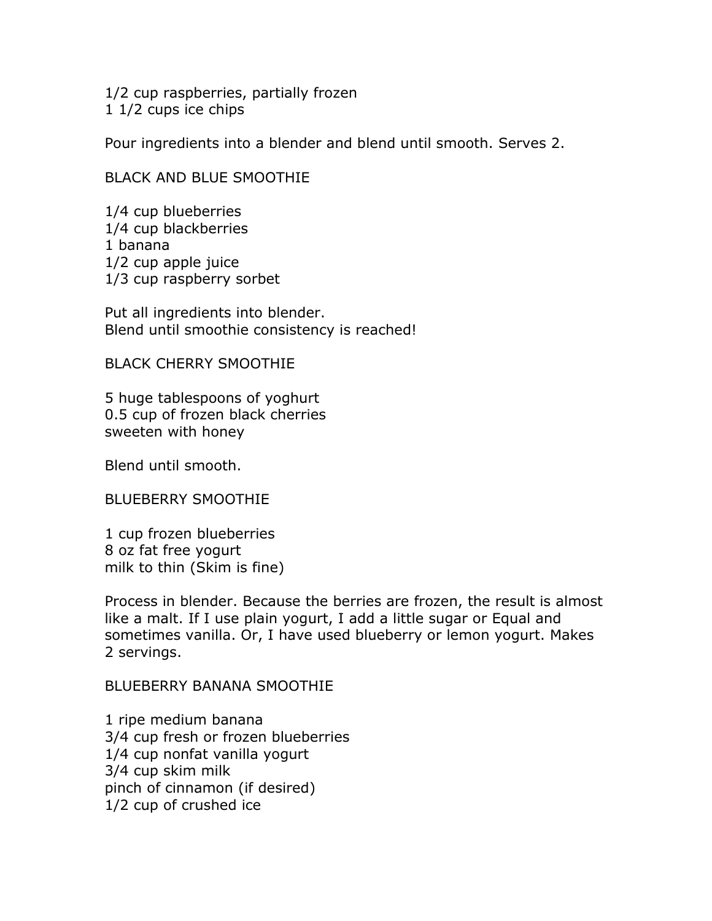1/2 cup raspberries, partially frozen
1 1/2 cups ice chips

Pour ingredients into a blender and blend until smooth. Serves 2.

## BLACK AND BLUE SMOOTHIE

1/4 cup blueberries
1/4 cup blackberries
1 banana
1/2 cup apple juice
1/3 cup raspberry sorbet

Put all ingredients into blender.
Blend until smoothie consistency is reached!

## BLACK CHERRY SMOOTHIE

5 huge tablespoons of yoghurt
0.5 cup of frozen black cherries
sweeten with honey

Blend until smooth.

## BLUEBERRY SMOOTHIE

1 cup frozen blueberries
8 oz fat free yogurt
milk to thin (Skim is fine)

Process in blender. Because the berries are frozen, the result is almost like a malt. If I use plain yogurt, I add a little sugar or Equal and sometimes vanilla. Or, I have used blueberry or lemon yogurt. Makes 2 servings.

## BLUEBERRY BANANA SMOOTHIE

1 ripe medium banana
3/4 cup fresh or frozen blueberries
1/4 cup nonfat vanilla yogurt
3/4 cup skim milk
pinch of cinnamon (if desired)
1/2 cup of crushed ice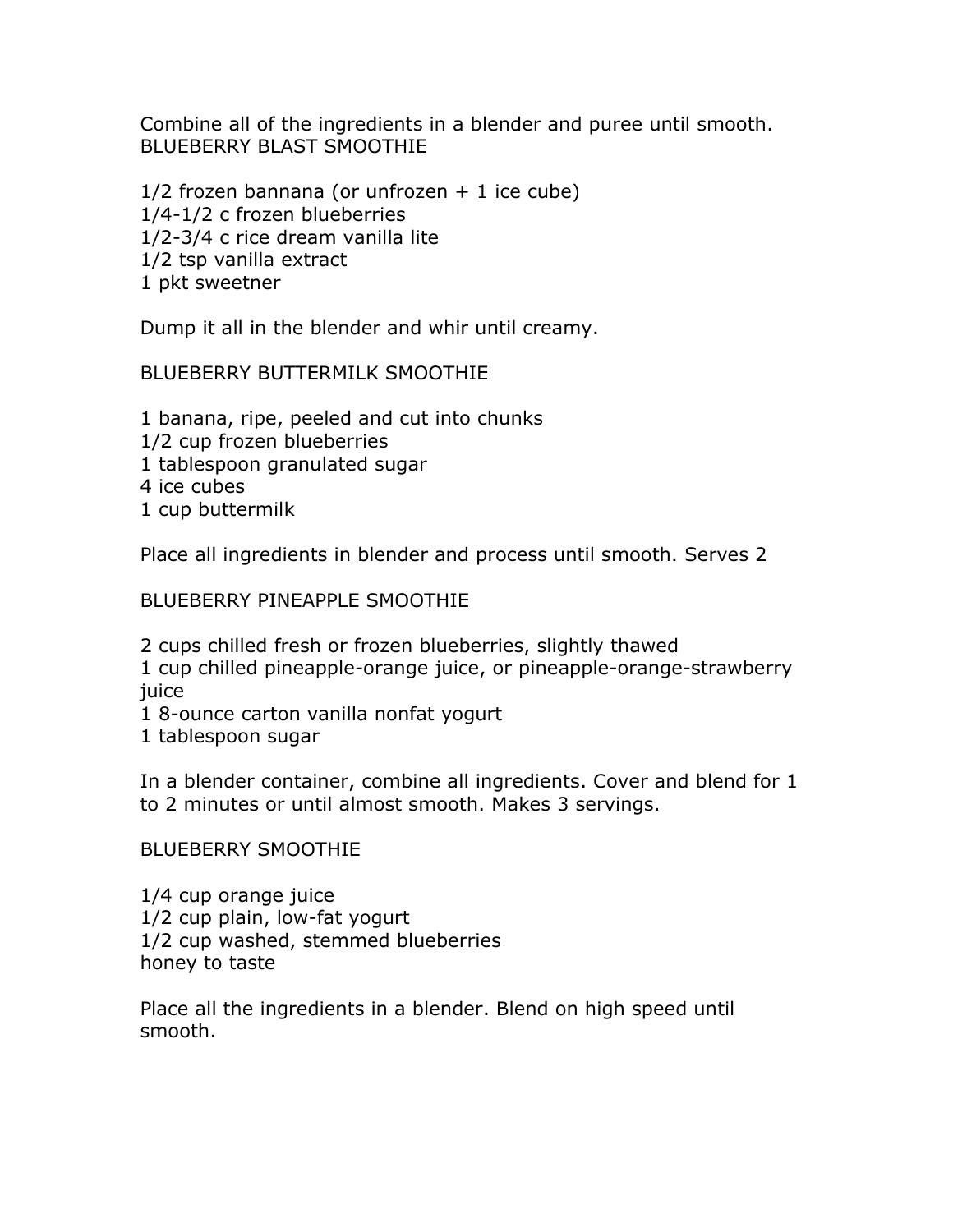Combine all of the ingredients in a blender and puree until smooth.

## BLUEBERRY BLAST SMOOTHIE

1/2 frozen bannana (or unfrozen + 1 ice cube)
1/4-1/2 c frozen blueberries
1/2-3/4 c rice dream vanilla lite
1/2 tsp vanilla extract
1 pkt sweetner

Dump it all in the blender and whir until creamy.

## BLUEBERRY BUTTERMILK SMOOTHIE

1 banana, ripe, peeled and cut into chunks
1/2 cup frozen blueberries
1 tablespoon granulated sugar
4 ice cubes
1 cup buttermilk

Place all ingredients in blender and process until smooth. Serves 2

## BLUEBERRY PINEAPPLE SMOOTHIE

2 cups chilled fresh or frozen blueberries, slightly thawed
1 cup chilled pineapple-orange juice, or pineapple-orange-strawberry juice
1 8-ounce carton vanilla nonfat yogurt
1 tablespoon sugar

In a blender container, combine all ingredients. Cover and blend for 1 to 2 minutes or until almost smooth. Makes 3 servings.

## BLUEBERRY SMOOTHIE

1/4 cup orange juice
1/2 cup plain, low-fat yogurt
1/2 cup washed, stemmed blueberries
honey to taste

Place all the ingredients in a blender. Blend on high speed until smooth.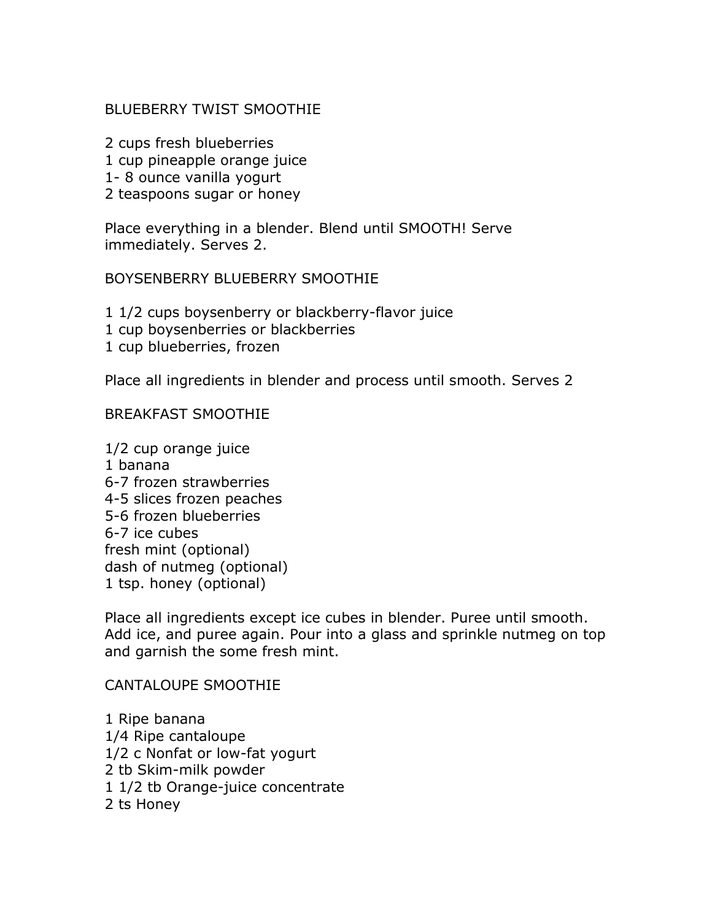## BLUEBERRY TWIST SMOOTHIE

2 cups fresh blueberries
1 cup pineapple orange juice
1- 8 ounce vanilla yogurt
2 teaspoons sugar or honey

Place everything in a blender. Blend until SMOOTH! Serve immediately. Serves 2.

## BOYSENBERRY BLUEBERRY SMOOTHIE

1 1/2 cups boysenberry or blackberry-flavor juice
1 cup boysenberries or blackberries
1 cup blueberries, frozen

Place all ingredients in blender and process until smooth. Serves 2

## BREAKFAST SMOOTHIE

1/2 cup orange juice
1 banana
6-7 frozen strawberries
4-5 slices frozen peaches
5-6 frozen blueberries
6-7 ice cubes
fresh mint (optional)
dash of nutmeg (optional)
1 tsp. honey (optional)

Place all ingredients except ice cubes in blender. Puree until smooth. Add ice, and puree again. Pour into a glass and sprinkle nutmeg on top and garnish the some fresh mint.

## CANTALOUPE SMOOTHIE

1 Ripe banana
1/4 Ripe cantaloupe
1/2 c Nonfat or low-fat yogurt
2 tb Skim-milk powder
1 1/2 tb Orange-juice concentrate
2 ts Honey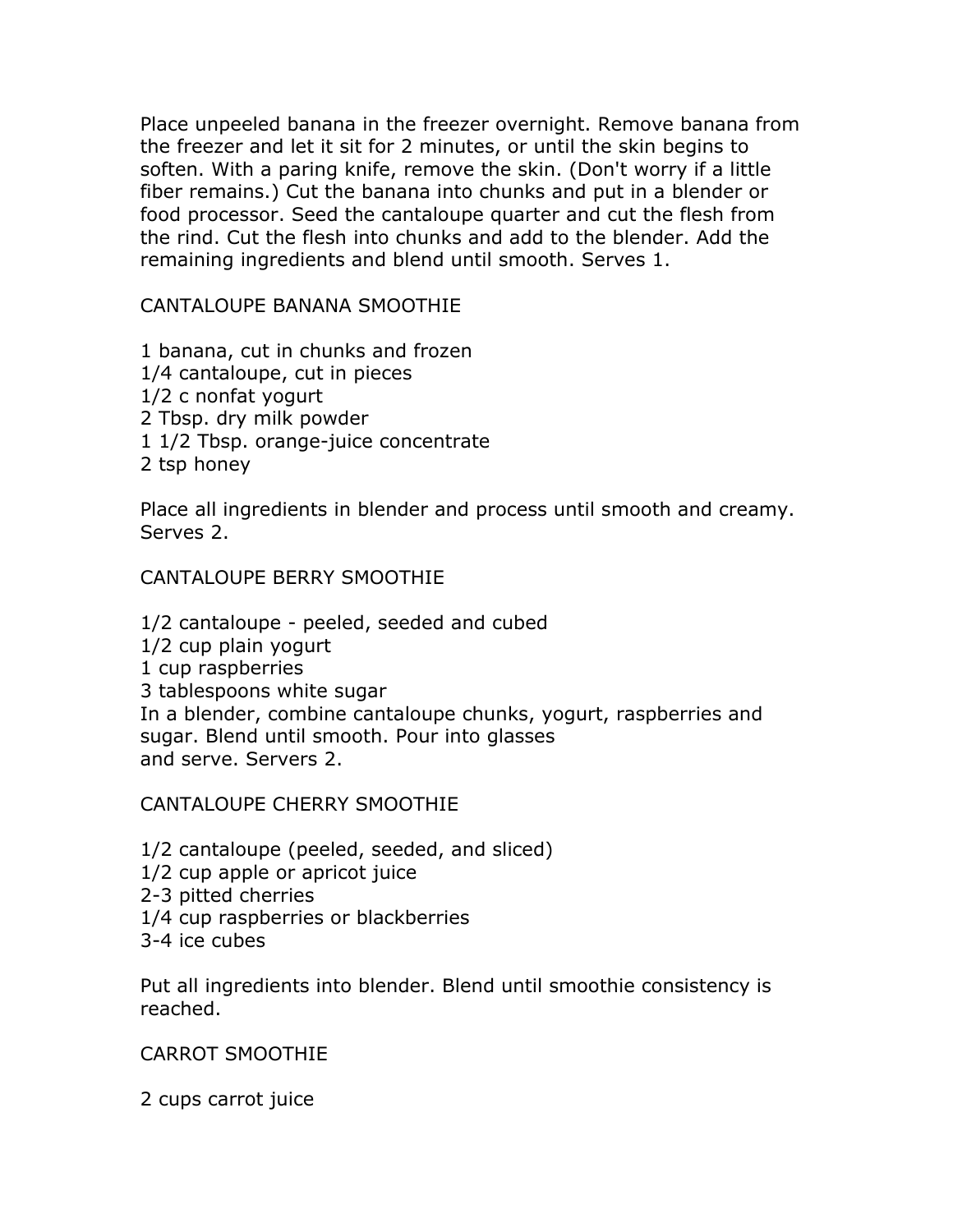Place unpeeled banana in the freezer overnight. Remove banana from the freezer and let it sit for 2 minutes, or until the skin begins to soften. With a paring knife, remove the skin. (Don't worry if a little fiber remains.) Cut the banana into chunks and put in a blender or food processor. Seed the cantaloupe quarter and cut the flesh from the rind. Cut the flesh into chunks and add to the blender. Add the remaining ingredients and blend until smooth. Serves 1.

## CANTALOUPE BANANA SMOOTHIE

1 banana, cut in chunks and frozen
1/4 cantaloupe, cut in pieces
1/2 c nonfat yogurt
2 Tbsp. dry milk powder
1 1/2 Tbsp. orange-juice concentrate
2 tsp honey

Place all ingredients in blender and process until smooth and creamy. Serves 2.

## CANTALOUPE BERRY SMOOTHIE

1/2 cantaloupe - peeled, seeded and cubed
1/2 cup plain yogurt
1 cup raspberries
3 tablespoons white sugar
In a blender, combine cantaloupe chunks, yogurt, raspberries and sugar. Blend until smooth. Pour into glasses and serve. Servers 2.

## CANTALOUPE CHERRY SMOOTHIE

1/2 cantaloupe (peeled, seeded, and sliced)
1/2 cup apple or apricot juice
2-3 pitted cherries
1/4 cup raspberries or blackberries
3-4 ice cubes

Put all ingredients into blender. Blend until smoothie consistency is reached.

## CARROT SMOOTHIE

2 cups carrot juice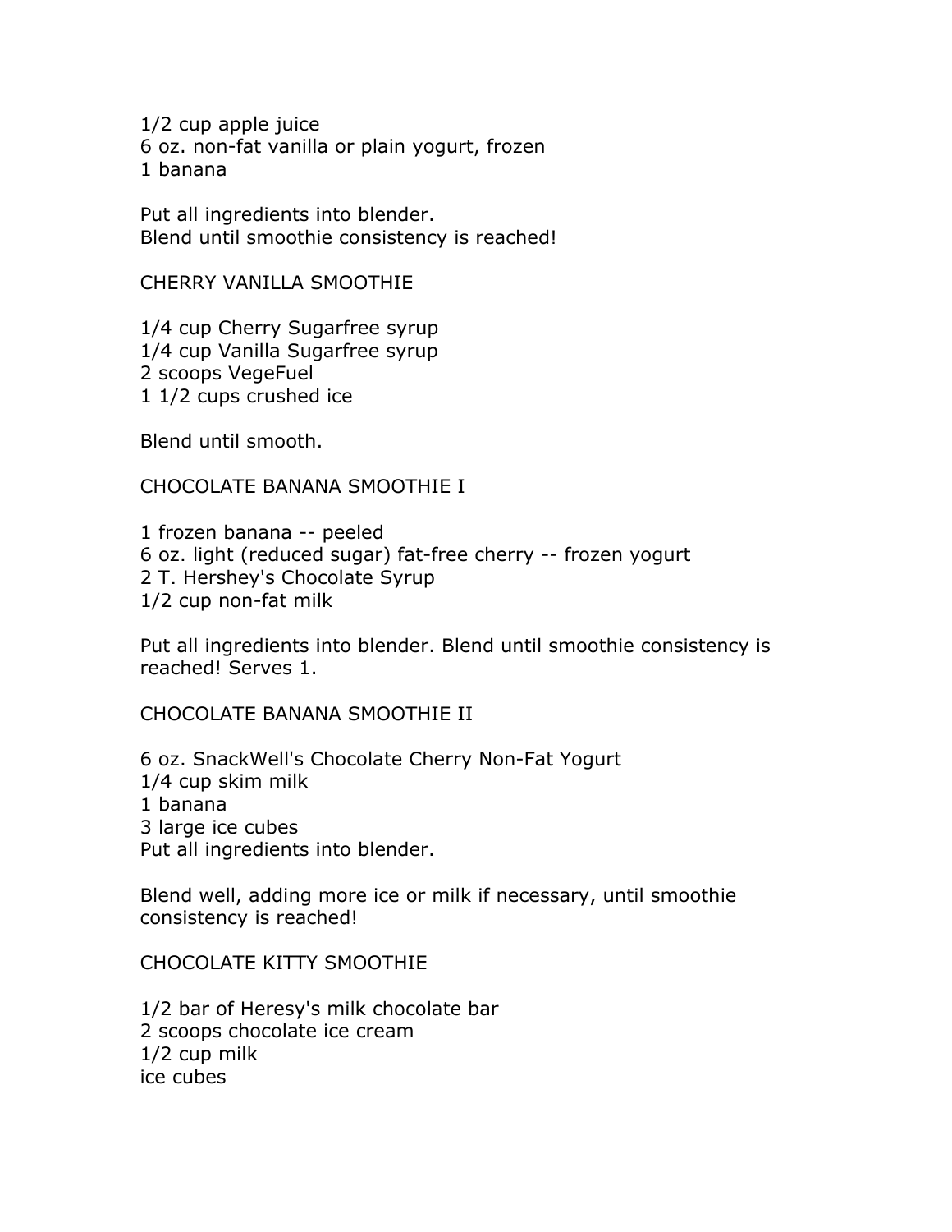1/2 cup apple juice
6 oz. non-fat vanilla or plain yogurt, frozen
1 banana

Put all ingredients into blender.
Blend until smoothie consistency is reached!

## CHERRY VANILLA SMOOTHIE

1/4 cup Cherry Sugarfree syrup
1/4 cup Vanilla Sugarfree syrup
2 scoops VegeFuel
1 1/2 cups crushed ice

Blend until smooth.

## CHOCOLATE BANANA SMOOTHIE I

1 frozen banana -- peeled
6 oz. light (reduced sugar) fat-free cherry -- frozen yogurt
2 T. Hershey's Chocolate Syrup
1/2 cup non-fat milk

Put all ingredients into blender. Blend until smoothie consistency is reached! Serves 1.

## CHOCOLATE BANANA SMOOTHIE II

6 oz. SnackWell's Chocolate Cherry Non-Fat Yogurt
1/4 cup skim milk
1 banana
3 large ice cubes
Put all ingredients into blender.

Blend well, adding more ice or milk if necessary, until smoothie consistency is reached!

## CHOCOLATE KITTY SMOOTHIE

1/2 bar of Heresy's milk chocolate bar
2 scoops chocolate ice cream
1/2 cup milk
ice cubes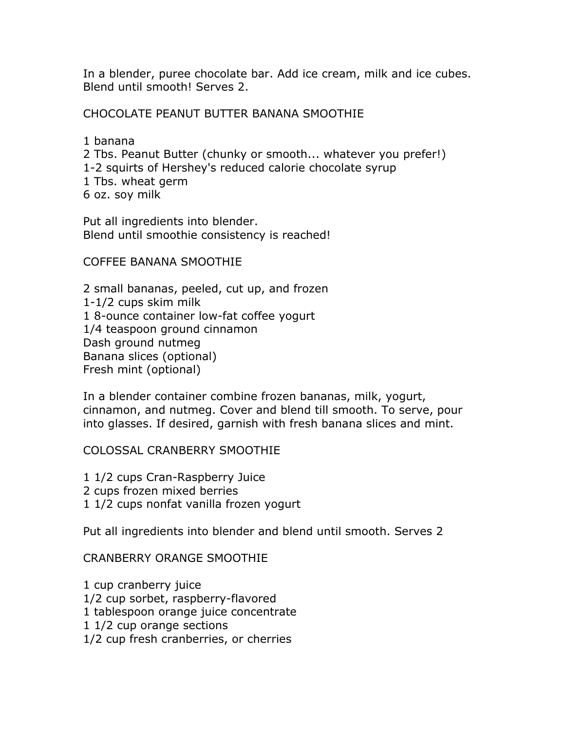In a blender, puree chocolate bar. Add ice cream, milk and ice cubes. Blend until smooth! Serves 2.

## CHOCOLATE PEANUT BUTTER BANANA SMOOTHIE

1 banana
2 Tbs. Peanut Butter (chunky or smooth... whatever you prefer!)
1-2 squirts of Hershey's reduced calorie chocolate syrup
1 Tbs. wheat germ
6 oz. soy milk

Put all ingredients into blender.
Blend until smoothie consistency is reached!

## COFFEE BANANA SMOOTHIE

2 small bananas, peeled, cut up, and frozen
1-1/2 cups skim milk
1 8-ounce container low-fat coffee yogurt
1/4 teaspoon ground cinnamon
Dash ground nutmeg
Banana slices (optional)
Fresh mint (optional)

In a blender container combine frozen bananas, milk, yogurt, cinnamon, and nutmeg. Cover and blend till smooth. To serve, pour into glasses. If desired, garnish with fresh banana slices and mint.

## COLOSSAL CRANBERRY SMOOTHIE

1 1/2 cups Cran-Raspberry Juice
2 cups frozen mixed berries
1 1/2 cups nonfat vanilla frozen yogurt

Put all ingredients into blender and blend until smooth. Serves 2

## CRANBERRY ORANGE SMOOTHIE

1 cup cranberry juice
1/2 cup sorbet, raspberry-flavored
1 tablespoon orange juice concentrate
1 1/2 cup orange sections
1/2 cup fresh cranberries, or cherries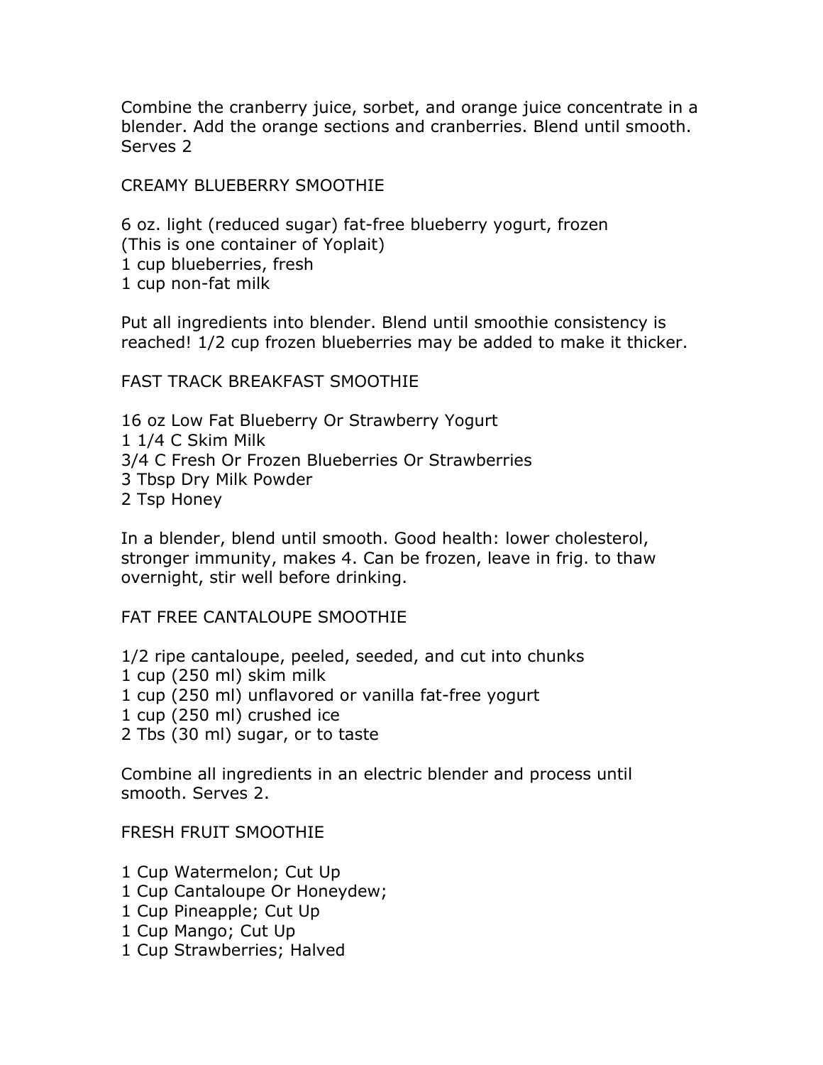Combine the cranberry juice, sorbet, and orange juice concentrate in a blender. Add the orange sections and cranberries. Blend until smooth. Serves 2

## CREAMY BLUEBERRY SMOOTHIE

6 oz. light (reduced sugar) fat-free blueberry yogurt, frozen
(This is one container of Yoplait)
1 cup blueberries, fresh
1 cup non-fat milk

Put all ingredients into blender. Blend until smoothie consistency is reached! 1/2 cup frozen blueberries may be added to make it thicker.

## FAST TRACK BREAKFAST SMOOTHIE

16 oz Low Fat Blueberry Or Strawberry Yogurt
1 1/4 C Skim Milk
3/4 C Fresh Or Frozen Blueberries Or Strawberries
3 Tbsp Dry Milk Powder
2 Tsp Honey

In a blender, blend until smooth. Good health: lower cholesterol, stronger immunity, makes 4. Can be frozen, leave in frig. to thaw overnight, stir well before drinking.

## FAT FREE CANTALOUPE SMOOTHIE

1/2 ripe cantaloupe, peeled, seeded, and cut into chunks
1 cup (250 ml) skim milk
1 cup (250 ml) unflavored or vanilla fat-free yogurt
1 cup (250 ml) crushed ice
2 Tbs (30 ml) sugar, or to taste

Combine all ingredients in an electric blender and process until smooth. Serves 2.

## FRESH FRUIT SMOOTHIE

1 Cup Watermelon; Cut Up
1 Cup Cantaloupe Or Honeydew;
1 Cup Pineapple; Cut Up
1 Cup Mango; Cut Up
1 Cup Strawberries; Halved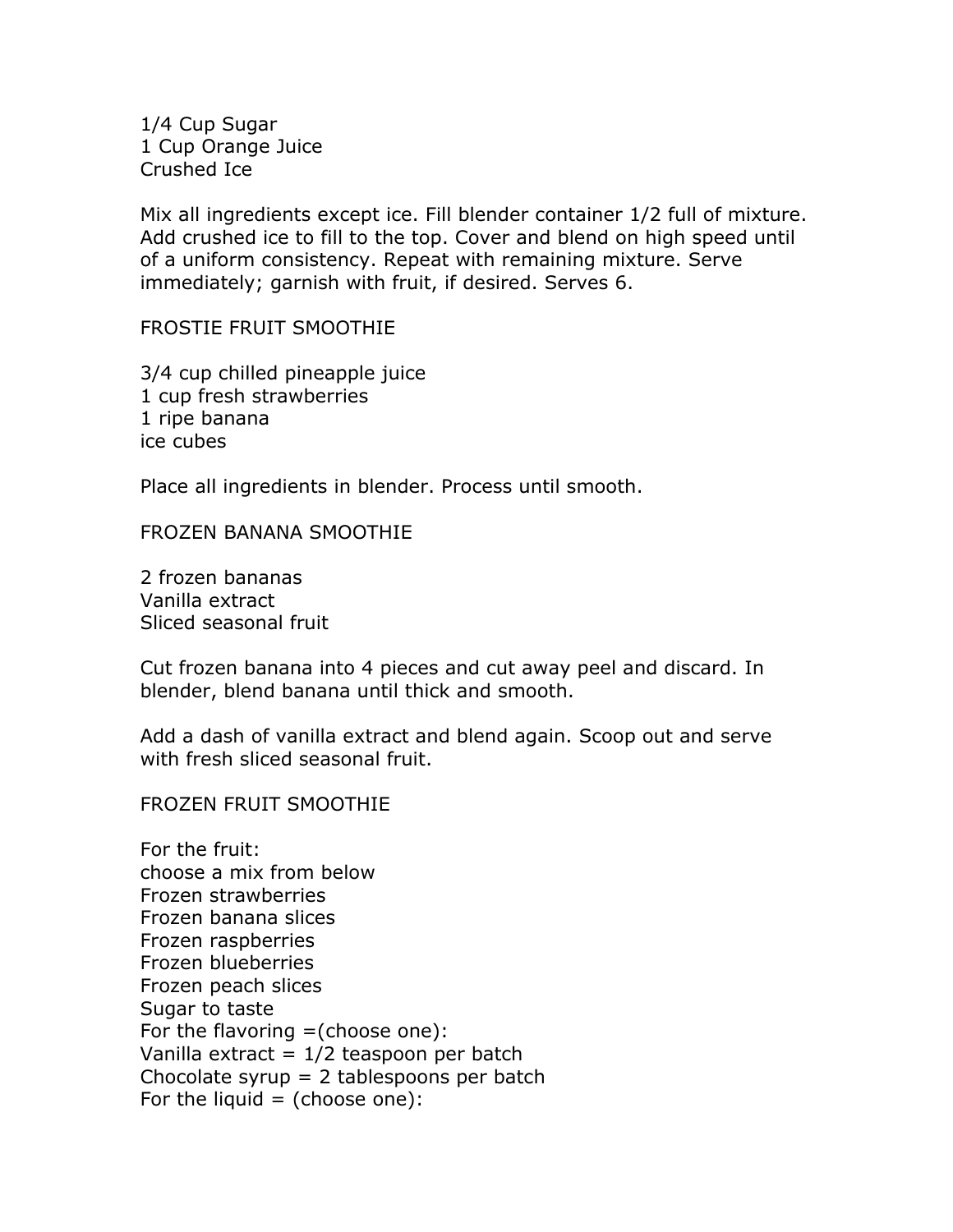1/4 Cup Sugar
1 Cup Orange Juice
Crushed Ice

Mix all ingredients except ice. Fill blender container 1/2 full of mixture. Add crushed ice to fill to the top. Cover and blend on high speed until of a uniform consistency. Repeat with remaining mixture. Serve immediately; garnish with fruit, if desired. Serves 6.

## FROSTIE FRUIT SMOOTHIE

3/4 cup chilled pineapple juice
1 cup fresh strawberries
1 ripe banana
ice cubes

Place all ingredients in blender. Process until smooth.

## FROZEN BANANA SMOOTHIE

2 frozen bananas
Vanilla extract
Sliced seasonal fruit

Cut frozen banana into 4 pieces and cut away peel and discard. In blender, blend banana until thick and smooth.

Add a dash of vanilla extract and blend again. Scoop out and serve with fresh sliced seasonal fruit.

## FROZEN FRUIT SMOOTHIE

For the fruit:
choose a mix from below
Frozen strawberries
Frozen banana slices
Frozen raspberries
Frozen blueberries
Frozen peach slices
Sugar to taste
For the flavoring =(choose one):
Vanilla extract = 1/2 teaspoon per batch
Chocolate syrup = 2 tablespoons per batch
For the liquid = (choose one):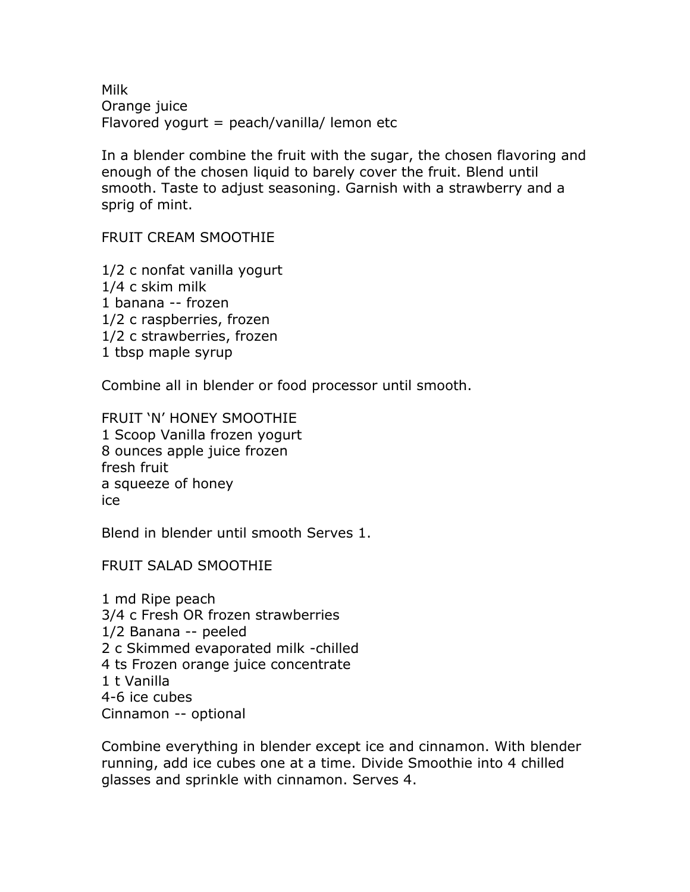Milk
Orange juice
Flavored yogurt = peach/vanilla/ lemon etc

In a blender combine the fruit with the sugar, the chosen flavoring and enough of the chosen liquid to barely cover the fruit. Blend until smooth. Taste to adjust seasoning. Garnish with a strawberry and a sprig of mint.

## FRUIT CREAM SMOOTHIE

1/2 c nonfat vanilla yogurt
1/4 c skim milk
1 banana -- frozen
1/2 c raspberries, frozen
1/2 c strawberries, frozen
1 tbsp maple syrup

Combine all in blender or food processor until smooth.

## FRUIT 'N' HONEY SMOOTHIE

1 Scoop Vanilla frozen yogurt
8 ounces apple juice frozen
fresh fruit
a squeeze of honey
ice

Blend in blender until smooth Serves 1.

## FRUIT SALAD SMOOTHIE

1 md Ripe peach
3/4 c Fresh OR frozen strawberries
1/2 Banana -- peeled
2 c Skimmed evaporated milk -chilled
4 ts Frozen orange juice concentrate
1 t Vanilla
4-6 ice cubes
Cinnamon -- optional

Combine everything in blender except ice and cinnamon. With blender running, add ice cubes one at a time. Divide Smoothie into 4 chilled glasses and sprinkle with cinnamon. Serves 4.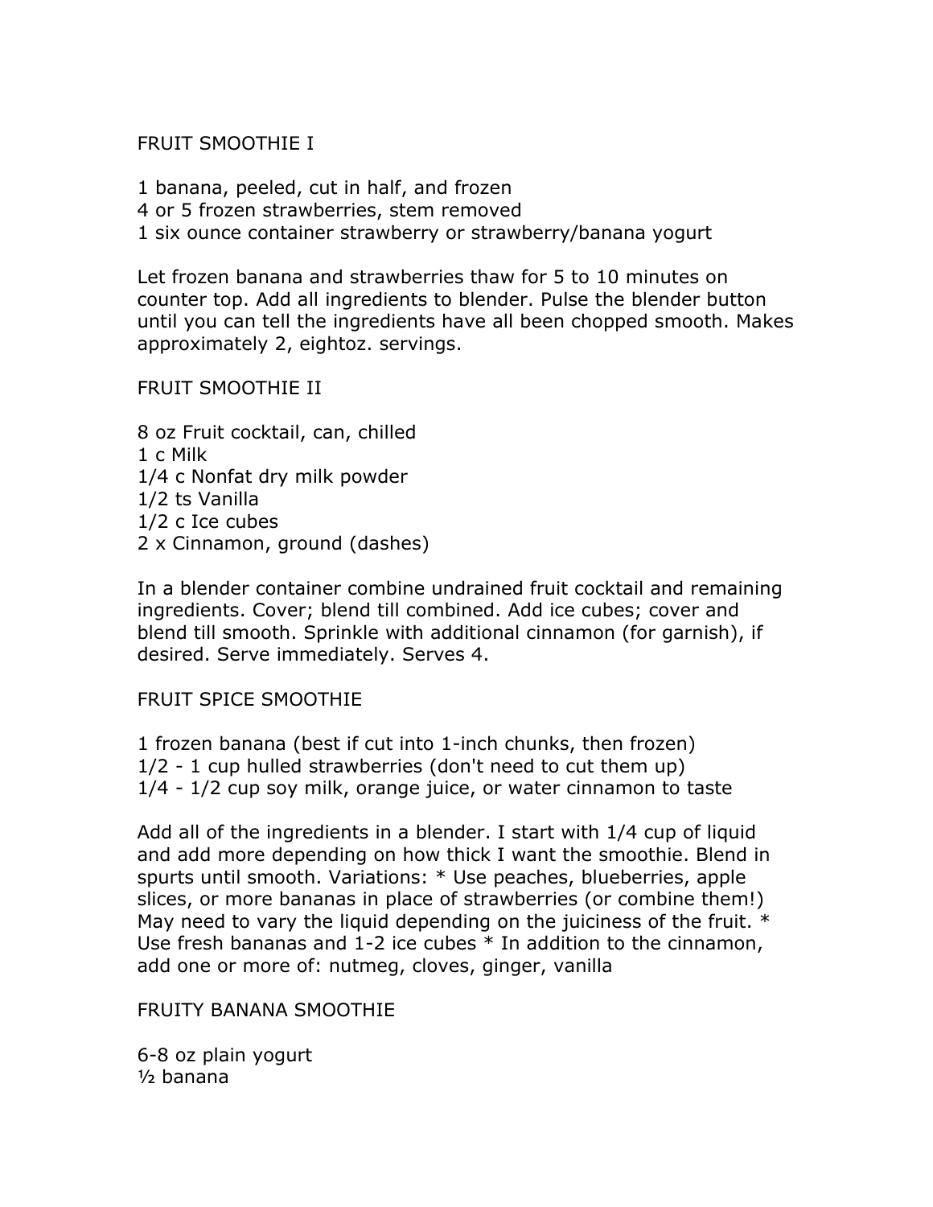## FRUIT SMOOTHIE I

1 banana, peeled, cut in half, and frozen
4 or 5 frozen strawberries, stem removed
1 six ounce container strawberry or strawberry/banana yogurt

Let frozen banana and strawberries thaw for 5 to 10 minutes on counter top. Add all ingredients to blender. Pulse the blender button until you can tell the ingredients have all been chopped smooth. Makes approximately 2, eightoz. servings.

## FRUIT SMOOTHIE II

8 oz Fruit cocktail, can, chilled
1 c Milk
1/4 c Nonfat dry milk powder
1/2 ts Vanilla
1/2 c Ice cubes
2 x Cinnamon, ground (dashes)

In a blender container combine undrained fruit cocktail and remaining ingredients. Cover; blend till combined. Add ice cubes; cover and blend till smooth. Sprinkle with additional cinnamon (for garnish), if desired. Serve immediately. Serves 4.

## FRUIT SPICE SMOOTHIE

1 frozen banana (best if cut into 1-inch chunks, then frozen)
1/2 - 1 cup hulled strawberries (don't need to cut them up)
1/4 - 1/2 cup soy milk, orange juice, or water cinnamon to taste

Add all of the ingredients in a blender. I start with 1/4 cup of liquid and add more depending on how thick I want the smoothie. Blend in spurts until smooth. Variations: * Use peaches, blueberries, apple slices, or more bananas in place of strawberries (or combine them!) May need to vary the liquid depending on the juiciness of the fruit. * Use fresh bananas and 1-2 ice cubes * In addition to the cinnamon, add one or more of: nutmeg, cloves, ginger, vanilla

## FRUITY BANANA SMOOTHIE

6-8 oz plain yogurt
½ banana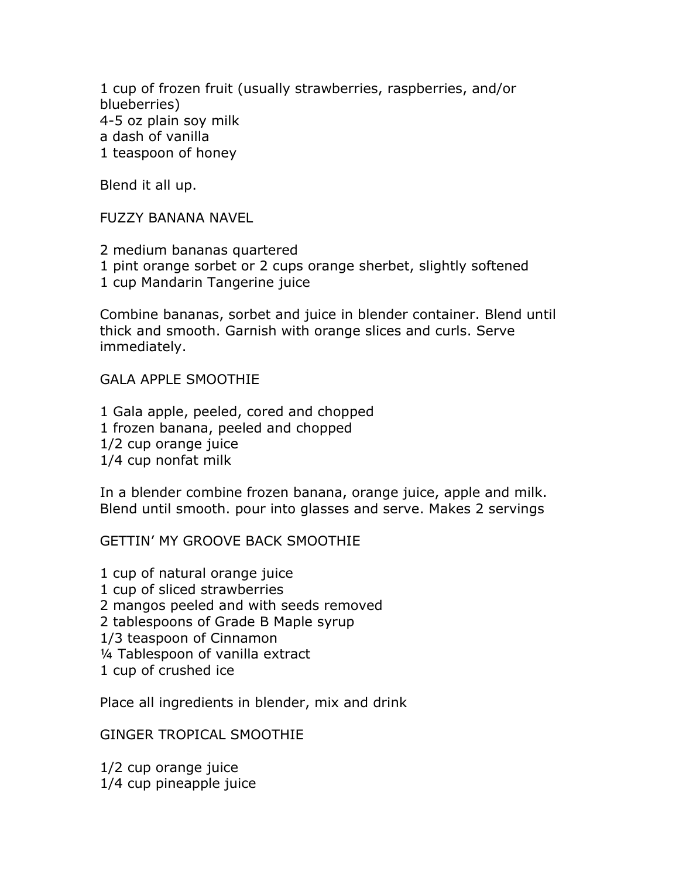1 cup of frozen fruit (usually strawberries, raspberries, and/or blueberries)
4-5 oz plain soy milk
a dash of vanilla
1 teaspoon of honey

Blend it all up.

## FUZZY BANANA NAVEL

2 medium bananas quartered
1 pint orange sorbet or 2 cups orange sherbet, slightly softened
1 cup Mandarin Tangerine juice

Combine bananas, sorbet and juice in blender container. Blend until thick and smooth. Garnish with orange slices and curls. Serve immediately.

## GALA APPLE SMOOTHIE

1 Gala apple, peeled, cored and chopped
1 frozen banana, peeled and chopped
1/2 cup orange juice
1/4 cup nonfat milk

In a blender combine frozen banana, orange juice, apple and milk. Blend until smooth. pour into glasses and serve. Makes 2 servings

## GETTIN' MY GROOVE BACK SMOOTHIE

1 cup of natural orange juice
1 cup of sliced strawberries
2 mangos peeled and with seeds removed
2 tablespoons of Grade B Maple syrup
1/3 teaspoon of Cinnamon
¼ Tablespoon of vanilla extract
1 cup of crushed ice

Place all ingredients in blender, mix and drink

## GINGER TROPICAL SMOOTHIE

1/2 cup orange juice
1/4 cup pineapple juice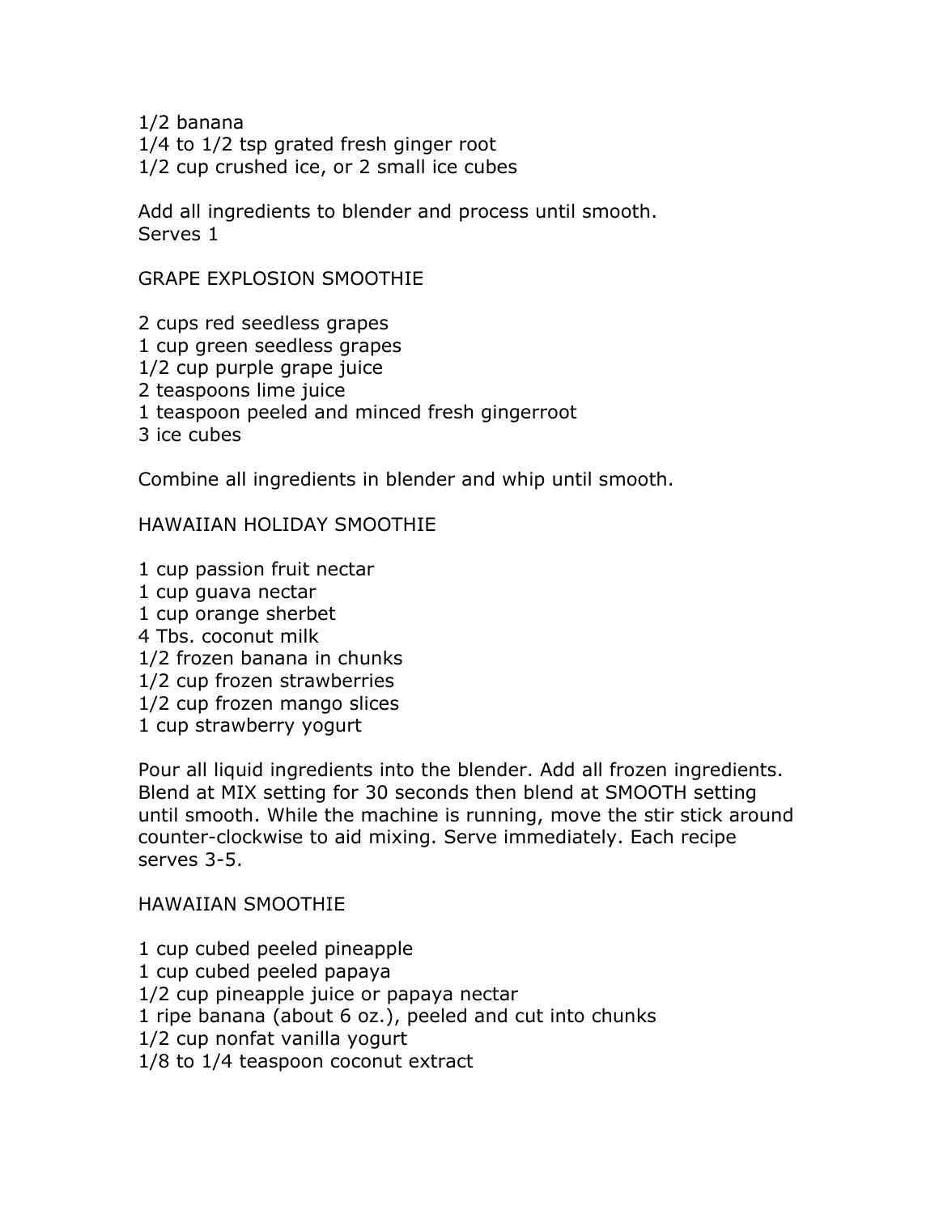1/2 banana
1/4 to 1/2 tsp grated fresh ginger root
1/2 cup crushed ice, or 2 small ice cubes

Add all ingredients to blender and process until smooth.
Serves 1

## GRAPE EXPLOSION SMOOTHIE

2 cups red seedless grapes
1 cup green seedless grapes
1/2 cup purple grape juice
2 teaspoons lime juice
1 teaspoon peeled and minced fresh gingerroot
3 ice cubes

Combine all ingredients in blender and whip until smooth.

## HAWAIIAN HOLIDAY SMOOTHIE

1 cup passion fruit nectar
1 cup guava nectar
1 cup orange sherbet
4 Tbs. coconut milk
1/2 frozen banana in chunks
1/2 cup frozen strawberries
1/2 cup frozen mango slices
1 cup strawberry yogurt

Pour all liquid ingredients into the blender. Add all frozen ingredients. Blend at MIX setting for 30 seconds then blend at SMOOTH setting until smooth. While the machine is running, move the stir stick around counter-clockwise to aid mixing. Serve immediately. Each recipe serves 3-5.

## HAWAIIAN SMOOTHIE

1 cup cubed peeled pineapple
1 cup cubed peeled papaya
1/2 cup pineapple juice or papaya nectar
1 ripe banana (about 6 oz.), peeled and cut into chunks
1/2 cup nonfat vanilla yogurt
1/8 to 1/4 teaspoon coconut extract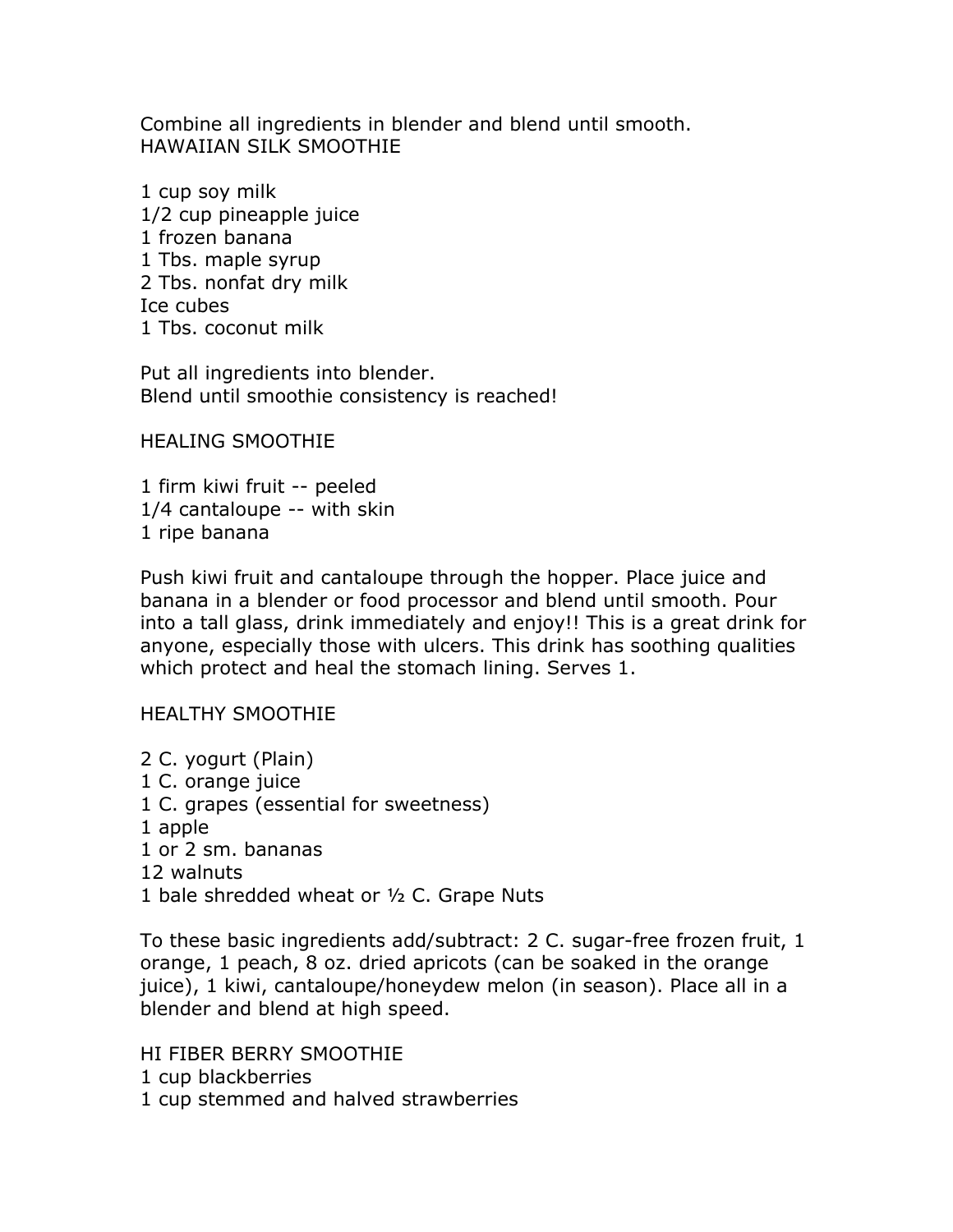Combine all ingredients in blender and blend until smooth.

## HAWAIIAN SILK SMOOTHIE

1 cup soy milk
1/2 cup pineapple juice
1 frozen banana
1 Tbs. maple syrup
2 Tbs. nonfat dry milk
Ice cubes
1 Tbs. coconut milk

Put all ingredients into blender.
Blend until smoothie consistency is reached!

## HEALING SMOOTHIE

1 firm kiwi fruit -- peeled
1/4 cantaloupe -- with skin
1 ripe banana

Push kiwi fruit and cantaloupe through the hopper. Place juice and banana in a blender or food processor and blend until smooth. Pour into a tall glass, drink immediately and enjoy!! This is a great drink for anyone, especially those with ulcers. This drink has soothing qualities which protect and heal the stomach lining. Serves 1.

## HEALTHY SMOOTHIE

2 C. yogurt (Plain)
1 C. orange juice
1 C. grapes (essential for sweetness)
1 apple
1 or 2 sm. bananas
12 walnuts
1 bale shredded wheat or ½ C. Grape Nuts

To these basic ingredients add/subtract: 2 C. sugar-free frozen fruit, 1 orange, 1 peach, 8 oz. dried apricots (can be soaked in the orange juice), 1 kiwi, cantaloupe/honeydew melon (in season). Place all in a blender and blend at high speed.

## HI FIBER BERRY SMOOTHIE

1 cup blackberries
1 cup stemmed and halved strawberries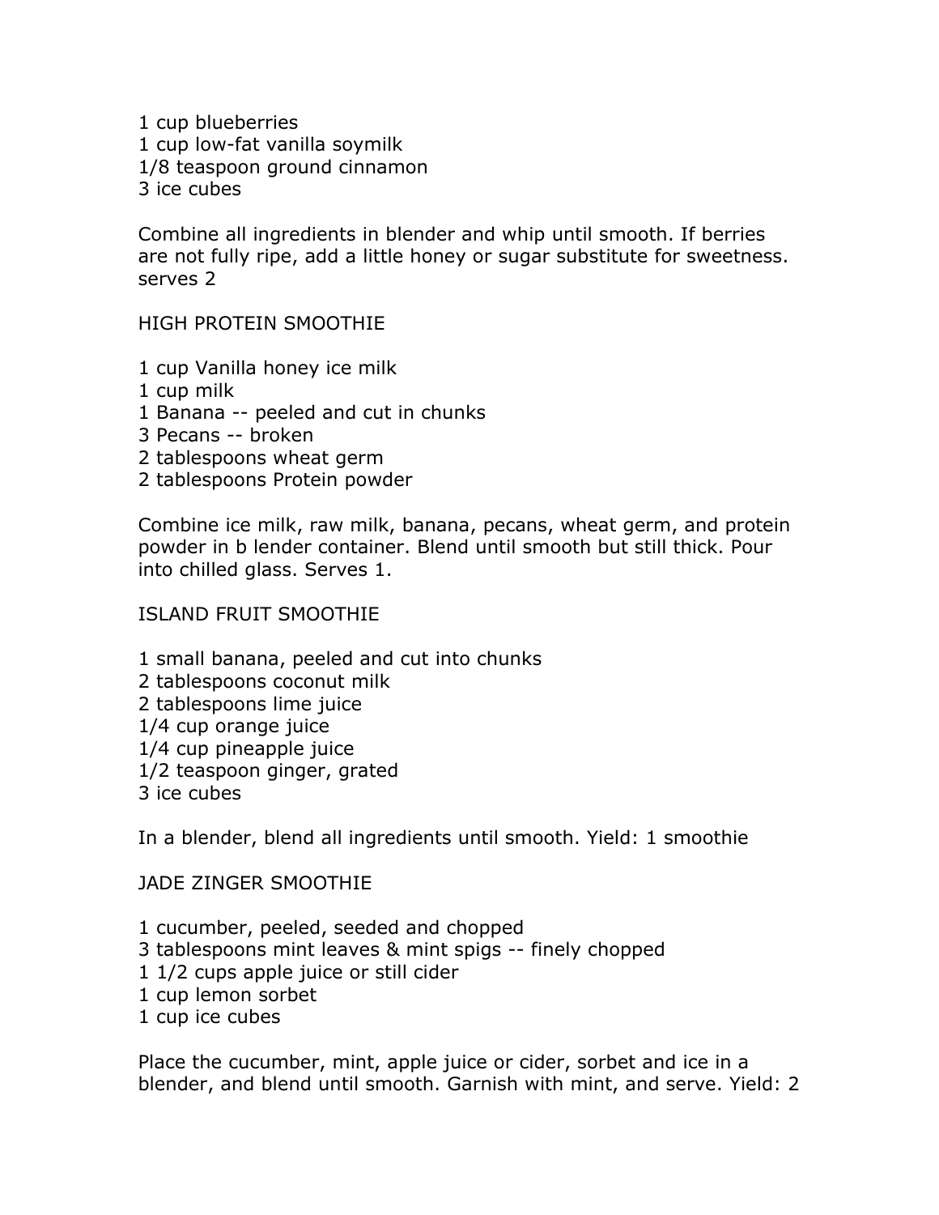1 cup blueberries
1 cup low-fat vanilla soymilk
1/8 teaspoon ground cinnamon
3 ice cubes

Combine all ingredients in blender and whip until smooth. If berries are not fully ripe, add a little honey or sugar substitute for sweetness. serves 2

## HIGH PROTEIN SMOOTHIE

1 cup Vanilla honey ice milk
1 cup milk
1 Banana -- peeled and cut in chunks
3 Pecans -- broken
2 tablespoons wheat germ
2 tablespoons Protein powder

Combine ice milk, raw milk, banana, pecans, wheat germ, and protein powder in b lender container. Blend until smooth but still thick. Pour into chilled glass. Serves 1.

## ISLAND FRUIT SMOOTHIE

1 small banana, peeled and cut into chunks
2 tablespoons coconut milk
2 tablespoons lime juice
1/4 cup orange juice
1/4 cup pineapple juice
1/2 teaspoon ginger, grated
3 ice cubes

In a blender, blend all ingredients until smooth. Yield: 1 smoothie

## JADE ZINGER SMOOTHIE

1 cucumber, peeled, seeded and chopped
3 tablespoons mint leaves & mint spigs -- finely chopped
1 1/2 cups apple juice or still cider
1 cup lemon sorbet
1 cup ice cubes

Place the cucumber, mint, apple juice or cider, sorbet and ice in a blender, and blend until smooth. Garnish with mint, and serve. Yield: 2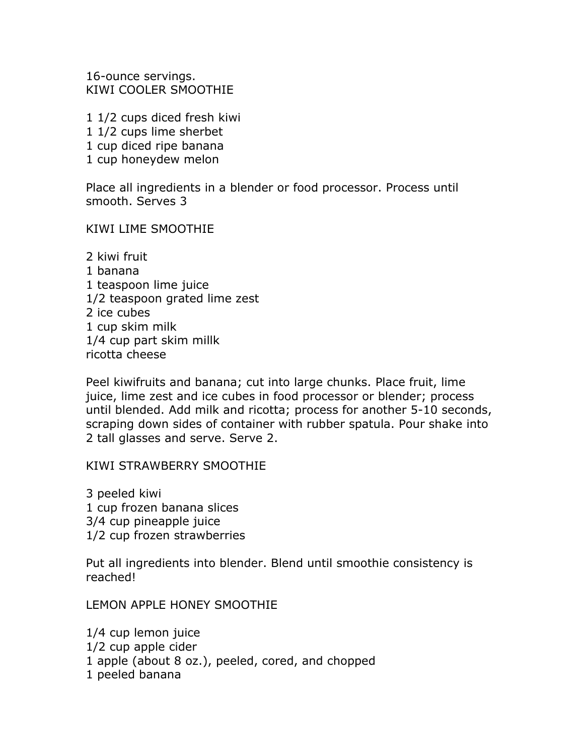16-ounce servings.

## KIWI COOLER SMOOTHIE

1 1/2 cups diced fresh kiwi
1 1/2 cups lime sherbet
1 cup diced ripe banana
1 cup honeydew melon

Place all ingredients in a blender or food processor. Process until smooth. Serves 3

## KIWI LIME SMOOTHIE

2 kiwi fruit
1 banana
1 teaspoon lime juice
1/2 teaspoon grated lime zest
2 ice cubes
1 cup skim milk
1/4 cup part skim millk
ricotta cheese

Peel kiwifruits and banana; cut into large chunks. Place fruit, lime juice, lime zest and ice cubes in food processor or blender; process until blended. Add milk and ricotta; process for another 5-10 seconds, scraping down sides of container with rubber spatula. Pour shake into 2 tall glasses and serve. Serve 2.

## KIWI STRAWBERRY SMOOTHIE

3 peeled kiwi
1 cup frozen banana slices
3/4 cup pineapple juice
1/2 cup frozen strawberries

Put all ingredients into blender. Blend until smoothie consistency is reached!

## LEMON APPLE HONEY SMOOTHIE

1/4 cup lemon juice
1/2 cup apple cider
1 apple (about 8 oz.), peeled, cored, and chopped
1 peeled banana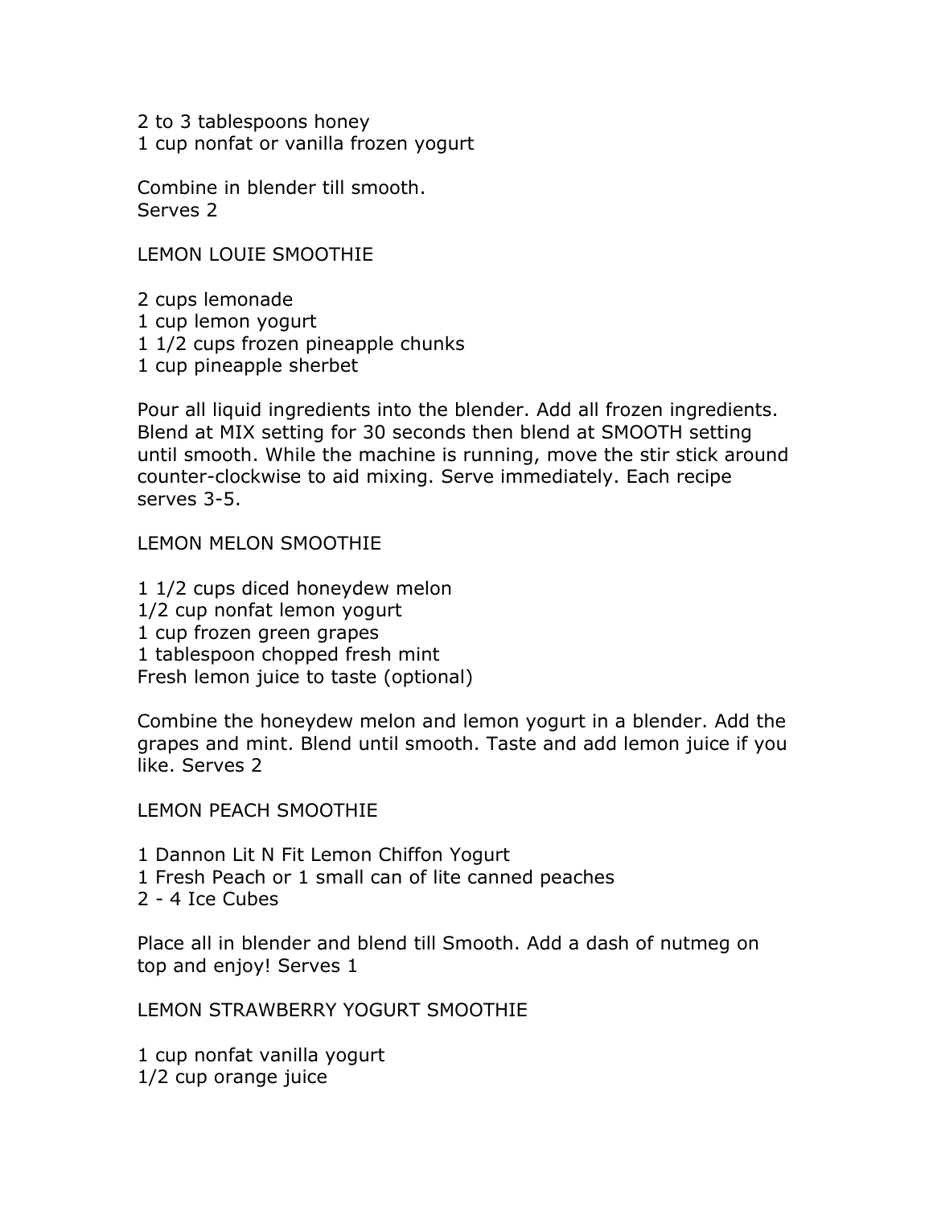2 to 3 tablespoons honey
1 cup nonfat or vanilla frozen yogurt

Combine in blender till smooth.
Serves 2

## LEMON LOUIE SMOOTHIE

2 cups lemonade
1 cup lemon yogurt
1 1/2 cups frozen pineapple chunks
1 cup pineapple sherbet

Pour all liquid ingredients into the blender. Add all frozen ingredients. Blend at MIX setting for 30 seconds then blend at SMOOTH setting until smooth. While the machine is running, move the stir stick around counter-clockwise to aid mixing. Serve immediately. Each recipe serves 3-5.

## LEMON MELON SMOOTHIE

1 1/2 cups diced honeydew melon
1/2 cup nonfat lemon yogurt
1 cup frozen green grapes
1 tablespoon chopped fresh mint
Fresh lemon juice to taste (optional)

Combine the honeydew melon and lemon yogurt in a blender. Add the grapes and mint. Blend until smooth. Taste and add lemon juice if you like. Serves 2

## LEMON PEACH SMOOTHIE

1 Dannon Lit N Fit Lemon Chiffon Yogurt
1 Fresh Peach or 1 small can of lite canned peaches
2 - 4 Ice Cubes

Place all in blender and blend till Smooth. Add a dash of nutmeg on top and enjoy! Serves 1

## LEMON STRAWBERRY YOGURT SMOOTHIE

1 cup nonfat vanilla yogurt
1/2 cup orange juice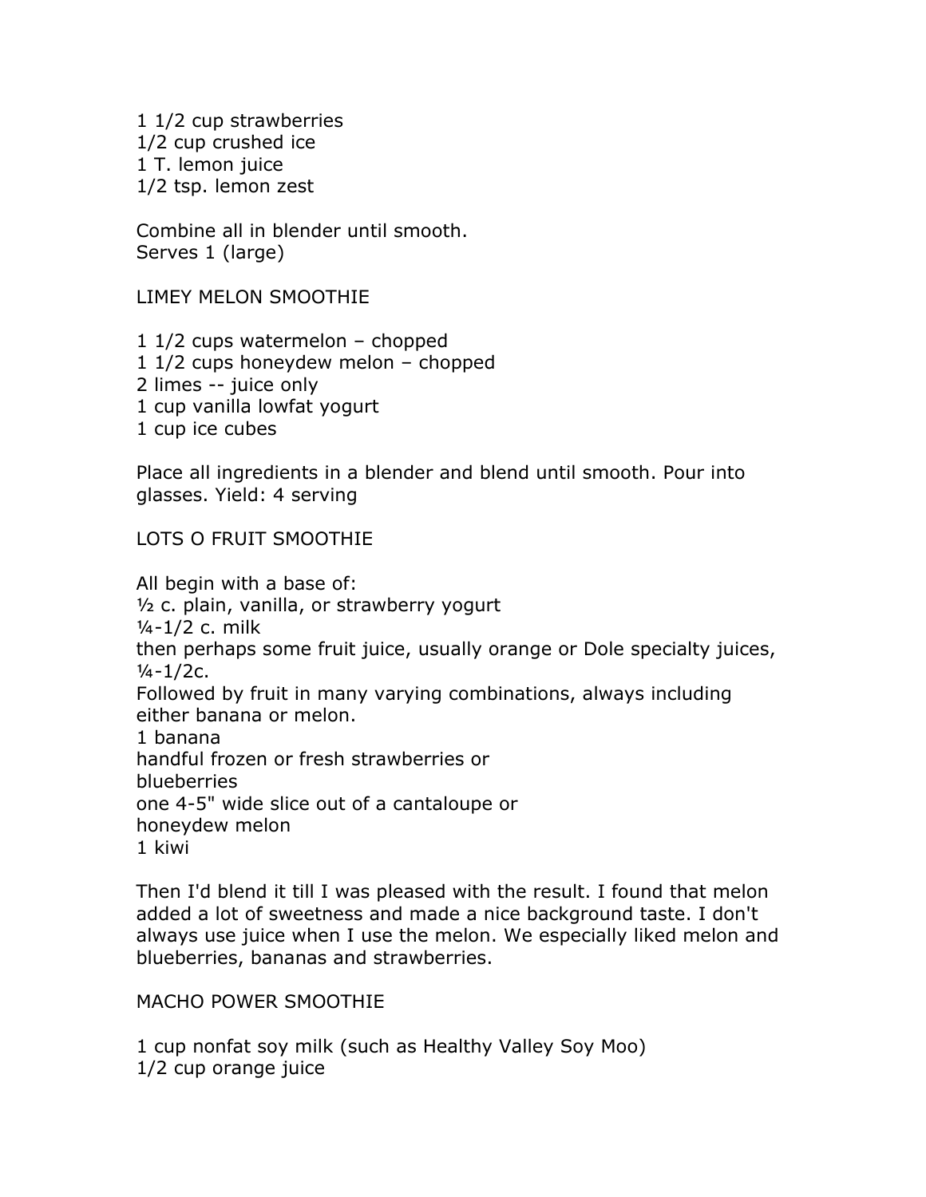1 1/2 cup strawberries
1/2 cup crushed ice
1 T. lemon juice
1/2 tsp. lemon zest

Combine all in blender until smooth.
Serves 1 (large)

## LIMEY MELON SMOOTHIE

1 1/2 cups watermelon – chopped
1 1/2 cups honeydew melon – chopped
2 limes -- juice only
1 cup vanilla lowfat yogurt
1 cup ice cubes

Place all ingredients in a blender and blend until smooth. Pour into glasses. Yield: 4 serving

## LOTS O FRUIT SMOOTHIE

All begin with a base of:
½ c. plain, vanilla, or strawberry yogurt
¼-1/2 c. milk
then perhaps some fruit juice, usually orange or Dole specialty juices, ¼-1/2c.
Followed by fruit in many varying combinations, always including either banana or melon.
1 banana
handful frozen or fresh strawberries or
blueberries
one 4-5" wide slice out of a cantaloupe or
honeydew melon
1 kiwi

Then I'd blend it till I was pleased with the result. I found that melon added a lot of sweetness and made a nice background taste. I don't always use juice when I use the melon. We especially liked melon and blueberries, bananas and strawberries.

## MACHO POWER SMOOTHIE

1 cup nonfat soy milk (such as Healthy Valley Soy Moo)
1/2 cup orange juice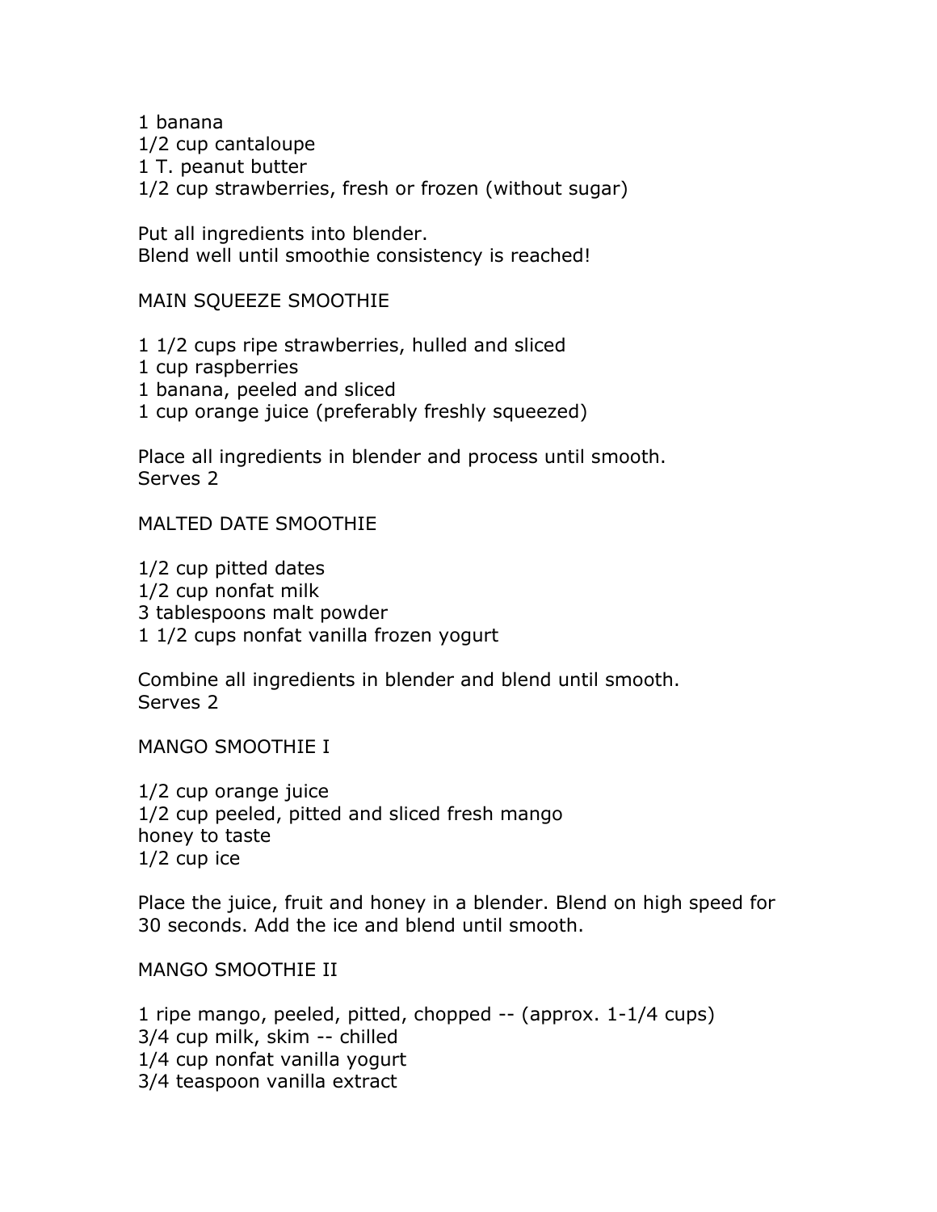1 banana
1/2 cup cantaloupe
1 T. peanut butter
1/2 cup strawberries, fresh or frozen (without sugar)

Put all ingredients into blender.
Blend well until smoothie consistency is reached!

## MAIN SQUEEZE SMOOTHIE

1 1/2 cups ripe strawberries, hulled and sliced
1 cup raspberries
1 banana, peeled and sliced
1 cup orange juice (preferably freshly squeezed)

Place all ingredients in blender and process until smooth.
Serves 2

## MALTED DATE SMOOTHIE

1/2 cup pitted dates
1/2 cup nonfat milk
3 tablespoons malt powder
1 1/2 cups nonfat vanilla frozen yogurt

Combine all ingredients in blender and blend until smooth.
Serves 2

## MANGO SMOOTHIE I

1/2 cup orange juice
1/2 cup peeled, pitted and sliced fresh mango
honey to taste
1/2 cup ice

Place the juice, fruit and honey in a blender. Blend on high speed for 30 seconds. Add the ice and blend until smooth.

## MANGO SMOOTHIE II

1 ripe mango, peeled, pitted, chopped -- (approx. 1-1/4 cups)
3/4 cup milk, skim -- chilled
1/4 cup nonfat vanilla yogurt
3/4 teaspoon vanilla extract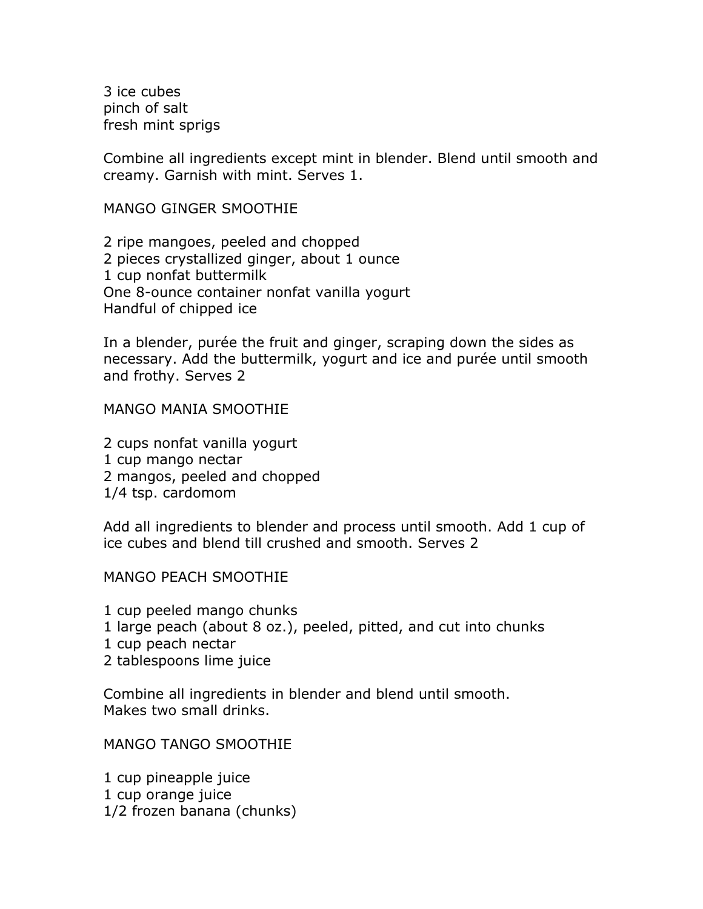3 ice cubes
pinch of salt
fresh mint sprigs

Combine all ingredients except mint in blender. Blend until smooth and creamy. Garnish with mint. Serves 1.

## MANGO GINGER SMOOTHIE

2 ripe mangoes, peeled and chopped
2 pieces crystallized ginger, about 1 ounce
1 cup nonfat buttermilk
One 8-ounce container nonfat vanilla yogurt
Handful of chipped ice

In a blender, purée the fruit and ginger, scraping down the sides as necessary. Add the buttermilk, yogurt and ice and purée until smooth and frothy. Serves 2

## MANGO MANIA SMOOTHIE

2 cups nonfat vanilla yogurt
1 cup mango nectar
2 mangos, peeled and chopped
1/4 tsp. cardomom

Add all ingredients to blender and process until smooth. Add 1 cup of ice cubes and blend till crushed and smooth. Serves 2

## MANGO PEACH SMOOTHIE

1 cup peeled mango chunks
1 large peach (about 8 oz.), peeled, pitted, and cut into chunks
1 cup peach nectar
2 tablespoons lime juice

Combine all ingredients in blender and blend until smooth.
Makes two small drinks.

## MANGO TANGO SMOOTHIE

1 cup pineapple juice
1 cup orange juice
1/2 frozen banana (chunks)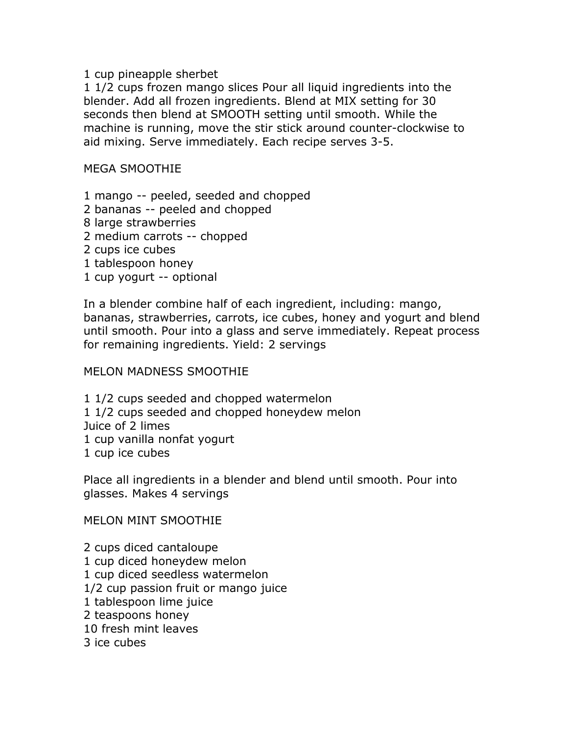1 cup pineapple sherbet
1 1/2 cups frozen mango slices Pour all liquid ingredients into the blender. Add all frozen ingredients. Blend at MIX setting for 30 seconds then blend at SMOOTH setting until smooth. While the machine is running, move the stir stick around counter-clockwise to aid mixing. Serve immediately. Each recipe serves 3-5.

## MEGA SMOOTHIE

1 mango -- peeled, seeded and chopped
2 bananas -- peeled and chopped
8 large strawberries
2 medium carrots -- chopped
2 cups ice cubes
1 tablespoon honey
1 cup yogurt -- optional

In a blender combine half of each ingredient, including: mango, bananas, strawberries, carrots, ice cubes, honey and yogurt and blend until smooth. Pour into a glass and serve immediately. Repeat process for remaining ingredients. Yield: 2 servings

## MELON MADNESS SMOOTHIE

1 1/2 cups seeded and chopped watermelon
1 1/2 cups seeded and chopped honeydew melon
Juice of 2 limes
1 cup vanilla nonfat yogurt
1 cup ice cubes

Place all ingredients in a blender and blend until smooth. Pour into glasses. Makes 4 servings

## MELON MINT SMOOTHIE

2 cups diced cantaloupe
1 cup diced honeydew melon
1 cup diced seedless watermelon
1/2 cup passion fruit or mango juice
1 tablespoon lime juice
2 teaspoons honey
10 fresh mint leaves
3 ice cubes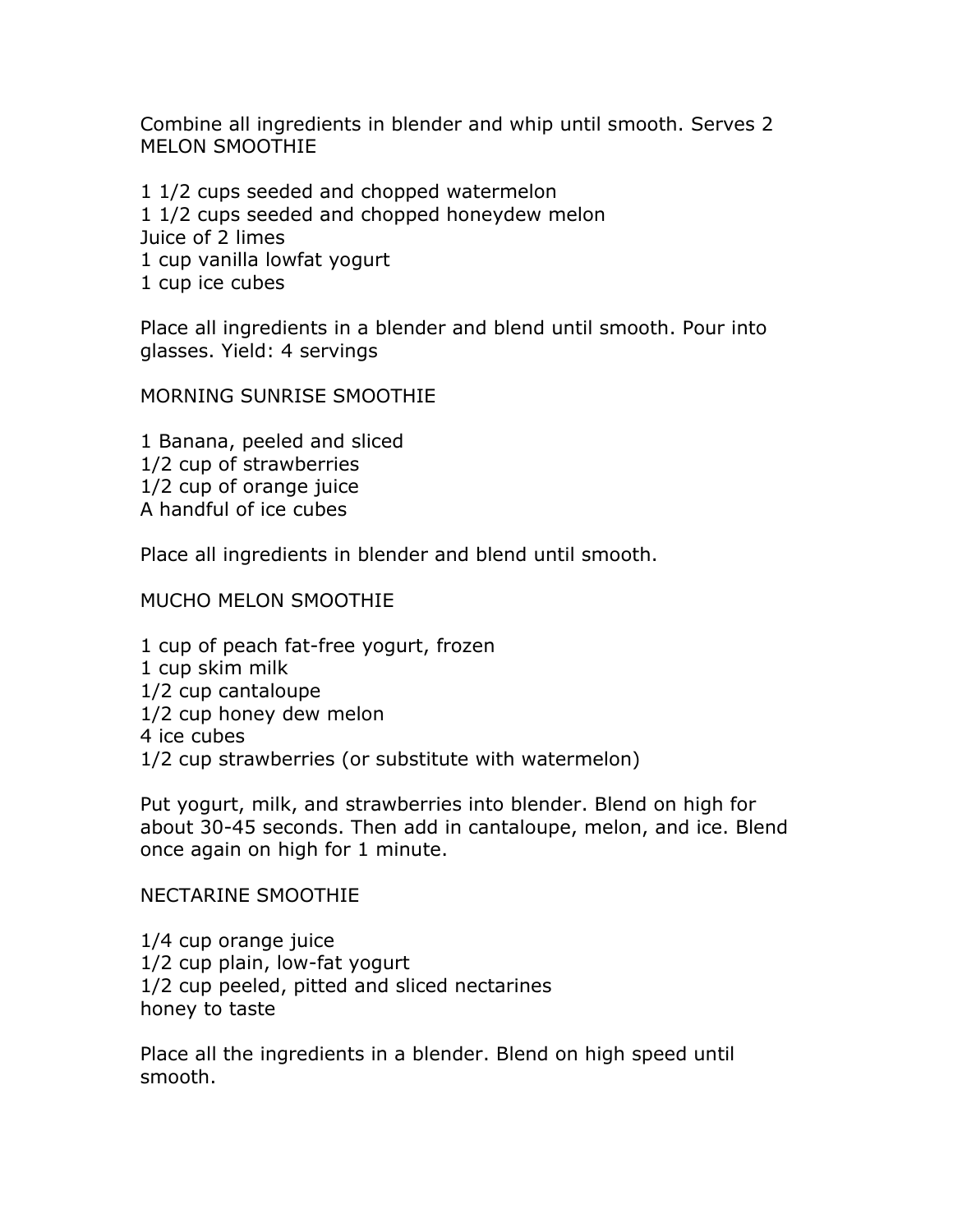Combine all ingredients in blender and whip until smooth. Serves 2

## MELON SMOOTHIE

1 1/2 cups seeded and chopped watermelon
1 1/2 cups seeded and chopped honeydew melon
Juice of 2 limes
1 cup vanilla lowfat yogurt
1 cup ice cubes

Place all ingredients in a blender and blend until smooth. Pour into glasses. Yield: 4 servings

## MORNING SUNRISE SMOOTHIE

1 Banana, peeled and sliced
1/2 cup of strawberries
1/2 cup of orange juice
A handful of ice cubes

Place all ingredients in blender and blend until smooth.

## MUCHO MELON SMOOTHIE

1 cup of peach fat-free yogurt, frozen
1 cup skim milk
1/2 cup cantaloupe
1/2 cup honey dew melon
4 ice cubes
1/2 cup strawberries (or substitute with watermelon)

Put yogurt, milk, and strawberries into blender. Blend on high for about 30-45 seconds. Then add in cantaloupe, melon, and ice. Blend once again on high for 1 minute.

## NECTARINE SMOOTHIE

1/4 cup orange juice
1/2 cup plain, low-fat yogurt
1/2 cup peeled, pitted and sliced nectarines
honey to taste

Place all the ingredients in a blender. Blend on high speed until smooth.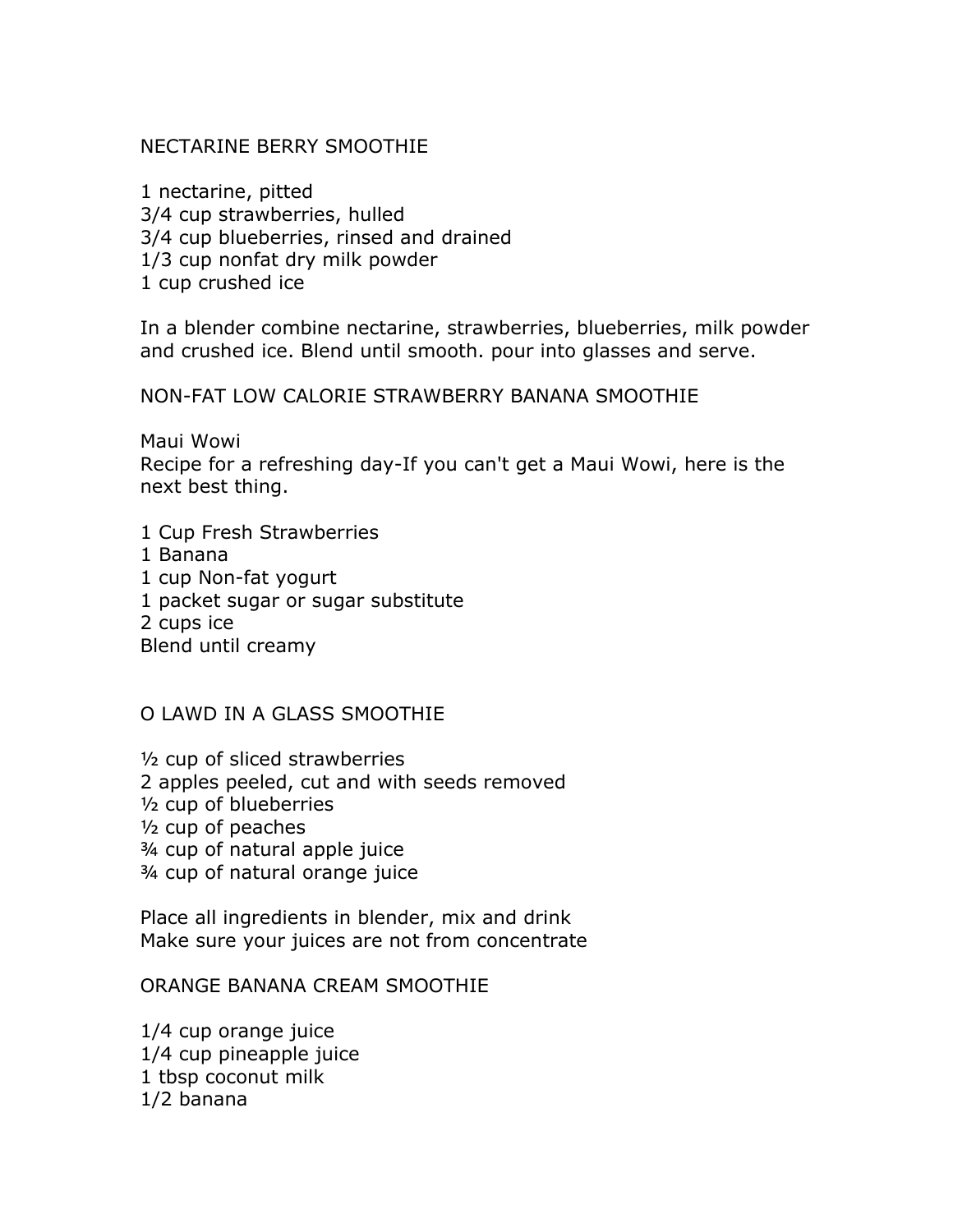## NECTARINE BERRY SMOOTHIE

1 nectarine, pitted
3/4 cup strawberries, hulled
3/4 cup blueberries, rinsed and drained
1/3 cup nonfat dry milk powder
1 cup crushed ice

In a blender combine nectarine, strawberries, blueberries, milk powder and crushed ice. Blend until smooth. pour into glasses and serve.

## NON-FAT LOW CALORIE STRAWBERRY BANANA SMOOTHIE

Maui Wowi
Recipe for a refreshing day-If you can't get a Maui Wowi, here is the next best thing.

1 Cup Fresh Strawberries
1 Banana
1 cup Non-fat yogurt
1 packet sugar or sugar substitute
2 cups ice
Blend until creamy

## O LAWD IN A GLASS SMOOTHIE

½ cup of sliced strawberries
2 apples peeled, cut and with seeds removed
½ cup of blueberries
½ cup of peaches
¾ cup of natural apple juice
¾ cup of natural orange juice

Place all ingredients in blender, mix and drink
Make sure your juices are not from concentrate

## ORANGE BANANA CREAM SMOOTHIE

1/4 cup orange juice
1/4 cup pineapple juice
1 tbsp coconut milk
1/2 banana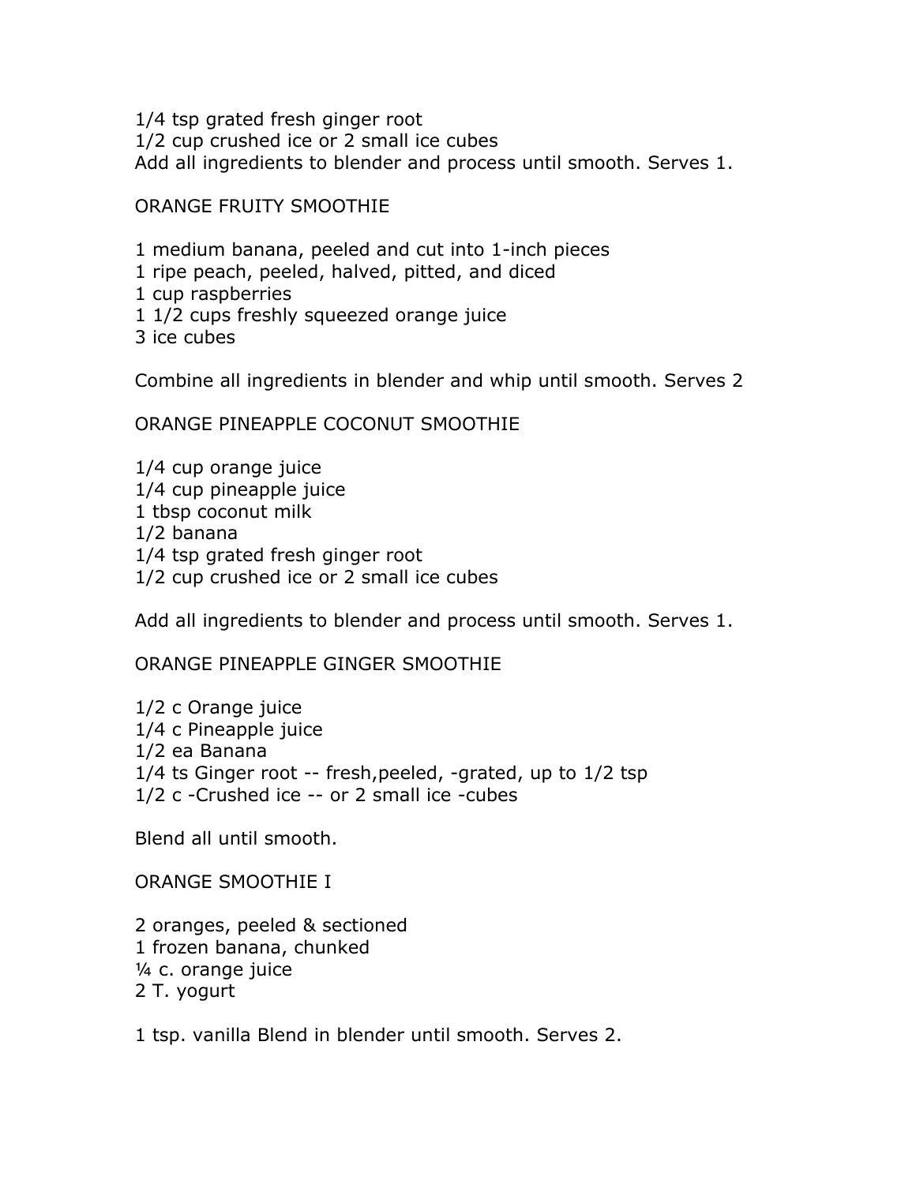1/4 tsp grated fresh ginger root
1/2 cup crushed ice or 2 small ice cubes
Add all ingredients to blender and process until smooth. Serves 1.

## ORANGE FRUITY SMOOTHIE

1 medium banana, peeled and cut into 1-inch pieces
1 ripe peach, peeled, halved, pitted, and diced
1 cup raspberries
1 1/2 cups freshly squeezed orange juice
3 ice cubes

Combine all ingredients in blender and whip until smooth. Serves 2

## ORANGE PINEAPPLE COCONUT SMOOTHIE

1/4 cup orange juice
1/4 cup pineapple juice
1 tbsp coconut milk
1/2 banana
1/4 tsp grated fresh ginger root
1/2 cup crushed ice or 2 small ice cubes

Add all ingredients to blender and process until smooth. Serves 1.

## ORANGE PINEAPPLE GINGER SMOOTHIE

1/2 c Orange juice
1/4 c Pineapple juice
1/2 ea Banana
1/4 ts Ginger root -- fresh,peeled, -grated, up to 1/2 tsp
1/2 c -Crushed ice -- or 2 small ice -cubes

Blend all until smooth.

## ORANGE SMOOTHIE I

2 oranges, peeled & sectioned
1 frozen banana, chunked
¼ c. orange juice
2 T. yogurt

1 tsp. vanilla Blend in blender until smooth. Serves 2.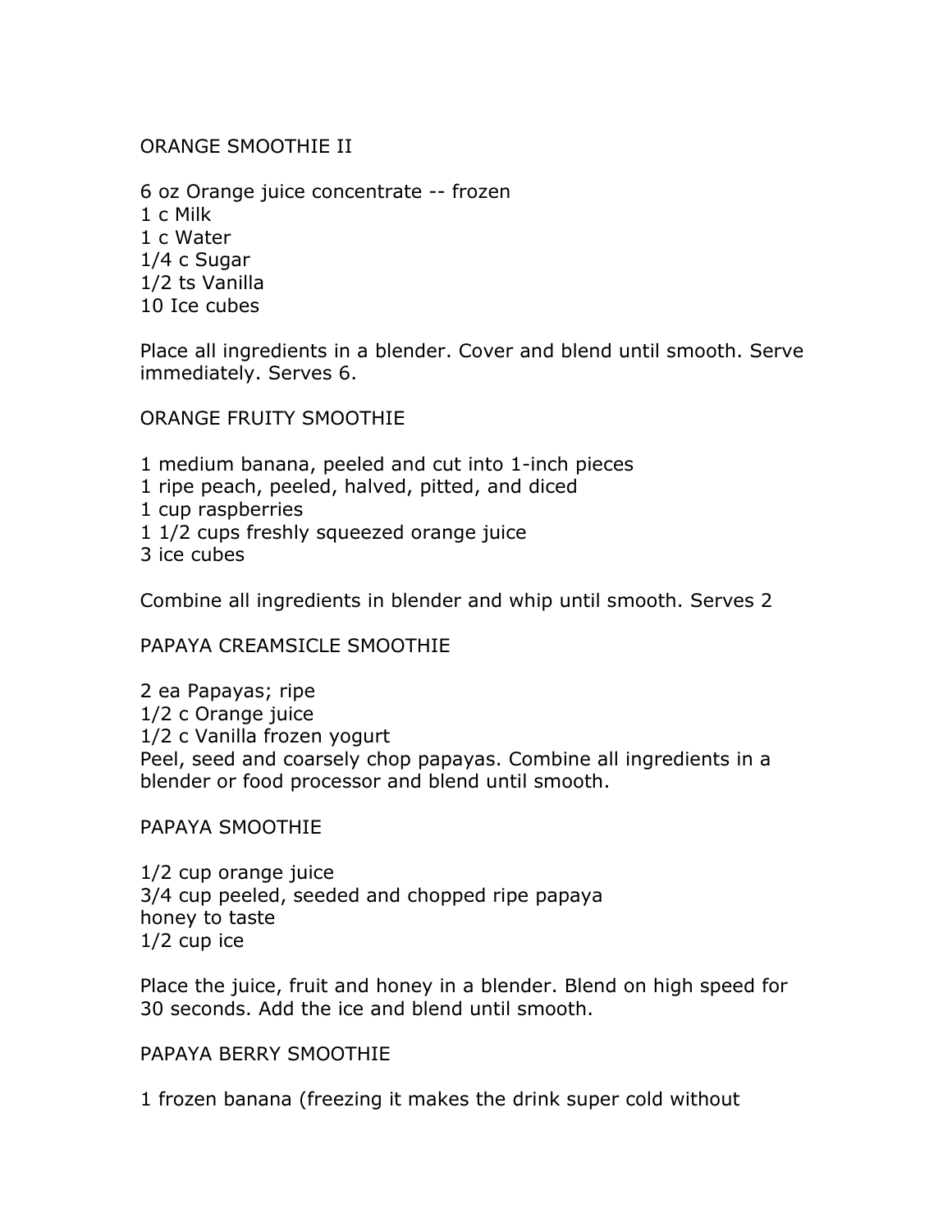## ORANGE SMOOTHIE II

6 oz Orange juice concentrate -- frozen
1 c Milk
1 c Water
1/4 c Sugar
1/2 ts Vanilla
10 Ice cubes

Place all ingredients in a blender. Cover and blend until smooth. Serve immediately. Serves 6.

## ORANGE FRUITY SMOOTHIE

1 medium banana, peeled and cut into 1-inch pieces
1 ripe peach, peeled, halved, pitted, and diced
1 cup raspberries
1 1/2 cups freshly squeezed orange juice
3 ice cubes

Combine all ingredients in blender and whip until smooth. Serves 2

## PAPAYA CREAMSICLE SMOOTHIE

2 ea Papayas; ripe
1/2 c Orange juice
1/2 c Vanilla frozen yogurt
Peel, seed and coarsely chop papayas. Combine all ingredients in a blender or food processor and blend until smooth.

## PAPAYA SMOOTHIE

1/2 cup orange juice
3/4 cup peeled, seeded and chopped ripe papaya
honey to taste
1/2 cup ice

Place the juice, fruit and honey in a blender. Blend on high speed for 30 seconds. Add the ice and blend until smooth.

## PAPAYA BERRY SMOOTHIE

1 frozen banana (freezing it makes the drink super cold without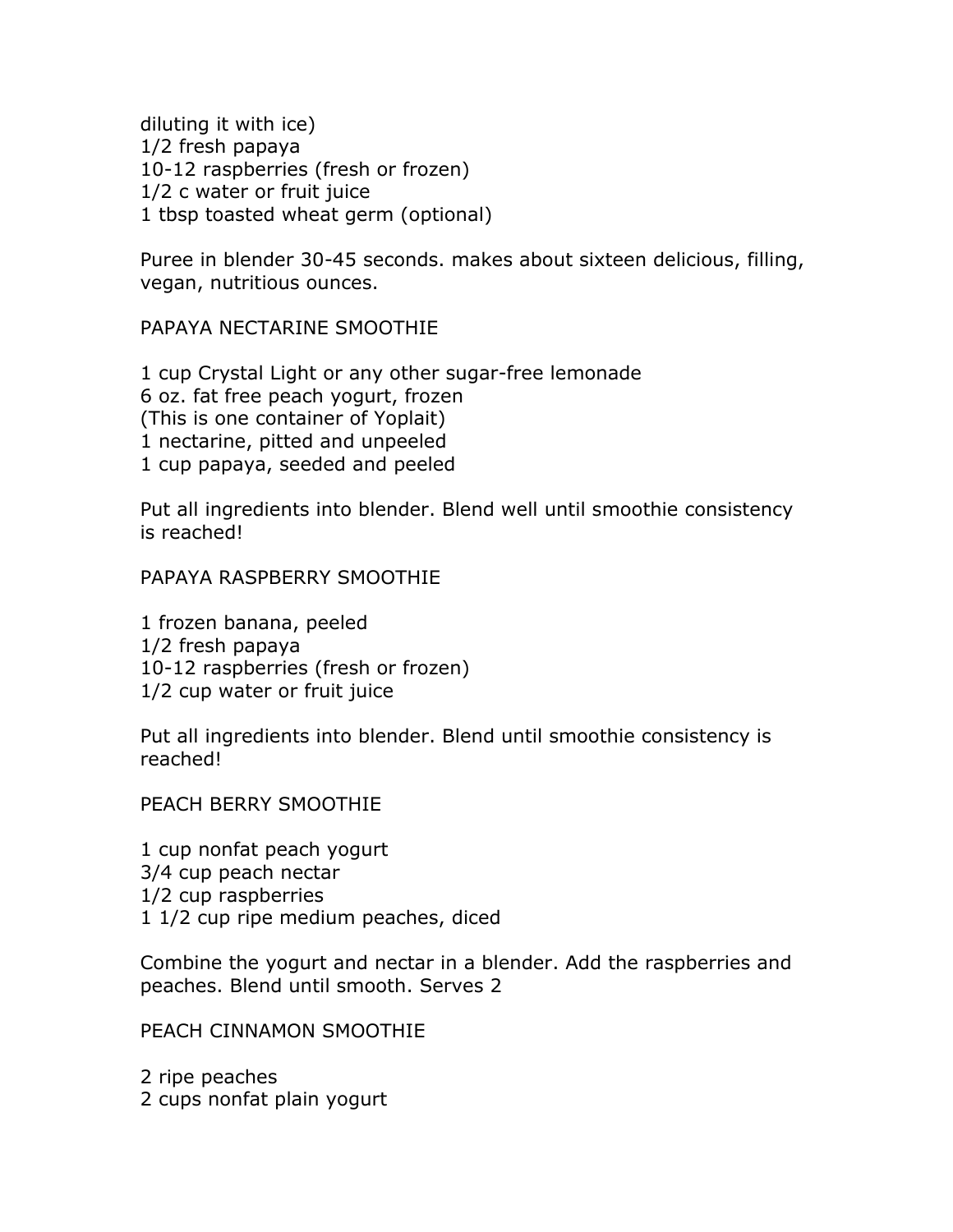diluting it with ice)
1/2 fresh papaya
10-12 raspberries (fresh or frozen)
1/2 c water or fruit juice
1 tbsp toasted wheat germ (optional)

Puree in blender 30-45 seconds. makes about sixteen delicious, filling, vegan, nutritious ounces.

## PAPAYA NECTARINE SMOOTHIE

1 cup Crystal Light or any other sugar-free lemonade
6 oz. fat free peach yogurt, frozen
(This is one container of Yoplait)
1 nectarine, pitted and unpeeled
1 cup papaya, seeded and peeled

Put all ingredients into blender. Blend well until smoothie consistency is reached!

## PAPAYA RASPBERRY SMOOTHIE

1 frozen banana, peeled
1/2 fresh papaya
10-12 raspberries (fresh or frozen)
1/2 cup water or fruit juice

Put all ingredients into blender. Blend until smoothie consistency is reached!

## PEACH BERRY SMOOTHIE

1 cup nonfat peach yogurt
3/4 cup peach nectar
1/2 cup raspberries
1 1/2 cup ripe medium peaches, diced

Combine the yogurt and nectar in a blender. Add the raspberries and peaches. Blend until smooth. Serves 2

## PEACH CINNAMON SMOOTHIE

2 ripe peaches
2 cups nonfat plain yogurt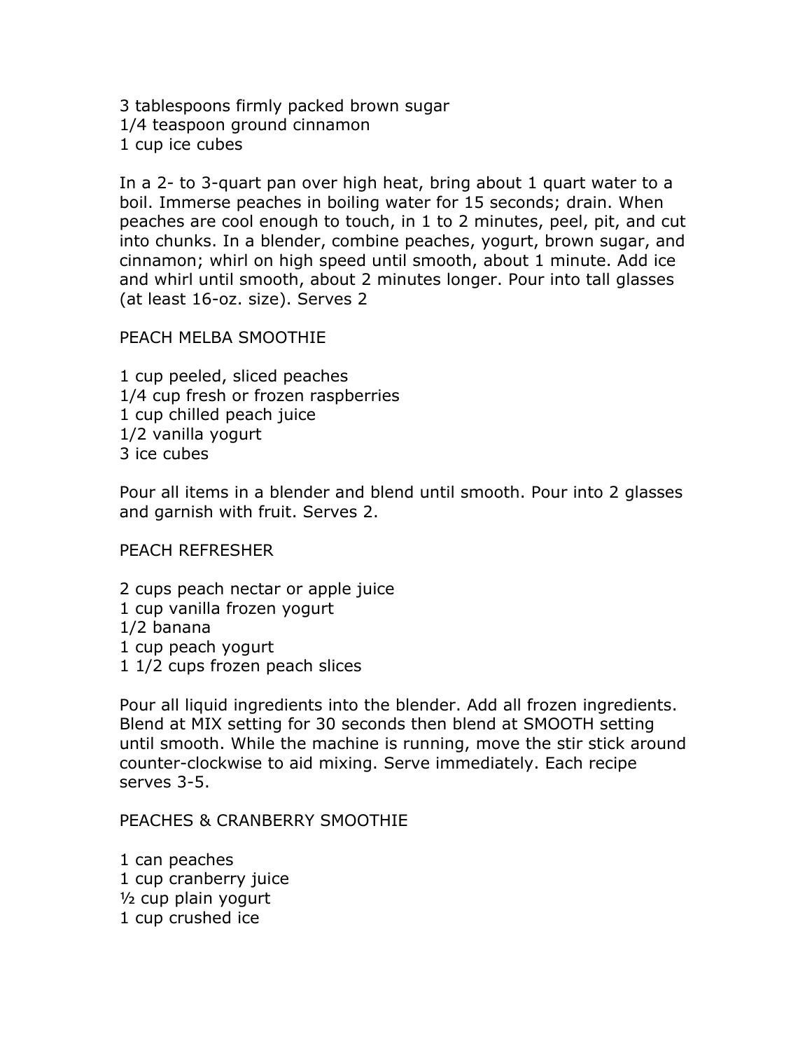3 tablespoons firmly packed brown sugar
1/4 teaspoon ground cinnamon
1 cup ice cubes

In a 2- to 3-quart pan over high heat, bring about 1 quart water to a boil. Immerse peaches in boiling water for 15 seconds; drain. When peaches are cool enough to touch, in 1 to 2 minutes, peel, pit, and cut into chunks. In a blender, combine peaches, yogurt, brown sugar, and cinnamon; whirl on high speed until smooth, about 1 minute. Add ice and whirl until smooth, about 2 minutes longer. Pour into tall glasses (at least 16-oz. size). Serves 2

## PEACH MELBA SMOOTHIE

1 cup peeled, sliced peaches
1/4 cup fresh or frozen raspberries
1 cup chilled peach juice
1/2 vanilla yogurt
3 ice cubes

Pour all items in a blender and blend until smooth. Pour into 2 glasses and garnish with fruit. Serves 2.

## PEACH REFRESHER

2 cups peach nectar or apple juice
1 cup vanilla frozen yogurt
1/2 banana
1 cup peach yogurt
1 1/2 cups frozen peach slices

Pour all liquid ingredients into the blender. Add all frozen ingredients. Blend at MIX setting for 30 seconds then blend at SMOOTH setting until smooth. While the machine is running, move the stir stick around counter-clockwise to aid mixing. Serve immediately. Each recipe serves 3-5.

## PEACHES & CRANBERRY SMOOTHIE

1 can peaches
1 cup cranberry juice
½ cup plain yogurt
1 cup crushed ice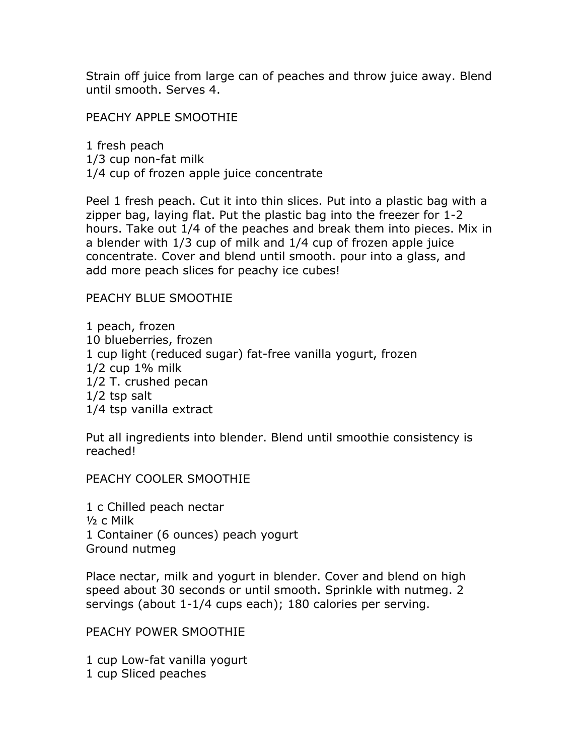Strain off juice from large can of peaches and throw juice away. Blend until smooth. Serves 4.

## PEACHY APPLE SMOOTHIE

1 fresh peach
1/3 cup non-fat milk
1/4 cup of frozen apple juice concentrate

Peel 1 fresh peach. Cut it into thin slices. Put into a plastic bag with a zipper bag, laying flat. Put the plastic bag into the freezer for 1-2 hours. Take out 1/4 of the peaches and break them into pieces. Mix in a blender with 1/3 cup of milk and 1/4 cup of frozen apple juice concentrate. Cover and blend until smooth. pour into a glass, and add more peach slices for peachy ice cubes!

## PEACHY BLUE SMOOTHIE

1 peach, frozen
10 blueberries, frozen
1 cup light (reduced sugar) fat-free vanilla yogurt, frozen
1/2 cup 1% milk
1/2 T. crushed pecan
1/2 tsp salt
1/4 tsp vanilla extract

Put all ingredients into blender. Blend until smoothie consistency is reached!

## PEACHY COOLER SMOOTHIE

1 c Chilled peach nectar
½ c Milk
1 Container (6 ounces) peach yogurt
Ground nutmeg

Place nectar, milk and yogurt in blender. Cover and blend on high speed about 30 seconds or until smooth. Sprinkle with nutmeg. 2 servings (about 1-1/4 cups each); 180 calories per serving.

## PEACHY POWER SMOOTHIE

1 cup Low-fat vanilla yogurt
1 cup Sliced peaches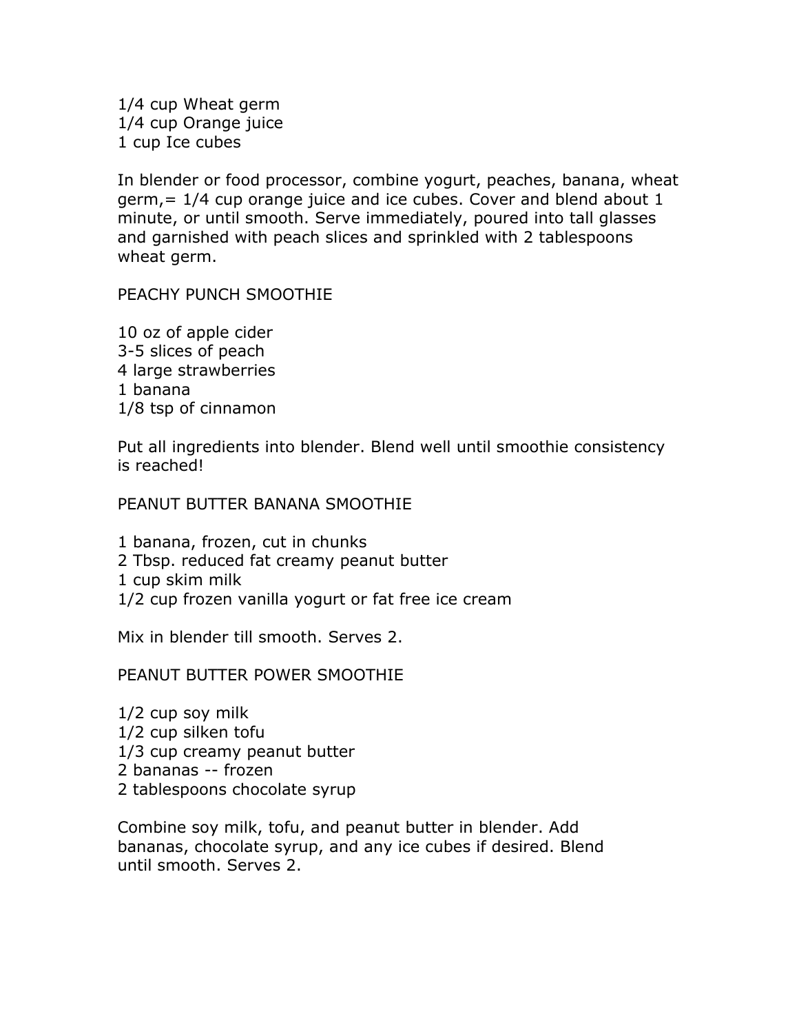1/4 cup Wheat germ
1/4 cup Orange juice
1 cup Ice cubes

In blender or food processor, combine yogurt, peaches, banana, wheat germ,= 1/4 cup orange juice and ice cubes. Cover and blend about 1 minute, or until smooth. Serve immediately, poured into tall glasses and garnished with peach slices and sprinkled with 2 tablespoons wheat germ.

## PEACHY PUNCH SMOOTHIE

10 oz of apple cider
3-5 slices of peach
4 large strawberries
1 banana
1/8 tsp of cinnamon

Put all ingredients into blender. Blend well until smoothie consistency is reached!

## PEANUT BUTTER BANANA SMOOTHIE

1 banana, frozen, cut in chunks
2 Tbsp. reduced fat creamy peanut butter
1 cup skim milk
1/2 cup frozen vanilla yogurt or fat free ice cream

Mix in blender till smooth. Serves 2.

## PEANUT BUTTER POWER SMOOTHIE

1/2 cup soy milk
1/2 cup silken tofu
1/3 cup creamy peanut butter
2 bananas -- frozen
2 tablespoons chocolate syrup

Combine soy milk, tofu, and peanut butter in blender. Add bananas, chocolate syrup, and any ice cubes if desired. Blend until smooth. Serves 2.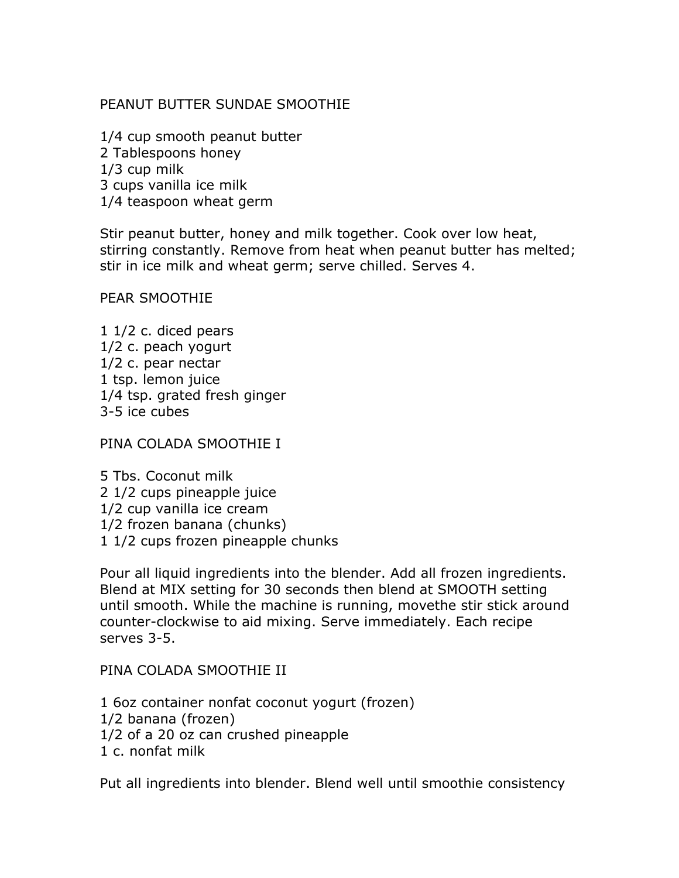## PEANUT BUTTER SUNDAE SMOOTHIE

1/4 cup smooth peanut butter
2 Tablespoons honey
1/3 cup milk
3 cups vanilla ice milk
1/4 teaspoon wheat germ

Stir peanut butter, honey and milk together. Cook over low heat, stirring constantly. Remove from heat when peanut butter has melted; stir in ice milk and wheat germ; serve chilled. Serves 4.

## PEAR SMOOTHIE

1 1/2 c. diced pears
1/2 c. peach yogurt
1/2 c. pear nectar
1 tsp. lemon juice
1/4 tsp. grated fresh ginger
3-5 ice cubes

## PINA COLADA SMOOTHIE I

5 Tbs. Coconut milk
2 1/2 cups pineapple juice
1/2 cup vanilla ice cream
1/2 frozen banana (chunks)
1 1/2 cups frozen pineapple chunks

Pour all liquid ingredients into the blender. Add all frozen ingredients. Blend at MIX setting for 30 seconds then blend at SMOOTH setting until smooth. While the machine is running, movethe stir stick around counter-clockwise to aid mixing. Serve immediately. Each recipe serves 3-5.

## PINA COLADA SMOOTHIE II

1 6oz container nonfat coconut yogurt (frozen)
1/2 banana (frozen)
1/2 of a 20 oz can crushed pineapple
1 c. nonfat milk

Put all ingredients into blender. Blend well until smoothie consistency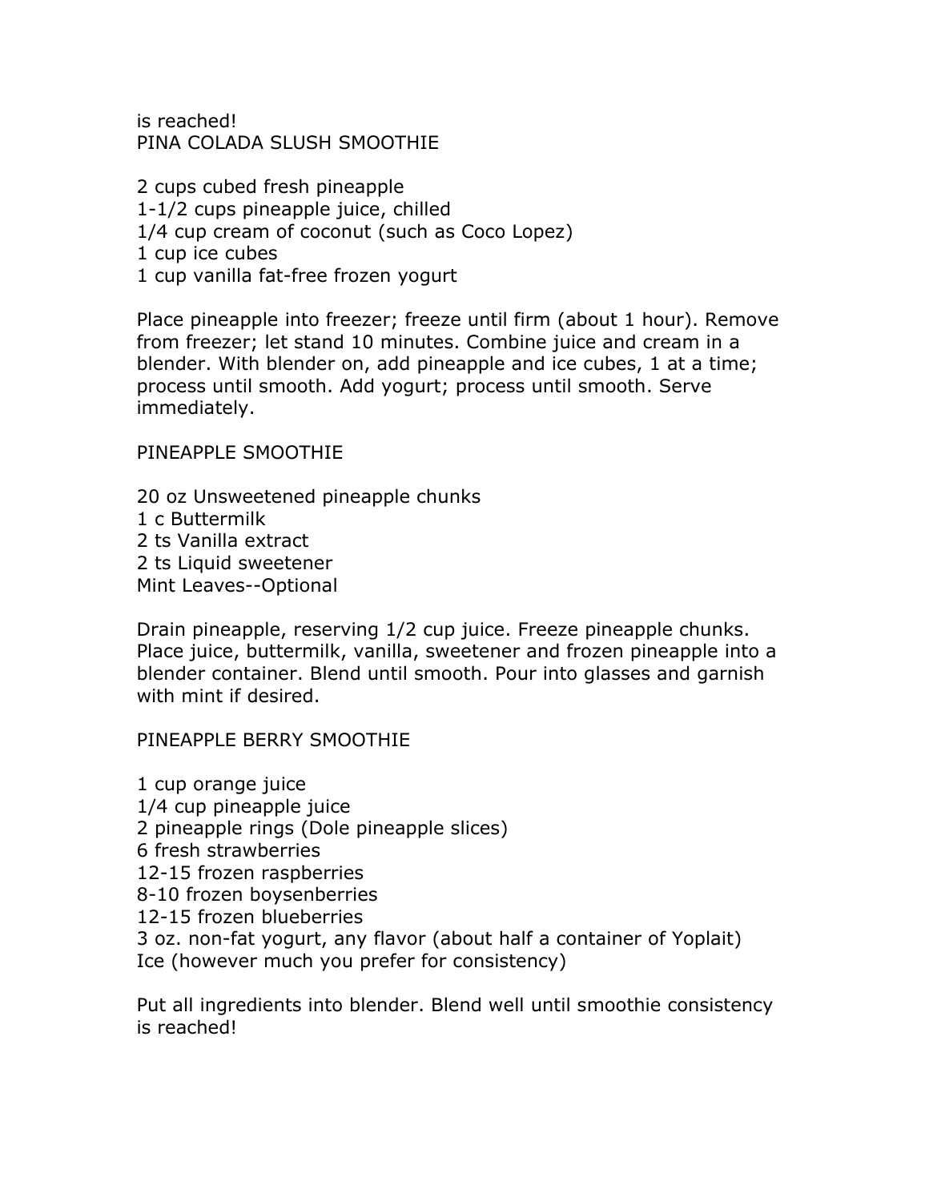is reached!

## PINA COLADA SLUSH SMOOTHIE

2 cups cubed fresh pineapple
1-1/2 cups pineapple juice, chilled
1/4 cup cream of coconut (such as Coco Lopez)
1 cup ice cubes
1 cup vanilla fat-free frozen yogurt

Place pineapple into freezer; freeze until firm (about 1 hour). Remove from freezer; let stand 10 minutes. Combine juice and cream in a blender. With blender on, add pineapple and ice cubes, 1 at a time; process until smooth. Add yogurt; process until smooth. Serve immediately.

## PINEAPPLE SMOOTHIE

20 oz Unsweetened pineapple chunks
1 c Buttermilk
2 ts Vanilla extract
2 ts Liquid sweetener
Mint Leaves--Optional

Drain pineapple, reserving 1/2 cup juice. Freeze pineapple chunks. Place juice, buttermilk, vanilla, sweetener and frozen pineapple into a blender container. Blend until smooth. Pour into glasses and garnish with mint if desired.

## PINEAPPLE BERRY SMOOTHIE

1 cup orange juice
1/4 cup pineapple juice
2 pineapple rings (Dole pineapple slices)
6 fresh strawberries
12-15 frozen raspberries
8-10 frozen boysenberries
12-15 frozen blueberries
3 oz. non-fat yogurt, any flavor (about half a container of Yoplait)
Ice (however much you prefer for consistency)

Put all ingredients into blender. Blend well until smoothie consistency is reached!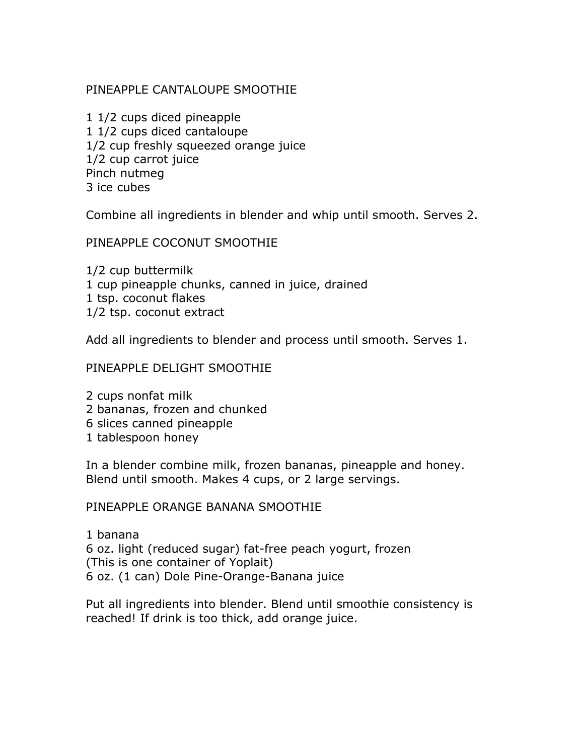## PINEAPPLE CANTALOUPE SMOOTHIE

1 1/2 cups diced pineapple
1 1/2 cups diced cantaloupe
1/2 cup freshly squeezed orange juice
1/2 cup carrot juice
Pinch nutmeg
3 ice cubes

Combine all ingredients in blender and whip until smooth. Serves 2.

## PINEAPPLE COCONUT SMOOTHIE

1/2 cup buttermilk
1 cup pineapple chunks, canned in juice, drained
1 tsp. coconut flakes
1/2 tsp. coconut extract

Add all ingredients to blender and process until smooth. Serves 1.

## PINEAPPLE DELIGHT SMOOTHIE

2 cups nonfat milk
2 bananas, frozen and chunked
6 slices canned pineapple
1 tablespoon honey

In a blender combine milk, frozen bananas, pineapple and honey. Blend until smooth. Makes 4 cups, or 2 large servings.

## PINEAPPLE ORANGE BANANA SMOOTHIE

1 banana
6 oz. light (reduced sugar) fat-free peach yogurt, frozen
(This is one container of Yoplait)
6 oz. (1 can) Dole Pine-Orange-Banana juice

Put all ingredients into blender. Blend until smoothie consistency is reached! If drink is too thick, add orange juice.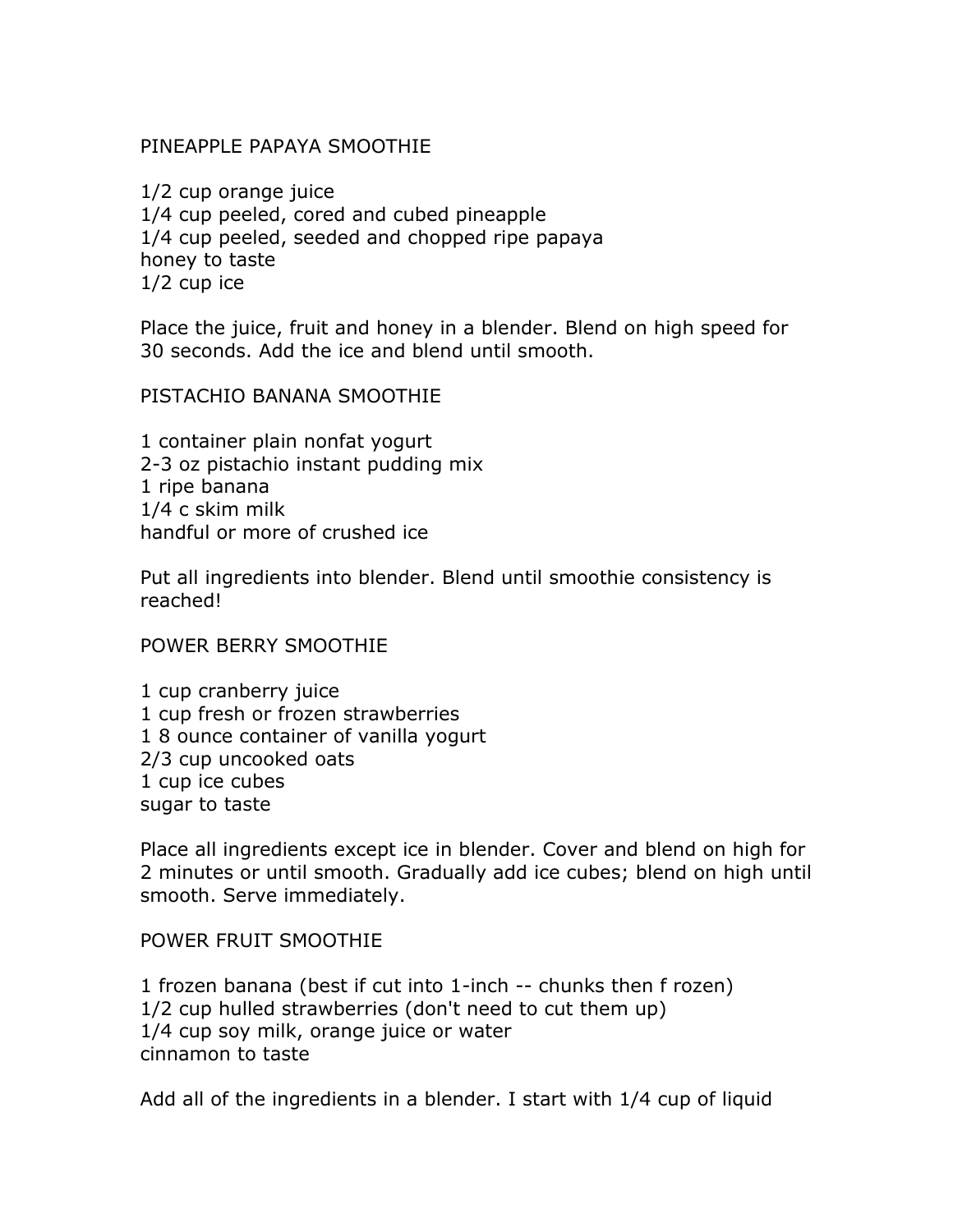## PINEAPPLE PAPAYA SMOOTHIE

1/2 cup orange juice
1/4 cup peeled, cored and cubed pineapple
1/4 cup peeled, seeded and chopped ripe papaya
honey to taste
1/2 cup ice

Place the juice, fruit and honey in a blender. Blend on high speed for 30 seconds. Add the ice and blend until smooth.

## PISTACHIO BANANA SMOOTHIE

1 container plain nonfat yogurt
2-3 oz pistachio instant pudding mix
1 ripe banana
1/4 c skim milk
handful or more of crushed ice

Put all ingredients into blender. Blend until smoothie consistency is reached!

## POWER BERRY SMOOTHIE

1 cup cranberry juice
1 cup fresh or frozen strawberries
1 8 ounce container of vanilla yogurt
2/3 cup uncooked oats
1 cup ice cubes
sugar to taste

Place all ingredients except ice in blender. Cover and blend on high for 2 minutes or until smooth. Gradually add ice cubes; blend on high until smooth. Serve immediately.

## POWER FRUIT SMOOTHIE

1 frozen banana (best if cut into 1-inch -- chunks then f rozen)
1/2 cup hulled strawberries (don't need to cut them up)
1/4 cup soy milk, orange juice or water
cinnamon to taste

Add all of the ingredients in a blender. I start with 1/4 cup of liquid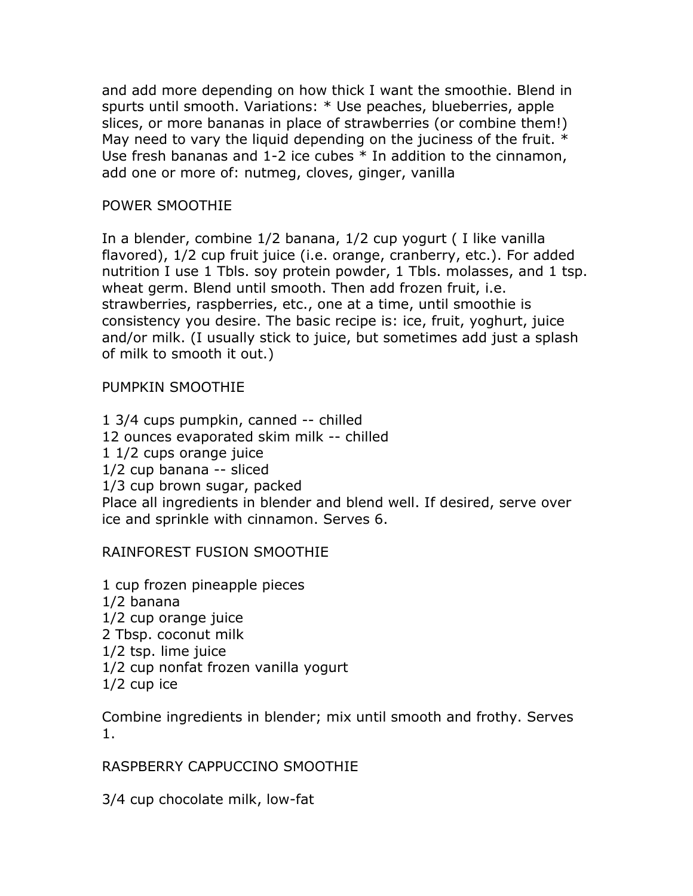and add more depending on how thick I want the smoothie. Blend in spurts until smooth. Variations: * Use peaches, blueberries, apple slices, or more bananas in place of strawberries (or combine them!) May need to vary the liquid depending on the juciness of the fruit. * Use fresh bananas and 1-2 ice cubes * In addition to the cinnamon, add one or more of: nutmeg, cloves, ginger, vanilla

## POWER SMOOTHIE

In a blender, combine 1/2 banana, 1/2 cup yogurt ( I like vanilla flavored), 1/2 cup fruit juice (i.e. orange, cranberry, etc.). For added nutrition I use 1 Tbls. soy protein powder, 1 Tbls. molasses, and 1 tsp. wheat germ. Blend until smooth. Then add frozen fruit, i.e. strawberries, raspberries, etc., one at a time, until smoothie is consistency you desire. The basic recipe is: ice, fruit, yoghurt, juice and/or milk. (I usually stick to juice, but sometimes add just a splash of milk to smooth it out.)

## PUMPKIN SMOOTHIE

1 3/4 cups pumpkin, canned -- chilled
12 ounces evaporated skim milk -- chilled
1 1/2 cups orange juice
1/2 cup banana -- sliced
1/3 cup brown sugar, packed
Place all ingredients in blender and blend well. If desired, serve over ice and sprinkle with cinnamon. Serves 6.

## RAINFOREST FUSION SMOOTHIE

1 cup frozen pineapple pieces
1/2 banana
1/2 cup orange juice
2 Tbsp. coconut milk
1/2 tsp. lime juice
1/2 cup nonfat frozen vanilla yogurt
1/2 cup ice

Combine ingredients in blender; mix until smooth and frothy. Serves 1.

## RASPBERRY CAPPUCCINO SMOOTHIE

3/4 cup chocolate milk, low-fat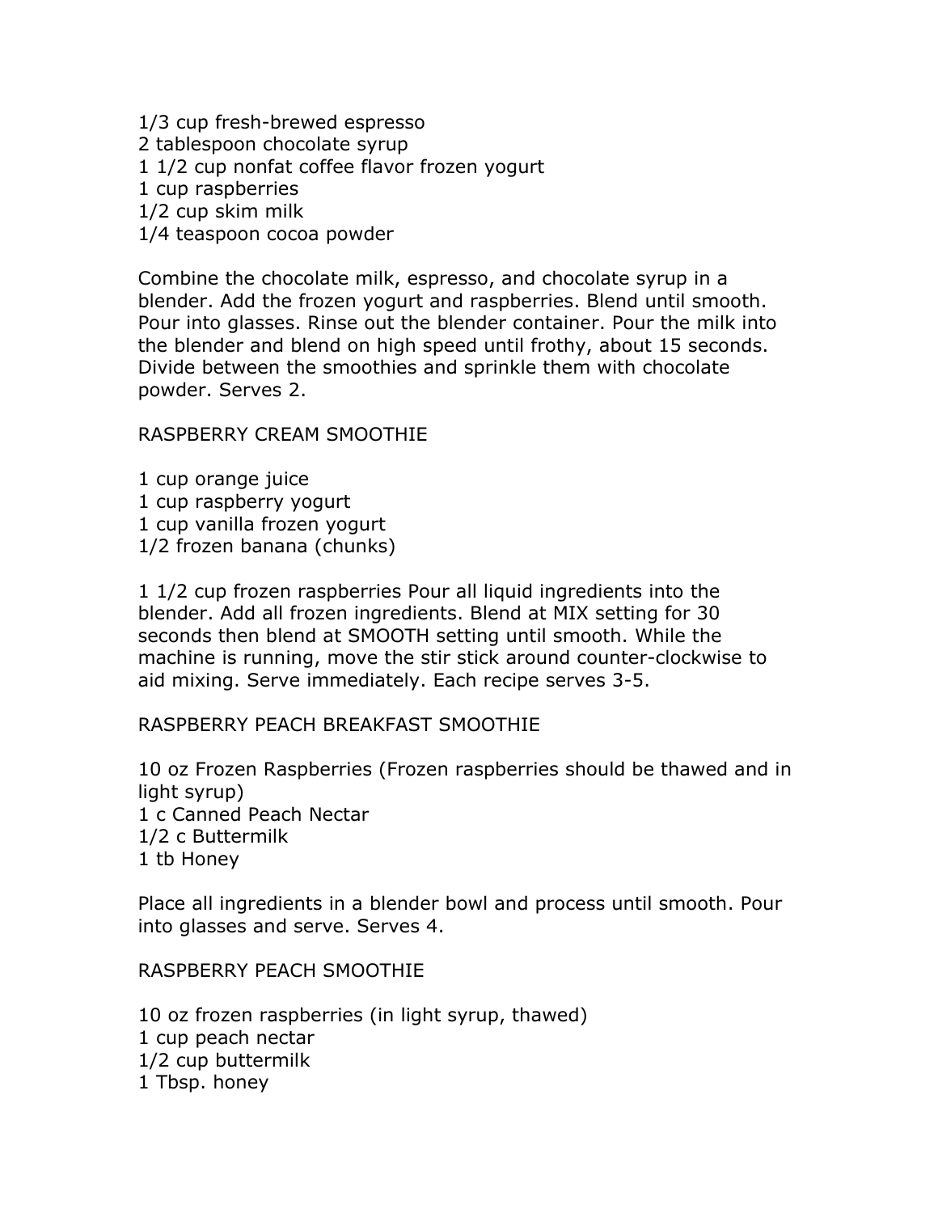1/3 cup fresh-brewed espresso
2 tablespoon chocolate syrup
1 1/2 cup nonfat coffee flavor frozen yogurt
1 cup raspberries
1/2 cup skim milk
1/4 teaspoon cocoa powder

Combine the chocolate milk, espresso, and chocolate syrup in a blender. Add the frozen yogurt and raspberries. Blend until smooth. Pour into glasses. Rinse out the blender container. Pour the milk into the blender and blend on high speed until frothy, about 15 seconds. Divide between the smoothies and sprinkle them with chocolate powder. Serves 2.

## RASPBERRY CREAM SMOOTHIE

1 cup orange juice
1 cup raspberry yogurt
1 cup vanilla frozen yogurt
1/2 frozen banana (chunks)

1 1/2 cup frozen raspberries Pour all liquid ingredients into the blender. Add all frozen ingredients. Blend at MIX setting for 30 seconds then blend at SMOOTH setting until smooth. While the machine is running, move the stir stick around counter-clockwise to aid mixing. Serve immediately. Each recipe serves 3-5.

## RASPBERRY PEACH BREAKFAST SMOOTHIE

10 oz Frozen Raspberries (Frozen raspberries should be thawed and in light syrup)
1 c Canned Peach Nectar
1/2 c Buttermilk
1 tb Honey

Place all ingredients in a blender bowl and process until smooth. Pour into glasses and serve. Serves 4.

## RASPBERRY PEACH SMOOTHIE

10 oz frozen raspberries (in light syrup, thawed)
1 cup peach nectar
1/2 cup buttermilk
1 Tbsp. honey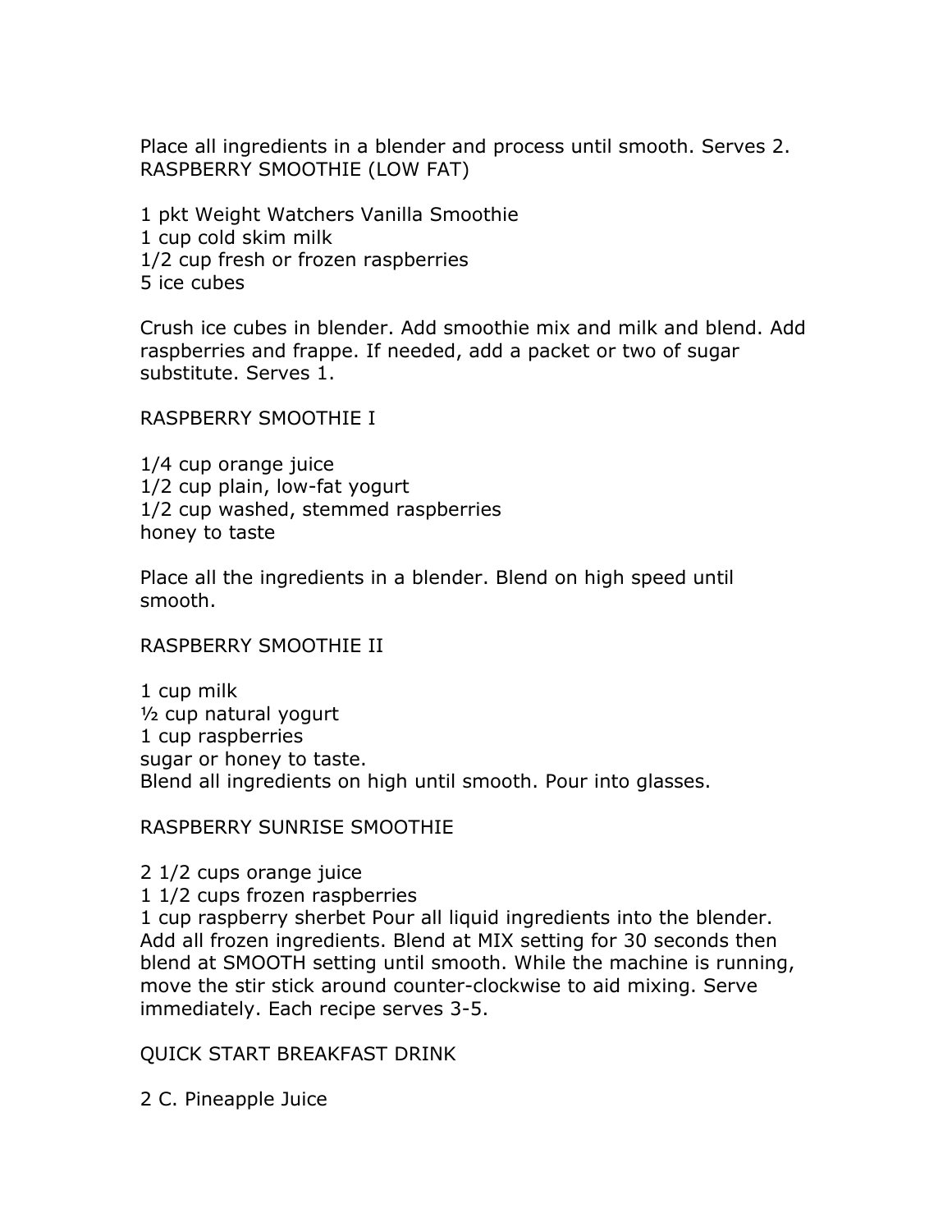Place all ingredients in a blender and process until smooth. Serves 2.

## RASPBERRY SMOOTHIE (LOW FAT)

1 pkt Weight Watchers Vanilla Smoothie
1 cup cold skim milk
1/2 cup fresh or frozen raspberries
5 ice cubes

Crush ice cubes in blender. Add smoothie mix and milk and blend. Add raspberries and frappe. If needed, add a packet or two of sugar substitute. Serves 1.

## RASPBERRY SMOOTHIE I

1/4 cup orange juice
1/2 cup plain, low-fat yogurt
1/2 cup washed, stemmed raspberries
honey to taste

Place all the ingredients in a blender. Blend on high speed until smooth.

## RASPBERRY SMOOTHIE II

1 cup milk
½ cup natural yogurt
1 cup raspberries
sugar or honey to taste.
Blend all ingredients on high until smooth. Pour into glasses.

## RASPBERRY SUNRISE SMOOTHIE

2 1/2 cups orange juice
1 1/2 cups frozen raspberries
1 cup raspberry sherbet Pour all liquid ingredients into the blender. Add all frozen ingredients. Blend at MIX setting for 30 seconds then blend at SMOOTH setting until smooth. While the machine is running, move the stir stick around counter-clockwise to aid mixing. Serve immediately. Each recipe serves 3-5.

## QUICK START BREAKFAST DRINK

2 C. Pineapple Juice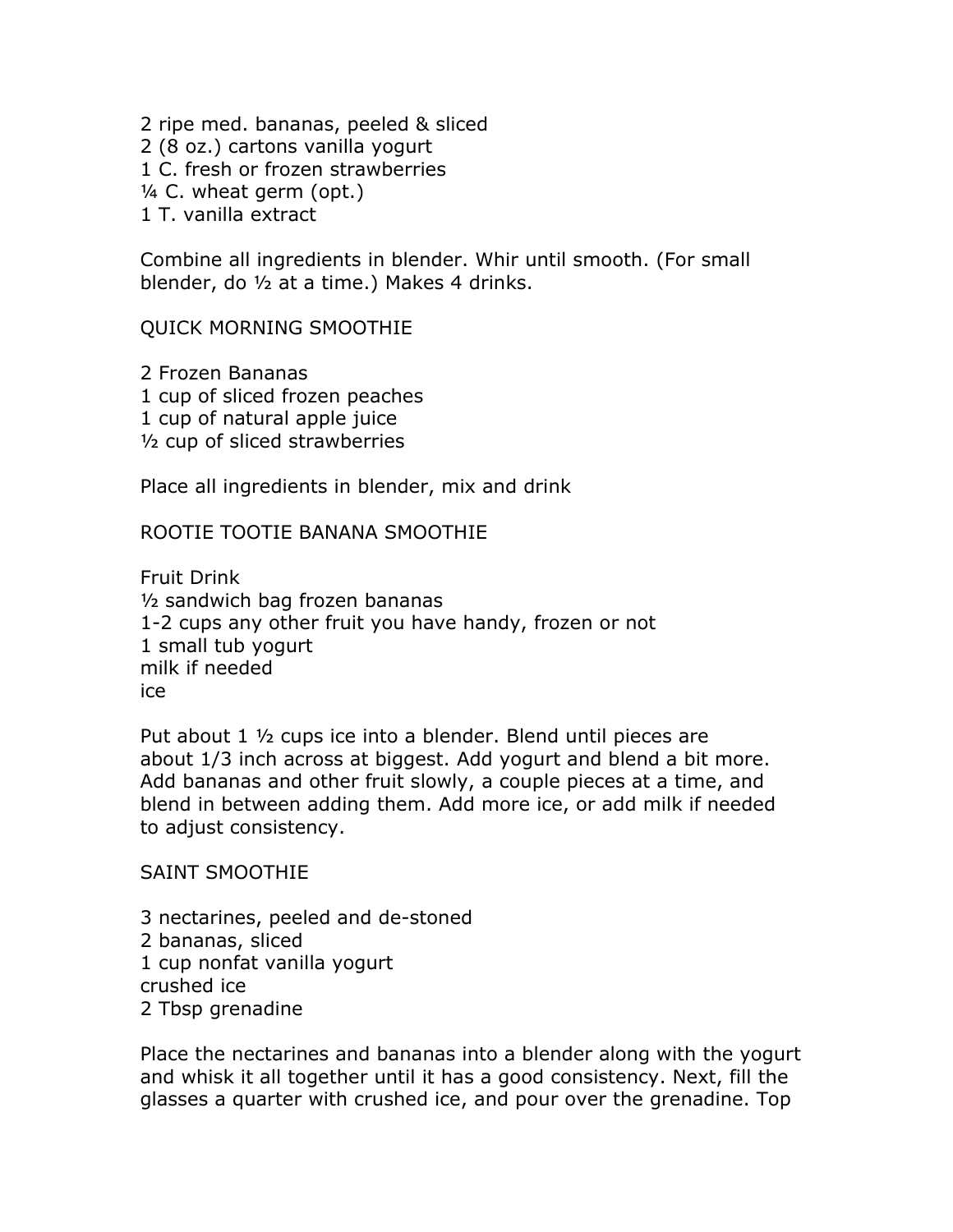2 ripe med. bananas, peeled & sliced
2 (8 oz.) cartons vanilla yogurt
1 C. fresh or frozen strawberries
¼ C. wheat germ (opt.)
1 T. vanilla extract

Combine all ingredients in blender. Whir until smooth. (For small blender, do ½ at a time.) Makes 4 drinks.

## QUICK MORNING SMOOTHIE

2 Frozen Bananas
1 cup of sliced frozen peaches
1 cup of natural apple juice
½ cup of sliced strawberries

Place all ingredients in blender, mix and drink

## ROOTIE TOOTIE BANANA SMOOTHIE

Fruit Drink
½ sandwich bag frozen bananas
1-2 cups any other fruit you have handy, frozen or not
1 small tub yogurt
milk if needed
ice

Put about 1 ½ cups ice into a blender. Blend until pieces are about 1/3 inch across at biggest. Add yogurt and blend a bit more. Add bananas and other fruit slowly, a couple pieces at a time, and blend in between adding them. Add more ice, or add milk if needed to adjust consistency.

## SAINT SMOOTHIE

3 nectarines, peeled and de-stoned
2 bananas, sliced
1 cup nonfat vanilla yogurt
crushed ice
2 Tbsp grenadine

Place the nectarines and bananas into a blender along with the yogurt and whisk it all together until it has a good consistency. Next, fill the glasses a quarter with crushed ice, and pour over the grenadine. Top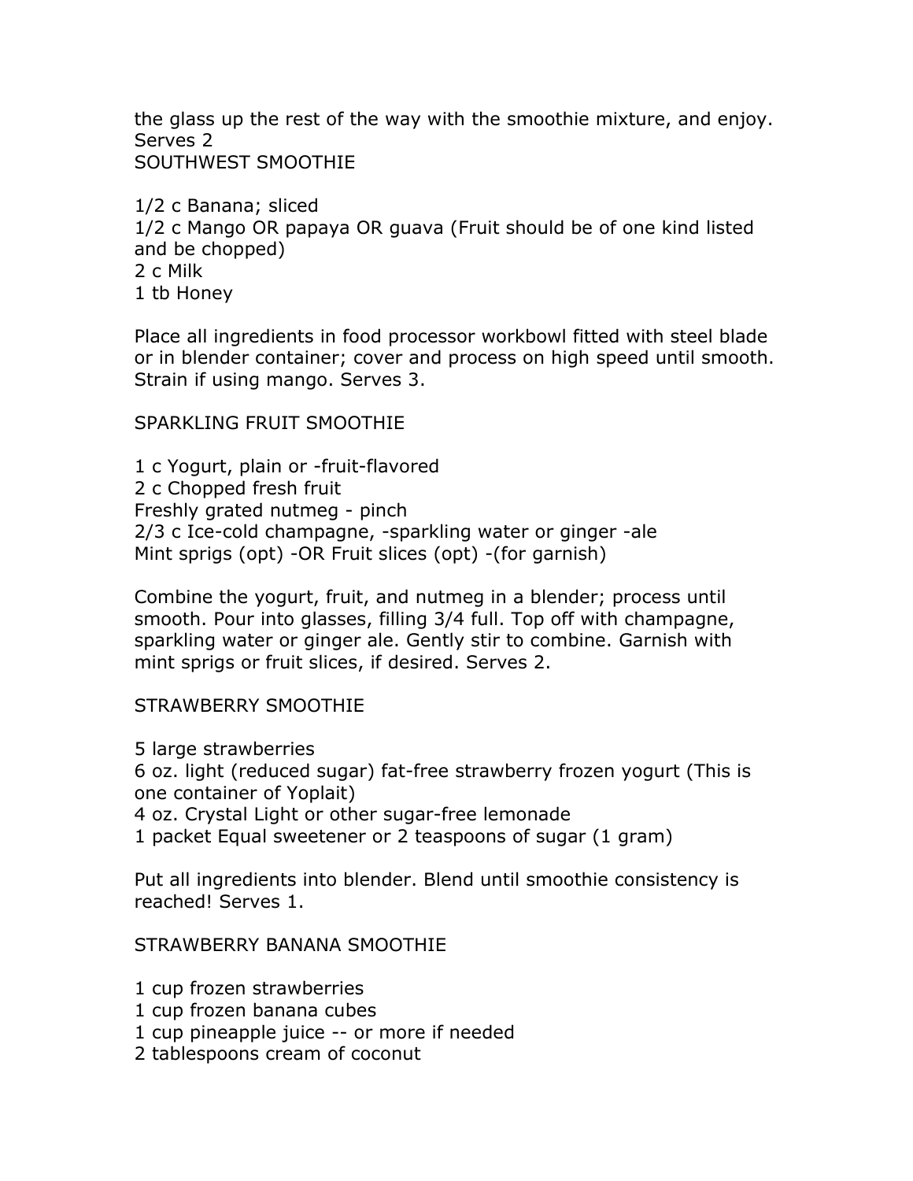the glass up the rest of the way with the smoothie mixture, and enjoy. Serves 2

SOUTHWEST SMOOTHIE

1/2 c Banana; sliced
1/2 c Mango OR papaya OR guava (Fruit should be of one kind listed and be chopped)
2 c Milk
1 tb Honey

Place all ingredients in food processor workbowl fitted with steel blade or in blender container; cover and process on high speed until smooth. Strain if using mango. Serves 3.

SPARKLING FRUIT SMOOTHIE

1 c Yogurt, plain or -fruit-flavored
2 c Chopped fresh fruit
Freshly grated nutmeg - pinch
2/3 c Ice-cold champagne, -sparkling water or ginger -ale
Mint sprigs (opt) -OR Fruit slices (opt) -(for garnish)

Combine the yogurt, fruit, and nutmeg in a blender; process until smooth. Pour into glasses, filling 3/4 full. Top off with champagne, sparkling water or ginger ale. Gently stir to combine. Garnish with mint sprigs or fruit slices, if desired. Serves 2.

STRAWBERRY SMOOTHIE

5 large strawberries
6 oz. light (reduced sugar) fat-free strawberry frozen yogurt (This is one container of Yoplait)
4 oz. Crystal Light or other sugar-free lemonade
1 packet Equal sweetener or 2 teaspoons of sugar (1 gram)

Put all ingredients into blender. Blend until smoothie consistency is reached! Serves 1.

STRAWBERRY BANANA SMOOTHIE

1 cup frozen strawberries
1 cup frozen banana cubes
1 cup pineapple juice -- or more if needed
2 tablespoons cream of coconut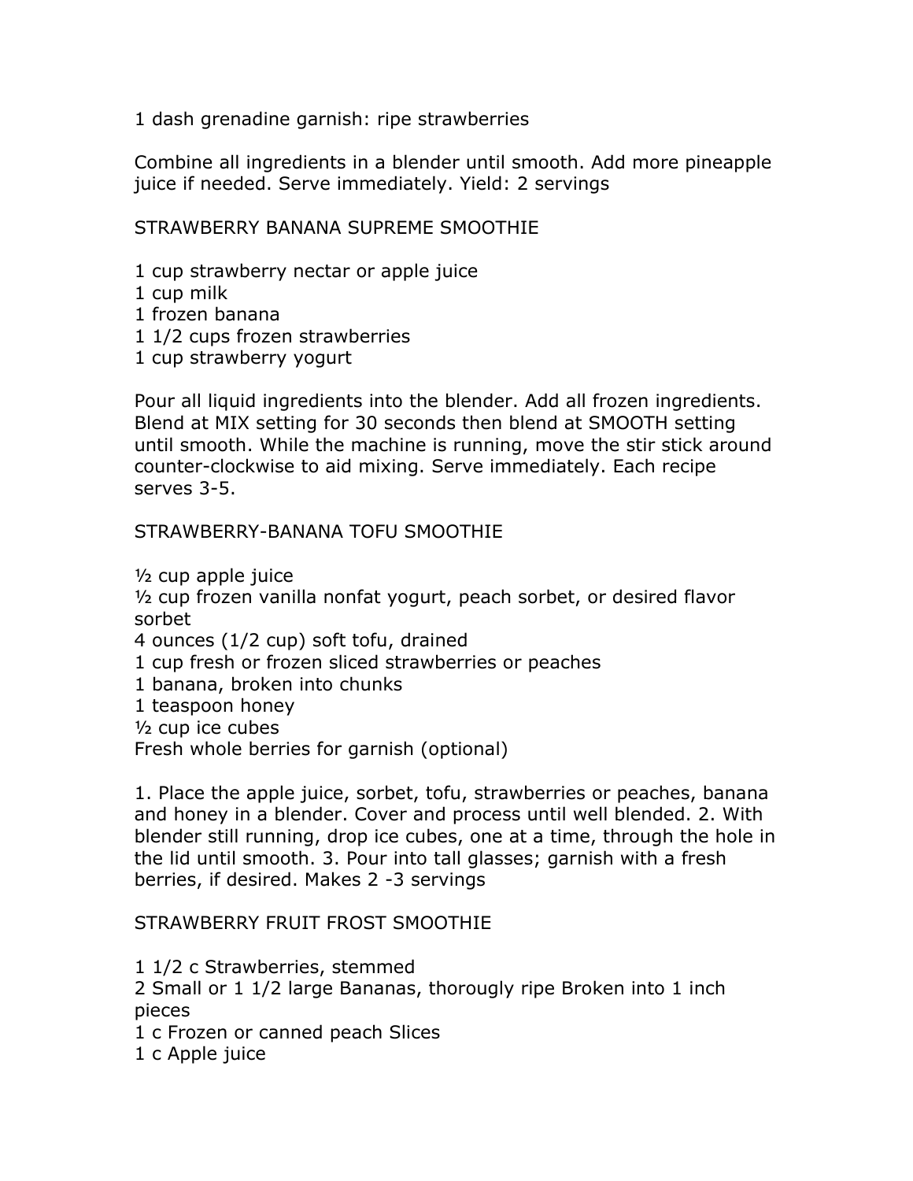1 dash grenadine garnish: ripe strawberries

Combine all ingredients in a blender until smooth. Add more pineapple juice if needed. Serve immediately. Yield: 2 servings

## STRAWBERRY BANANA SUPREME SMOOTHIE

1 cup strawberry nectar or apple juice
1 cup milk
1 frozen banana
1 1/2 cups frozen strawberries
1 cup strawberry yogurt

Pour all liquid ingredients into the blender. Add all frozen ingredients. Blend at MIX setting for 30 seconds then blend at SMOOTH setting until smooth. While the machine is running, move the stir stick around counter-clockwise to aid mixing. Serve immediately. Each recipe serves 3-5.

## STRAWBERRY-BANANA TOFU SMOOTHIE

½ cup apple juice
½ cup frozen vanilla nonfat yogurt, peach sorbet, or desired flavor sorbet
4 ounces (1/2 cup) soft tofu, drained
1 cup fresh or frozen sliced strawberries or peaches
1 banana, broken into chunks
1 teaspoon honey
½ cup ice cubes
Fresh whole berries for garnish (optional)

1. Place the apple juice, sorbet, tofu, strawberries or peaches, banana and honey in a blender. Cover and process until well blended. 2. With blender still running, drop ice cubes, one at a time, through the hole in the lid until smooth. 3. Pour into tall glasses; garnish with a fresh berries, if desired. Makes 2 -3 servings

## STRAWBERRY FRUIT FROST SMOOTHIE

1 1/2 c Strawberries, stemmed
2 Small or 1 1/2 large Bananas, thorougly ripe Broken into 1 inch pieces
1 c Frozen or canned peach Slices
1 c Apple juice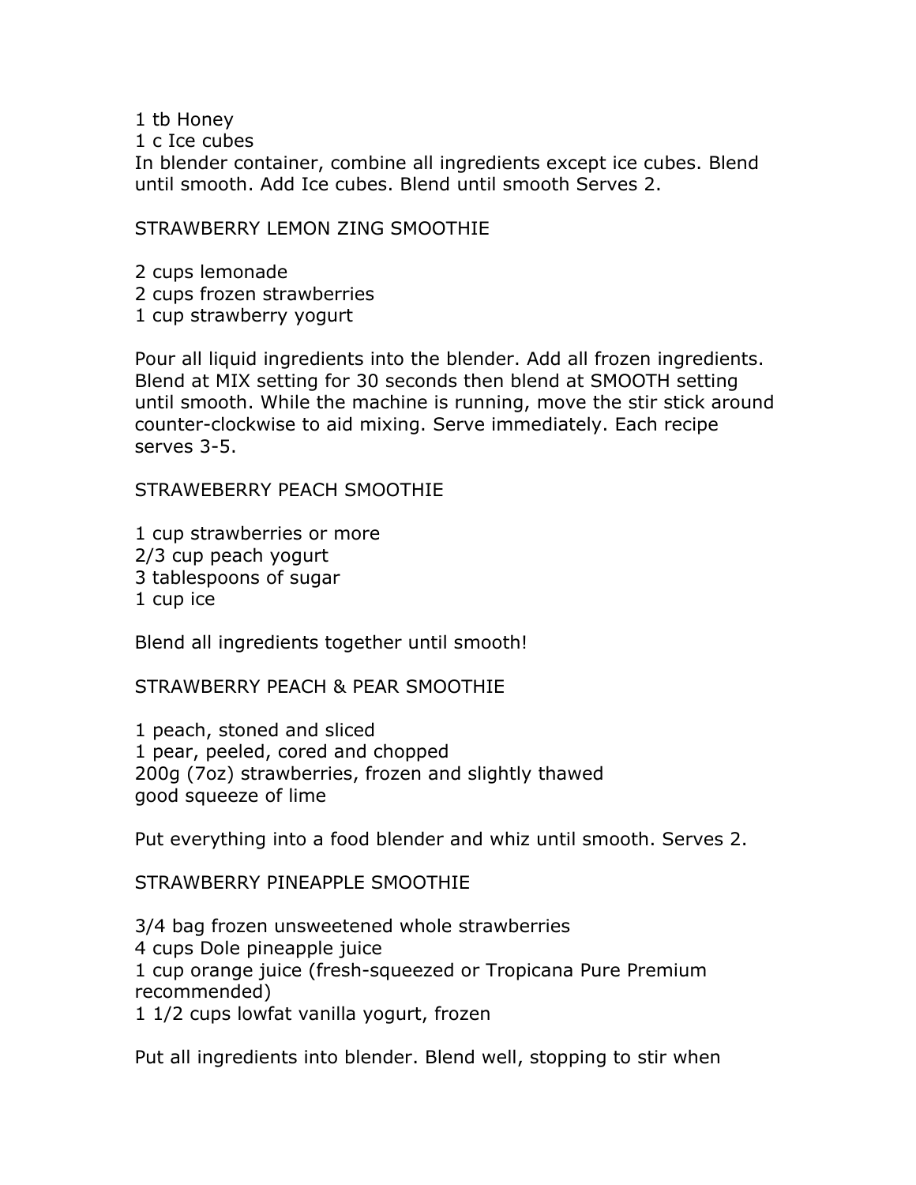1 tb Honey
1 c Ice cubes
In blender container, combine all ingredients except ice cubes. Blend until smooth. Add Ice cubes. Blend until smooth Serves 2.

## STRAWBERRY LEMON ZING SMOOTHIE

2 cups lemonade
2 cups frozen strawberries
1 cup strawberry yogurt

Pour all liquid ingredients into the blender. Add all frozen ingredients. Blend at MIX setting for 30 seconds then blend at SMOOTH setting until smooth. While the machine is running, move the stir stick around counter-clockwise to aid mixing. Serve immediately. Each recipe serves 3-5.

## STRAWEBERRY PEACH SMOOTHIE

1 cup strawberries or more
2/3 cup peach yogurt
3 tablespoons of sugar
1 cup ice

Blend all ingredients together until smooth!

## STRAWBERRY PEACH & PEAR SMOOTHIE

1 peach, stoned and sliced
1 pear, peeled, cored and chopped
200g (7oz) strawberries, frozen and slightly thawed
good squeeze of lime

Put everything into a food blender and whiz until smooth. Serves 2.

## STRAWBERRY PINEAPPLE SMOOTHIE

3/4 bag frozen unsweetened whole strawberries
4 cups Dole pineapple juice
1 cup orange juice (fresh-squeezed or Tropicana Pure Premium recommended)
1 1/2 cups lowfat vanilla yogurt, frozen

Put all ingredients into blender. Blend well, stopping to stir when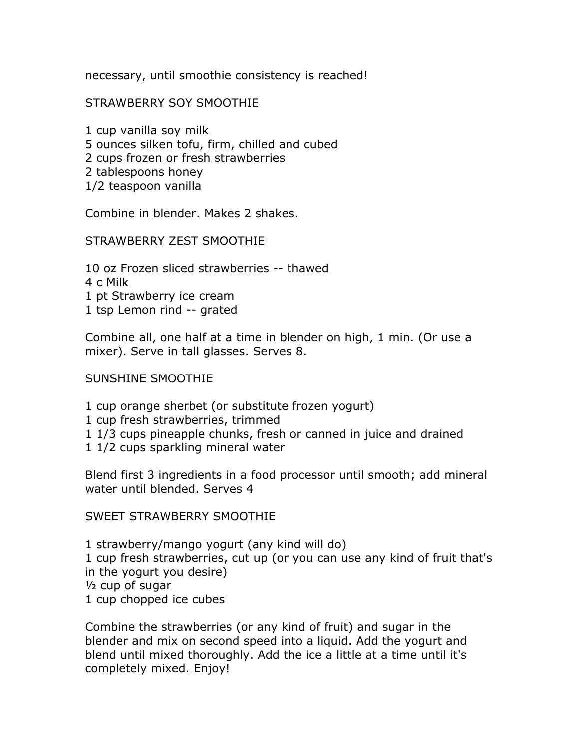necessary, until smoothie consistency is reached!

## STRAWBERRY SOY SMOOTHIE

1 cup vanilla soy milk
5 ounces silken tofu, firm, chilled and cubed
2 cups frozen or fresh strawberries
2 tablespoons honey
1/2 teaspoon vanilla

Combine in blender. Makes 2 shakes.

## STRAWBERRY ZEST SMOOTHIE

10 oz Frozen sliced strawberries -- thawed
4 c Milk
1 pt Strawberry ice cream
1 tsp Lemon rind -- grated

Combine all, one half at a time in blender on high, 1 min. (Or use a mixer). Serve in tall glasses. Serves 8.

## SUNSHINE SMOOTHIE

1 cup orange sherbet (or substitute frozen yogurt)
1 cup fresh strawberries, trimmed
1 1/3 cups pineapple chunks, fresh or canned in juice and drained
1 1/2 cups sparkling mineral water

Blend first 3 ingredients in a food processor until smooth; add mineral water until blended. Serves 4

## SWEET STRAWBERRY SMOOTHIE

1 strawberry/mango yogurt (any kind will do)
1 cup fresh strawberries, cut up (or you can use any kind of fruit that's in the yogurt you desire)
½ cup of sugar
1 cup chopped ice cubes

Combine the strawberries (or any kind of fruit) and sugar in the blender and mix on second speed into a liquid. Add the yogurt and blend until mixed thoroughly. Add the ice a little at a time until it's completely mixed. Enjoy!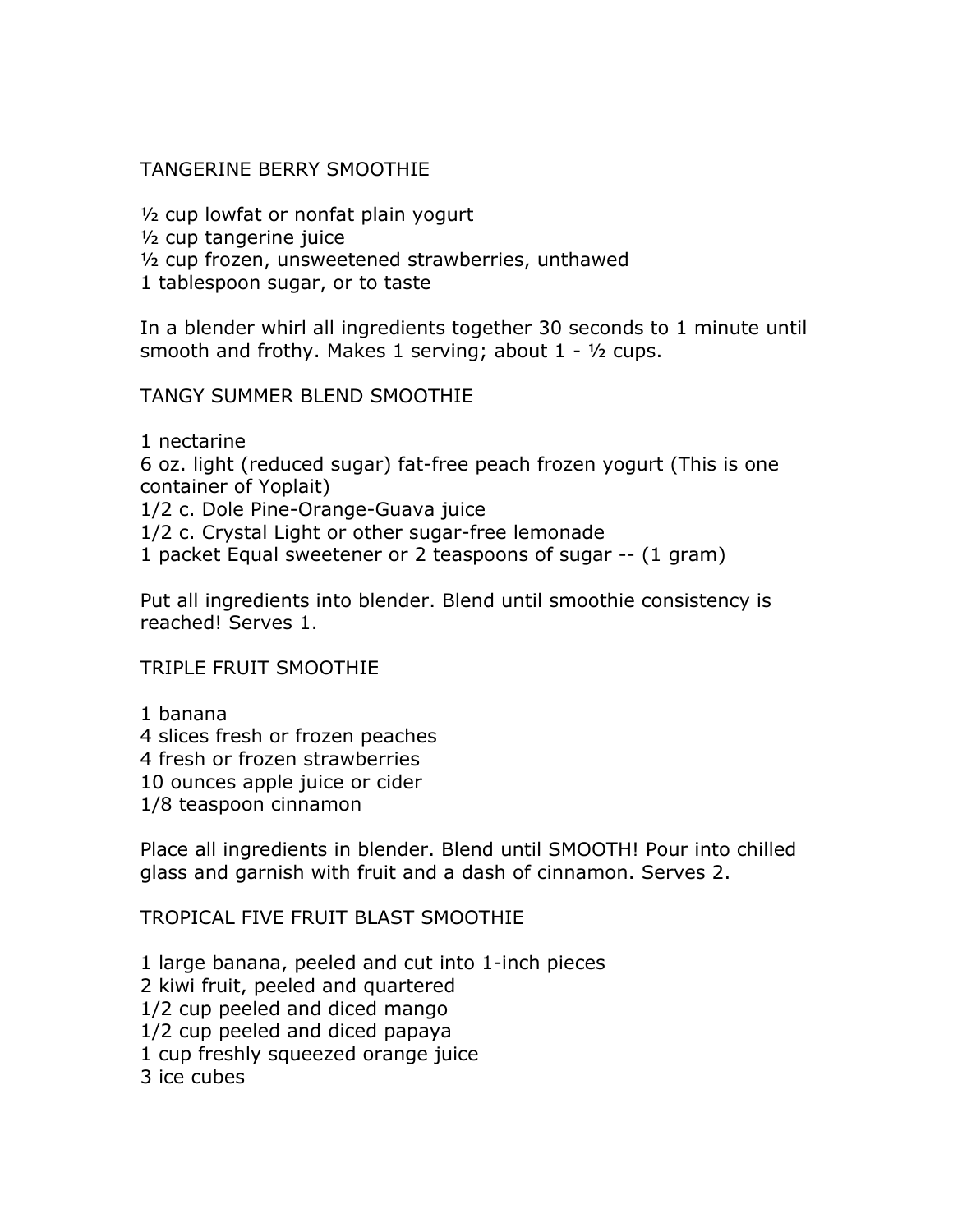## TANGERINE BERRY SMOOTHIE

½ cup lowfat or nonfat plain yogurt
½ cup tangerine juice
½ cup frozen, unsweetened strawberries, unthawed
1 tablespoon sugar, or to taste

In a blender whirl all ingredients together 30 seconds to 1 minute until smooth and frothy. Makes 1 serving; about 1 - ½ cups.

## TANGY SUMMER BLEND SMOOTHIE

1 nectarine
6 oz. light (reduced sugar) fat-free peach frozen yogurt (This is one container of Yoplait)
1/2 c. Dole Pine-Orange-Guava juice
1/2 c. Crystal Light or other sugar-free lemonade
1 packet Equal sweetener or 2 teaspoons of sugar -- (1 gram)

Put all ingredients into blender. Blend until smoothie consistency is reached! Serves 1.

## TRIPLE FRUIT SMOOTHIE

1 banana
4 slices fresh or frozen peaches
4 fresh or frozen strawberries
10 ounces apple juice or cider
1/8 teaspoon cinnamon

Place all ingredients in blender. Blend until SMOOTH! Pour into chilled glass and garnish with fruit and a dash of cinnamon. Serves 2.

## TROPICAL FIVE FRUIT BLAST SMOOTHIE

1 large banana, peeled and cut into 1-inch pieces
2 kiwi fruit, peeled and quartered
1/2 cup peeled and diced mango
1/2 cup peeled and diced papaya
1 cup freshly squeezed orange juice
3 ice cubes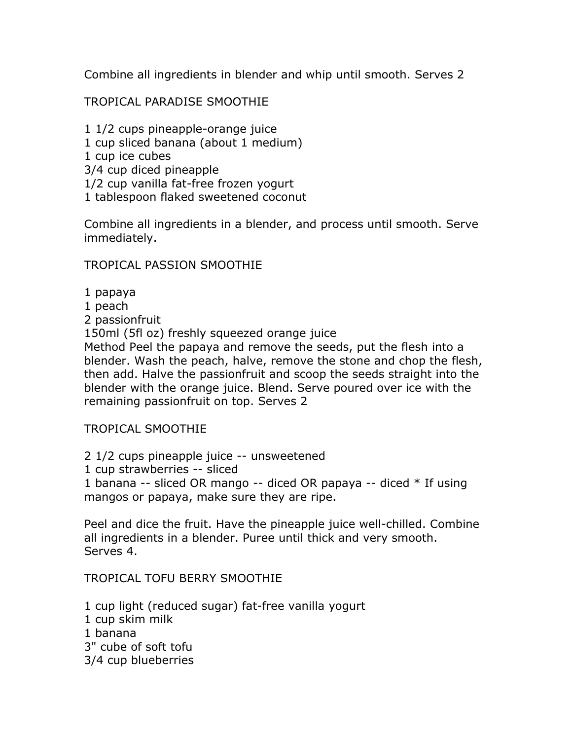Combine all ingredients in blender and whip until smooth. Serves 2

## TROPICAL PARADISE SMOOTHIE

1 1/2 cups pineapple-orange juice
1 cup sliced banana (about 1 medium)
1 cup ice cubes
3/4 cup diced pineapple
1/2 cup vanilla fat-free frozen yogurt
1 tablespoon flaked sweetened coconut

Combine all ingredients in a blender, and process until smooth. Serve immediately.

## TROPICAL PASSION SMOOTHIE

1 papaya
1 peach
2 passionfruit
150ml (5fl oz) freshly squeezed orange juice
Method Peel the papaya and remove the seeds, put the flesh into a blender. Wash the peach, halve, remove the stone and chop the flesh, then add. Halve the passionfruit and scoop the seeds straight into the blender with the orange juice. Blend. Serve poured over ice with the remaining passionfruit on top. Serves 2

## TROPICAL SMOOTHIE

2 1/2 cups pineapple juice -- unsweetened
1 cup strawberries -- sliced
1 banana -- sliced OR mango -- diced OR papaya -- diced * If using mangos or papaya, make sure they are ripe.

Peel and dice the fruit. Have the pineapple juice well-chilled. Combine all ingredients in a blender. Puree until thick and very smooth. Serves 4.

## TROPICAL TOFU BERRY SMOOTHIE

1 cup light (reduced sugar) fat-free vanilla yogurt
1 cup skim milk
1 banana
3" cube of soft tofu
3/4 cup blueberries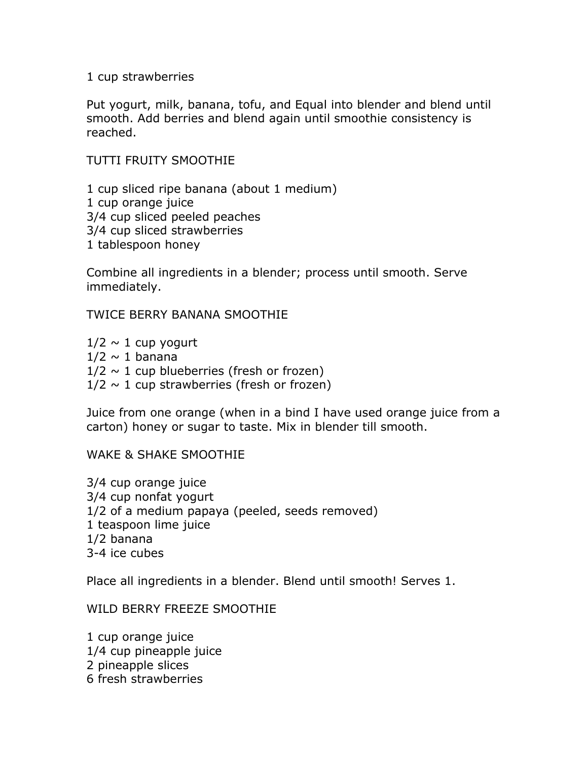1 cup strawberries

Put yogurt, milk, banana, tofu, and Equal into blender and blend until smooth. Add berries and blend again until smoothie consistency is reached.

## TUTTI FRUITY SMOOTHIE

1 cup sliced ripe banana (about 1 medium)
1 cup orange juice
3/4 cup sliced peeled peaches
3/4 cup sliced strawberries
1 tablespoon honey

Combine all ingredients in a blender; process until smooth. Serve immediately.

## TWICE BERRY BANANA SMOOTHIE

1/2 ~ 1 cup yogurt
1/2 ~ 1 banana
1/2 ~ 1 cup blueberries (fresh or frozen)
1/2 ~ 1 cup strawberries (fresh or frozen)

Juice from one orange (when in a bind I have used orange juice from a carton) honey or sugar to taste. Mix in blender till smooth.

## WAKE & SHAKE SMOOTHIE

3/4 cup orange juice
3/4 cup nonfat yogurt
1/2 of a medium papaya (peeled, seeds removed)
1 teaspoon lime juice
1/2 banana
3-4 ice cubes

Place all ingredients in a blender. Blend until smooth! Serves 1.

## WILD BERRY FREEZE SMOOTHIE

1 cup orange juice
1/4 cup pineapple juice
2 pineapple slices
6 fresh strawberries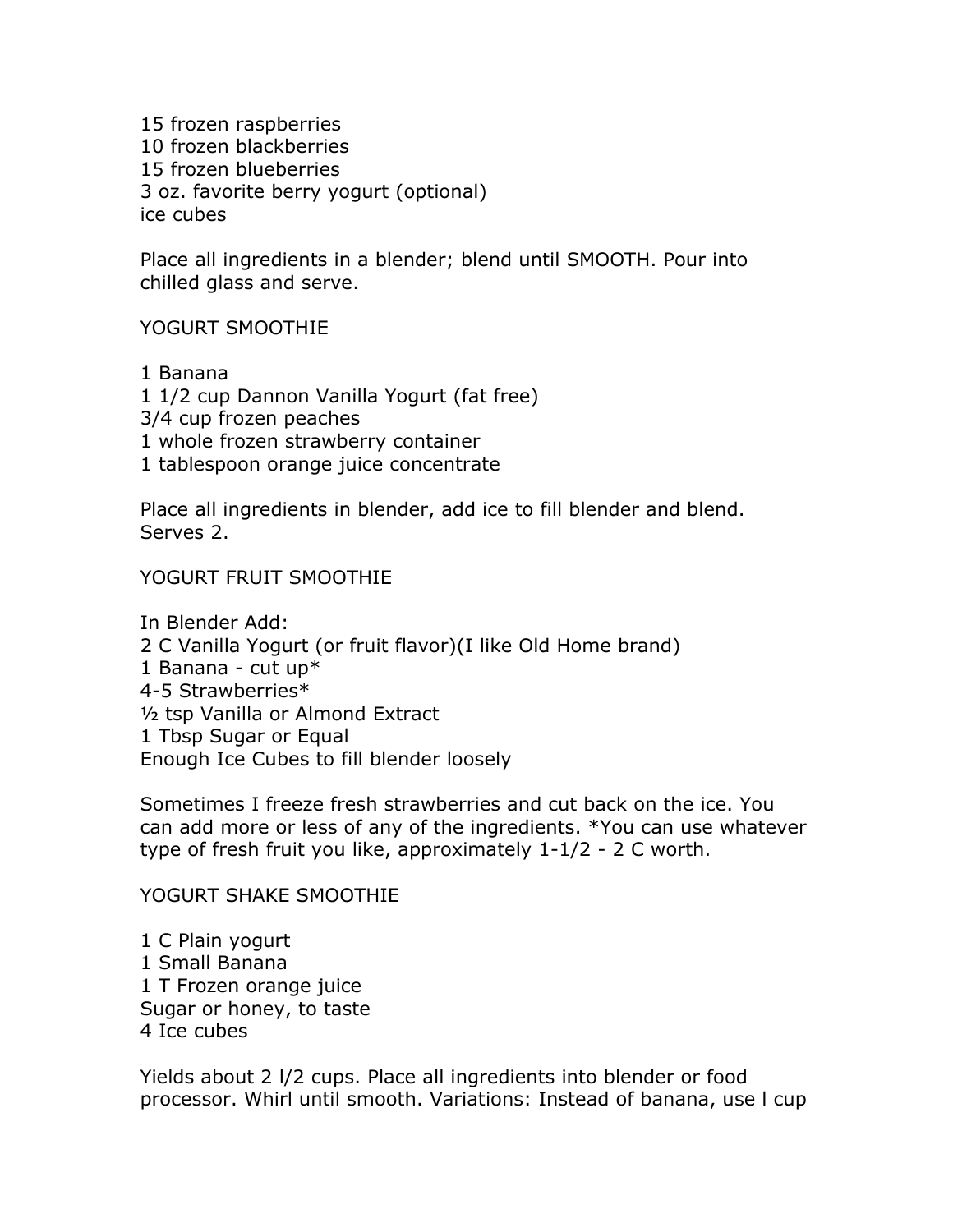15 frozen raspberries
10 frozen blackberries
15 frozen blueberries
3 oz. favorite berry yogurt (optional)
ice cubes

Place all ingredients in a blender; blend until SMOOTH. Pour into chilled glass and serve.

## YOGURT SMOOTHIE

1 Banana
1 1/2 cup Dannon Vanilla Yogurt (fat free)
3/4 cup frozen peaches
1 whole frozen strawberry container
1 tablespoon orange juice concentrate

Place all ingredients in blender, add ice to fill blender and blend. Serves 2.

## YOGURT FRUIT SMOOTHIE

In Blender Add:
2 C Vanilla Yogurt (or fruit flavor)(I like Old Home brand)
1 Banana - cut up*
4-5 Strawberries*
½ tsp Vanilla or Almond Extract
1 Tbsp Sugar or Equal
Enough Ice Cubes to fill blender loosely

Sometimes I freeze fresh strawberries and cut back on the ice. You can add more or less of any of the ingredients. *You can use whatever type of fresh fruit you like, approximately 1-1/2 - 2 C worth.

## YOGURT SHAKE SMOOTHIE

1 C Plain yogurt
1 Small Banana
1 T Frozen orange juice
Sugar or honey, to taste
4 Ice cubes

Yields about 2 l/2 cups. Place all ingredients into blender or food processor. Whirl until smooth. Variations: Instead of banana, use l cup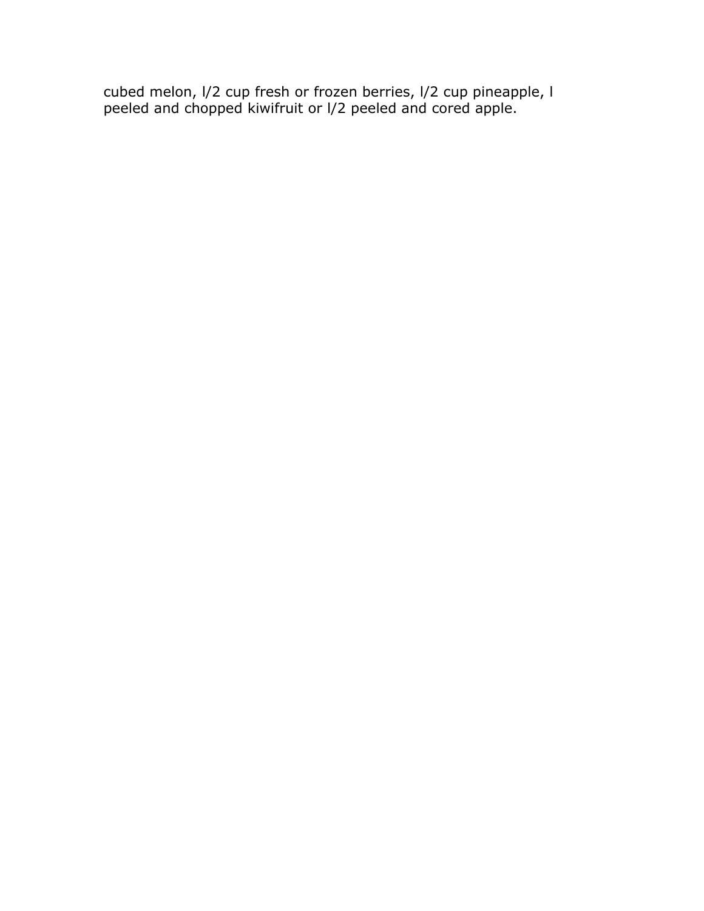cubed melon, l/2 cup fresh or frozen berries, l/2 cup pineapple, l peeled and chopped kiwifruit or l/2 peeled and cored apple.